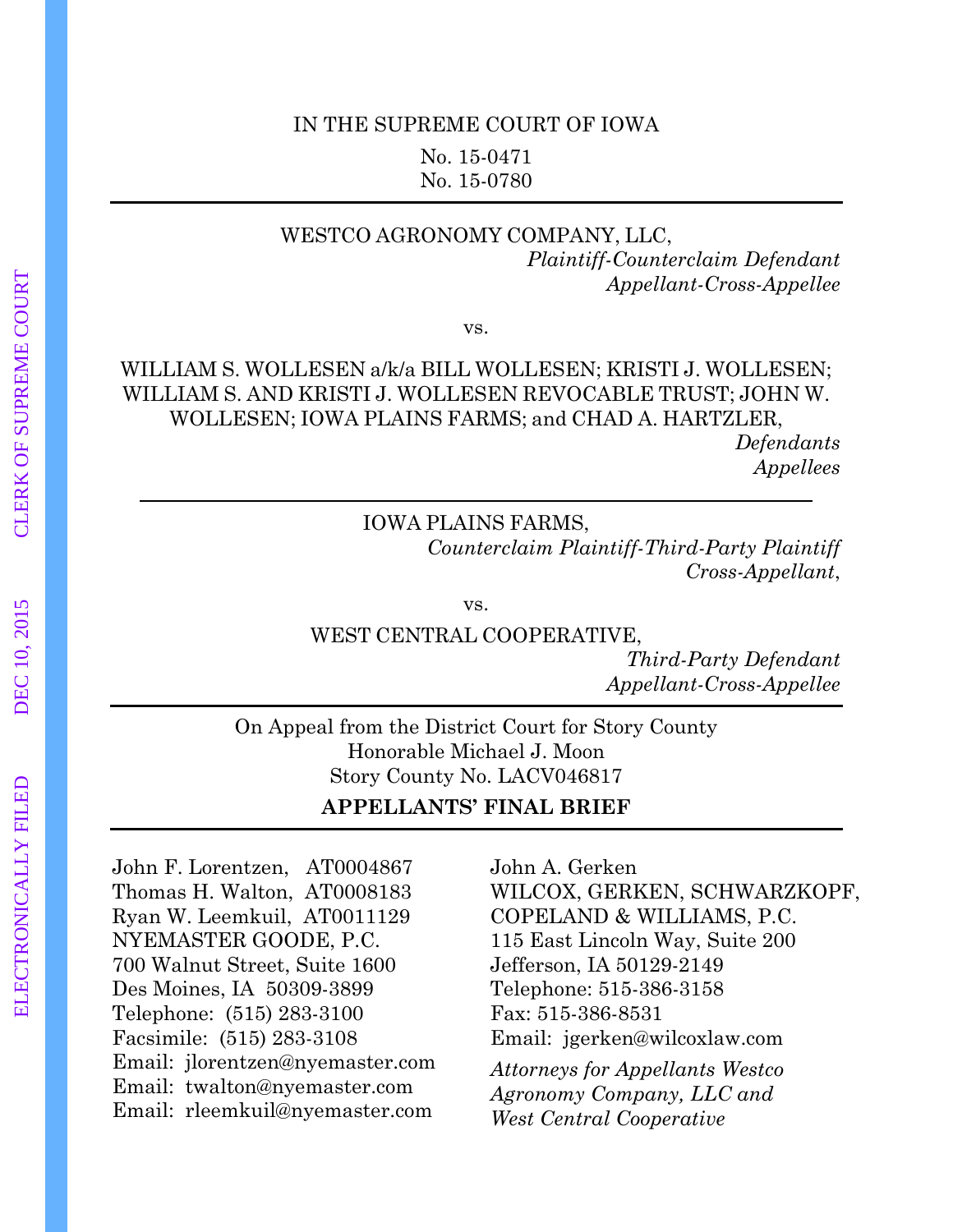IN THE SUPREME COURT OF IOWA

No. 15-0471
No. 15-0780

---

WESTCO AGRONOMY COMPANY, LLC,
*Plaintiff-Counterclaim Defendant*
*Appellant-Cross-Appellee*

vs.

WILLIAM S. WOLLESEN a/k/a BILL WOLLESEN; KRISTI J. WOLLESEN; WILLIAM S. AND KRISTI J. WOLLESEN REVOCABLE TRUST; JOHN W. WOLLESEN; IOWA PLAINS FARMS; and CHAD A. HARTZLER,
*Defendants*
*Appellees*

---

IOWA PLAINS FARMS,
*Counterclaim Plaintiff-Third-Party Plaintiff*
*Cross-Appellant*,

vs.

WEST CENTRAL COOPERATIVE,
*Third-Party Defendant*
*Appellant-Cross-Appellee*

---

On Appeal from the District Court for Story County
Honorable Michael J. Moon
Story County No. LACV046817

**APPELLANTS' FINAL BRIEF**

---

John F. Lorentzen, AT0004867
Thomas H. Walton, AT0008183
Ryan W. Leemkuil, AT0011129
NYEMASTER GOODE, P.C.
700 Walnut Street, Suite 1600
Des Moines, IA 50309-3899
Telephone: (515) 283-3100
Facsimile: (515) 283-3108
Email: jlorentzen@nyemaster.com
Email: twalton@nyemaster.com
Email: rleemkuil@nyemaster.com

John A. Gerken
WILCOX, GERKEN, SCHWARZKOPF, COPELAND & WILLIAMS, P.C.
115 East Lincoln Way, Suite 200
Jefferson, IA 50129-2149
Telephone: 515-386-3158
Fax: 515-386-8531
Email: jgerken@wilcoxlaw.com

*Attorneys for Appellants Westco Agronomy Company, LLC and West Central Cooperative*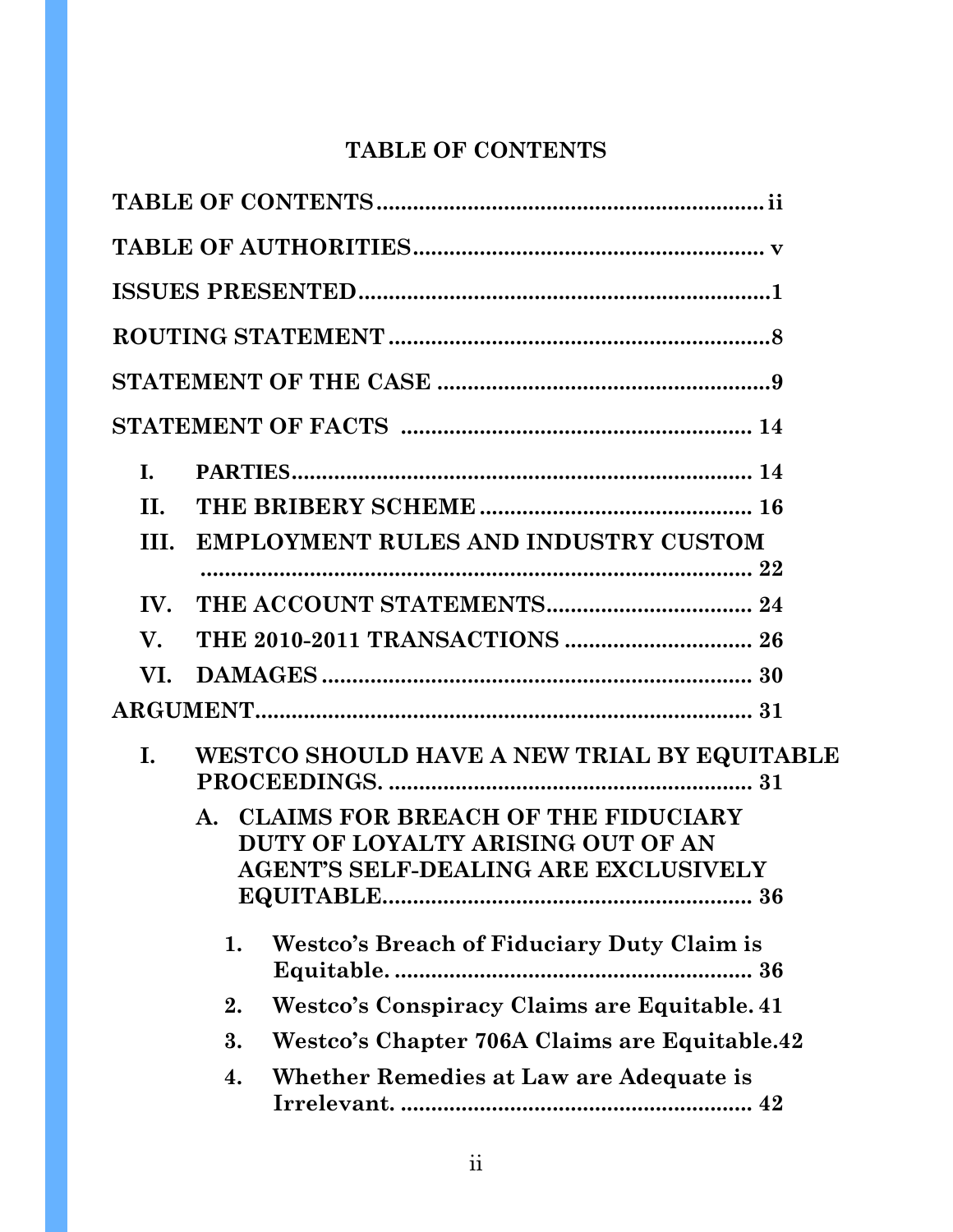# TABLE OF CONTENTS

**TABLE OF CONTENTS** .......... ii

**TABLE OF AUTHORITIES** .......... v

**ISSUES PRESENTED** .......... 1

**ROUTING STATEMENT** .......... 8

**STATEMENT OF THE CASE** .......... 9

**STATEMENT OF FACTS** .......... 14

- **I. PARTIES** .......... 14
- **II. THE BRIBERY SCHEME** .......... 16
- **III. EMPLOYMENT RULES AND INDUSTRY CUSTOM** .......... 22
- **IV. THE ACCOUNT STATEMENTS** .......... 24
- **V. THE 2010-2011 TRANSACTIONS** .......... 26
- **VI. DAMAGES** .......... 30

**ARGUMENT** .......... 31

- **I. WESTCO SHOULD HAVE A NEW TRIAL BY EQUITABLE PROCEEDINGS.** .......... 31
  - **A. CLAIMS FOR BREACH OF THE FIDUCIARY DUTY OF LOYALTY ARISING OUT OF AN AGENT'S SELF-DEALING ARE EXCLUSIVELY EQUITABLE** .......... 36
    - **1. Westco's Breach of Fiduciary Duty Claim is Equitable.** .......... 36
    - **2. Westco's Conspiracy Claims are Equitable.** 41
    - **3. Westco's Chapter 706A Claims are Equitable.** 42
    - **4. Whether Remedies at Law are Adequate is Irrelevant.** .......... 42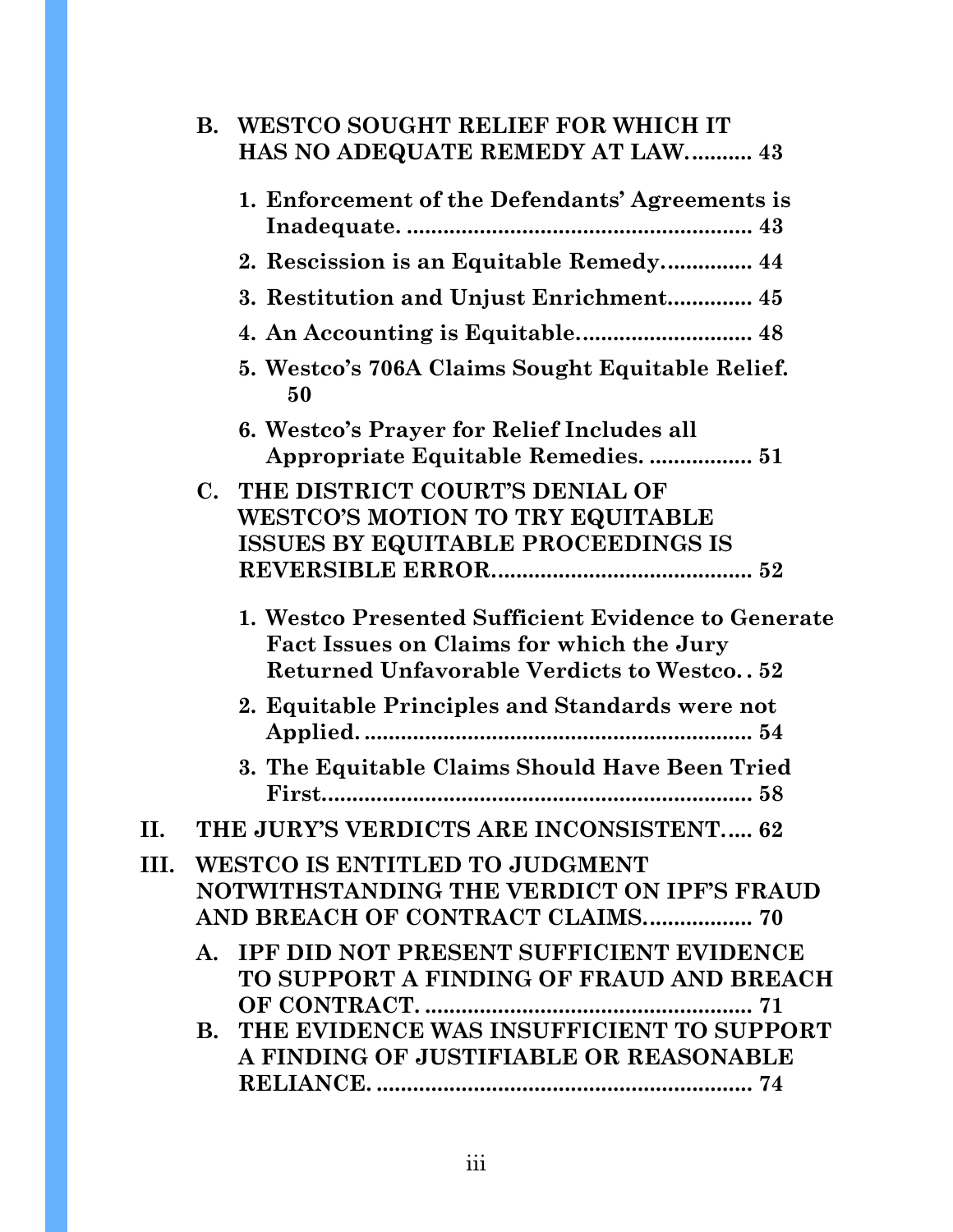**B. WESTCO SOUGHT RELIEF FOR WHICH IT HAS NO ADEQUATE REMEDY AT LAW.......... 43**

**1. Enforcement of the Defendants' Agreements is Inadequate. ........................................................ 43**

**2. Rescission is an Equitable Remedy.............. 44**

**3. Restitution and Unjust Enrichment............. 45**

**4. An Accounting is Equitable............................ 48**

**5. Westco's 706A Claims Sought Equitable Relief. 50**

**6. Westco's Prayer for Relief Includes all Appropriate Equitable Remedies. ................ 51**

**C. THE DISTRICT COURT'S DENIAL OF WESTCO'S MOTION TO TRY EQUITABLE ISSUES BY EQUITABLE PROCEEDINGS IS REVERSIBLE ERROR.......................................... 52**

**1. Westco Presented Sufficient Evidence to Generate Fact Issues on Claims for which the Jury Returned Unfavorable Verdicts to Westco. . 52**

**2. Equitable Principles and Standards were not Applied. ................................................................ 54**

**3. The Equitable Claims Should Have Been Tried First...................................................................... 58**

**II. THE JURY'S VERDICTS ARE INCONSISTENT..... 62**

**III. WESTCO IS ENTITLED TO JUDGMENT NOTWITHSTANDING THE VERDICT ON IPF'S FRAUD AND BREACH OF CONTRACT CLAIMS................. 70**

**A. IPF DID NOT PRESENT SUFFICIENT EVIDENCE TO SUPPORT A FINDING OF FRAUD AND BREACH OF CONTRACT. ..................................................... 71**

**B. THE EVIDENCE WAS INSUFFICIENT TO SUPPORT A FINDING OF JUSTIFIABLE OR REASONABLE RELIANCE. ............................................................ 74**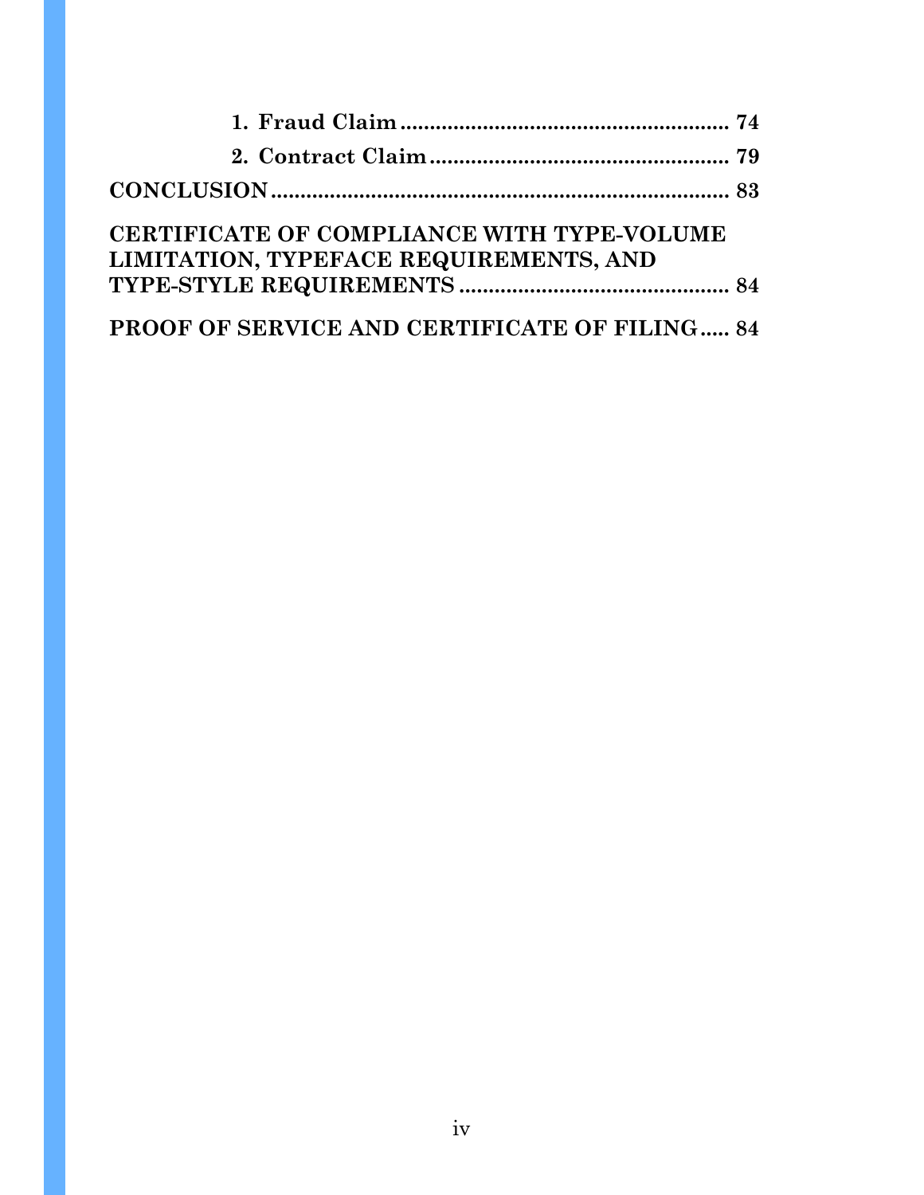**1. Fraud Claim ........................................................ 74**

**2. Contract Claim .................................................. 79**

**CONCLUSION ............................................................................ 83**

**CERTIFICATE OF COMPLIANCE WITH TYPE-VOLUME LIMITATION, TYPEFACE REQUIREMENTS, AND TYPE-STYLE REQUIREMENTS ............................................. 84**

**PROOF OF SERVICE AND CERTIFICATE OF FILING ..... 84**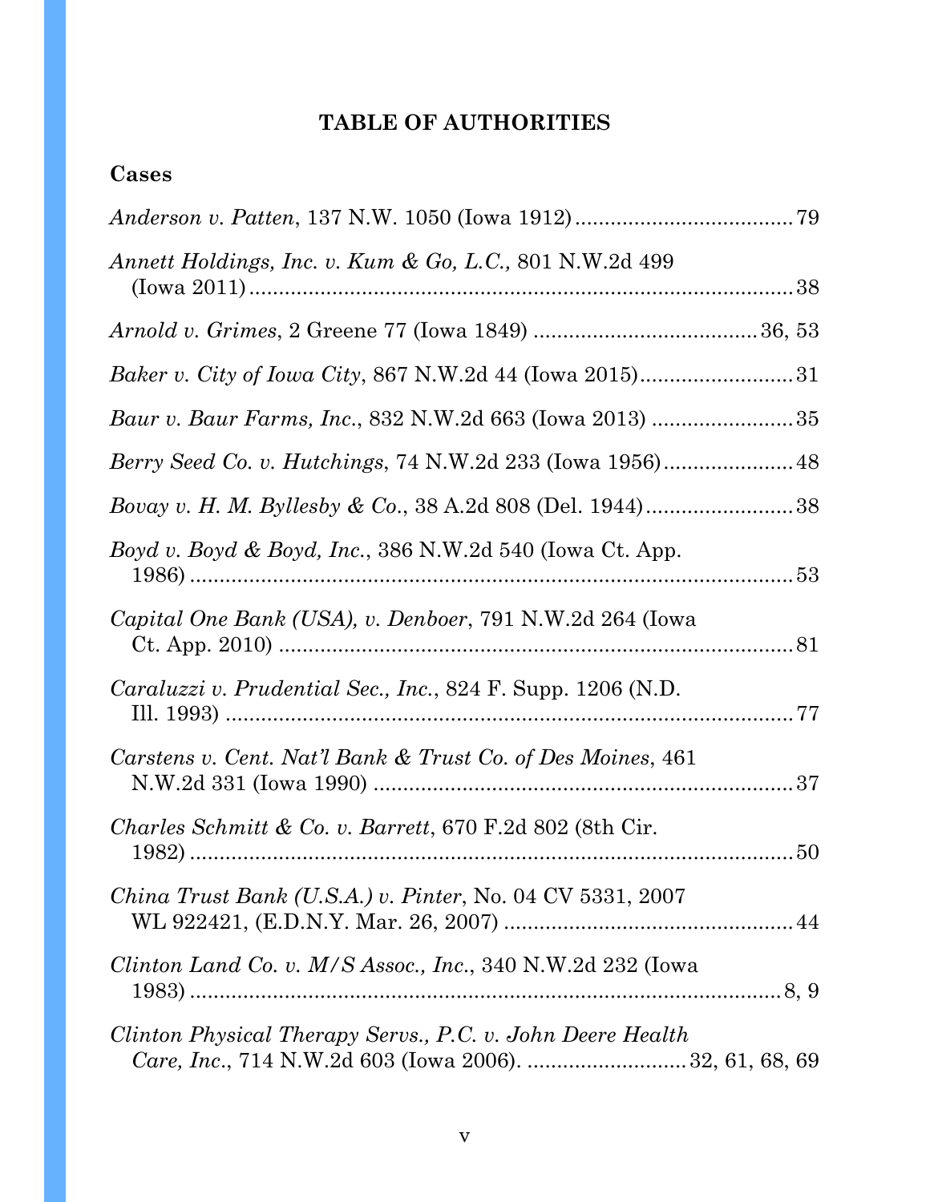# TABLE OF AUTHORITIES

## Cases

*Anderson v. Patten*, 137 N.W. 1050 (Iowa 1912) ..................................... 79

*Annett Holdings, Inc. v. Kum & Go, L.C.*, 801 N.W.2d 499 (Iowa 2011) ..................................... 38

*Arnold v. Grimes*, 2 Greene 77 (Iowa 1849) ..................................... 36, 53

*Baker v. City of Iowa City*, 867 N.W.2d 44 (Iowa 2015) ..................................... 31

*Baur v. Baur Farms, Inc.*, 832 N.W.2d 663 (Iowa 2013) ..................................... 35

*Berry Seed Co. v. Hutchings*, 74 N.W.2d 233 (Iowa 1956) ..................................... 48

*Bovay v. H. M. Byllesby & Co.*, 38 A.2d 808 (Del. 1944) ..................................... 38

*Boyd v. Boyd & Boyd, Inc.*, 386 N.W.2d 540 (Iowa Ct. App. 1986) ..................................... 53

*Capital One Bank (USA), v. Denboer*, 791 N.W.2d 264 (Iowa Ct. App. 2010) ..................................... 81

*Caraluzzi v. Prudential Sec., Inc.*, 824 F. Supp. 1206 (N.D. Ill. 1993) ..................................... 77

*Carstens v. Cent. Nat'l Bank & Trust Co. of Des Moines*, 461 N.W.2d 331 (Iowa 1990) ..................................... 37

*Charles Schmitt & Co. v. Barrett*, 670 F.2d 802 (8th Cir. 1982) ..................................... 50

*China Trust Bank (U.S.A.) v. Pinter*, No. 04 CV 5331, 2007 WL 922421, (E.D.N.Y. Mar. 26, 2007) ..................................... 44

*Clinton Land Co. v. M/S Assoc., Inc.*, 340 N.W.2d 232 (Iowa 1983) ..................................... 8, 9

*Clinton Physical Therapy Servs., P.C. v. John Deere Health Care, Inc.*, 714 N.W.2d 603 (Iowa 2006). ..................................... 32, 61, 68, 69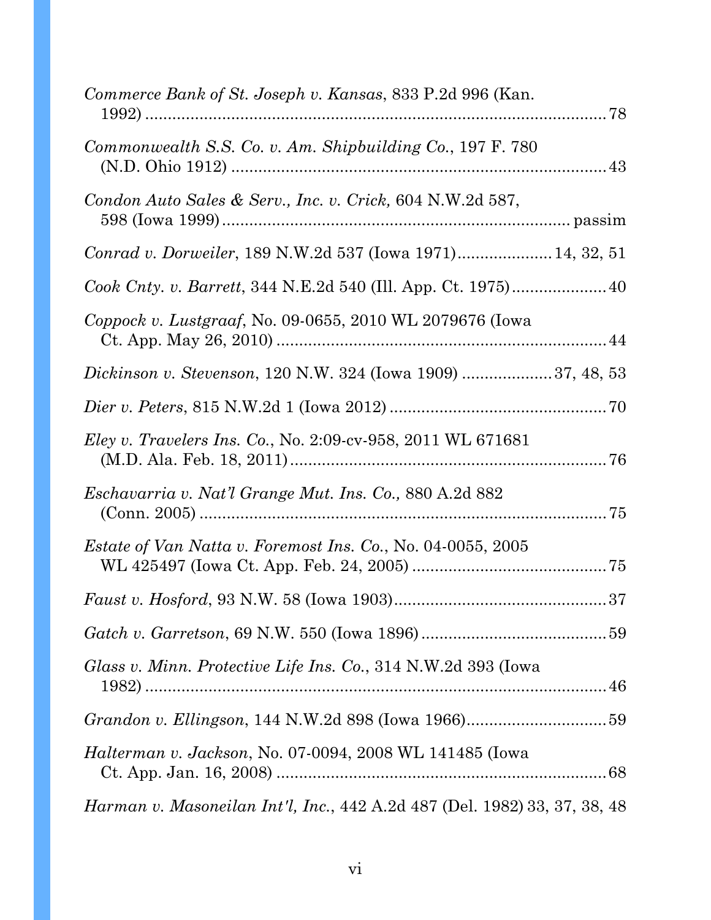*Commerce Bank of St. Joseph v. Kansas*, 833 P.2d 996 (Kan. 1992) ........................................................................................ 78

*Commonwealth S.S. Co. v. Am. Shipbuilding Co.*, 197 F. 780 (N.D. Ohio 1912) ................................................................................... 43

*Condon Auto Sales & Serv., Inc. v. Crick,* 604 N.W.2d 587, 598 (Iowa 1999) ........................................................................... passim

*Conrad v. Dorweiler*, 189 N.W.2d 537 (Iowa 1971) ..................... 14, 32, 51

*Cook Cnty. v. Barrett*, 344 N.E.2d 540 (Ill. App. Ct. 1975) ..................... 40

*Coppock v. Lustgraaf*, No. 09-0655, 2010 WL 2079676 (Iowa Ct. App. May 26, 2010) ......................................................................... 44

*Dickinson v. Stevenson*, 120 N.W. 324 (Iowa 1909) .................... 37, 48, 53

*Dier v. Peters*, 815 N.W.2d 1 (Iowa 2012) ................................................ 70

*Eley v. Travelers Ins. Co.*, No. 2:09-cv-958, 2011 WL 671681 (M.D. Ala. Feb. 18, 2011) ...................................................................... 76

*Eschavarria v. Nat'l Grange Mut. Ins. Co.,* 880 A.2d 882 (Conn. 2005) ........................................................................................... 75

*Estate of Van Natta v. Foremost Ins. Co.*, No. 04-0055, 2005 WL 425497 (Iowa Ct. App. Feb. 24, 2005) ........................................... 75

*Faust v. Hosford*, 93 N.W. 58 (Iowa 1903) ............................................... 37

*Gatch v. Garretson*, 69 N.W. 550 (Iowa 1896) ......................................... 59

*Glass v. Minn. Protective Life Ins. Co.*, 314 N.W.2d 393 (Iowa 1982) ........................................................................................................ 46

*Grandon v. Ellingson*, 144 N.W.2d 898 (Iowa 1966) ............................... 59

*Halterman v. Jackson*, No. 07-0094, 2008 WL 141485 (Iowa Ct. App. Jan. 16, 2008) ......................................................................... 68

*Harman v. Masoneilan Int'l, Inc.*, 442 A.2d 487 (Del. 1982) 33, 37, 38, 48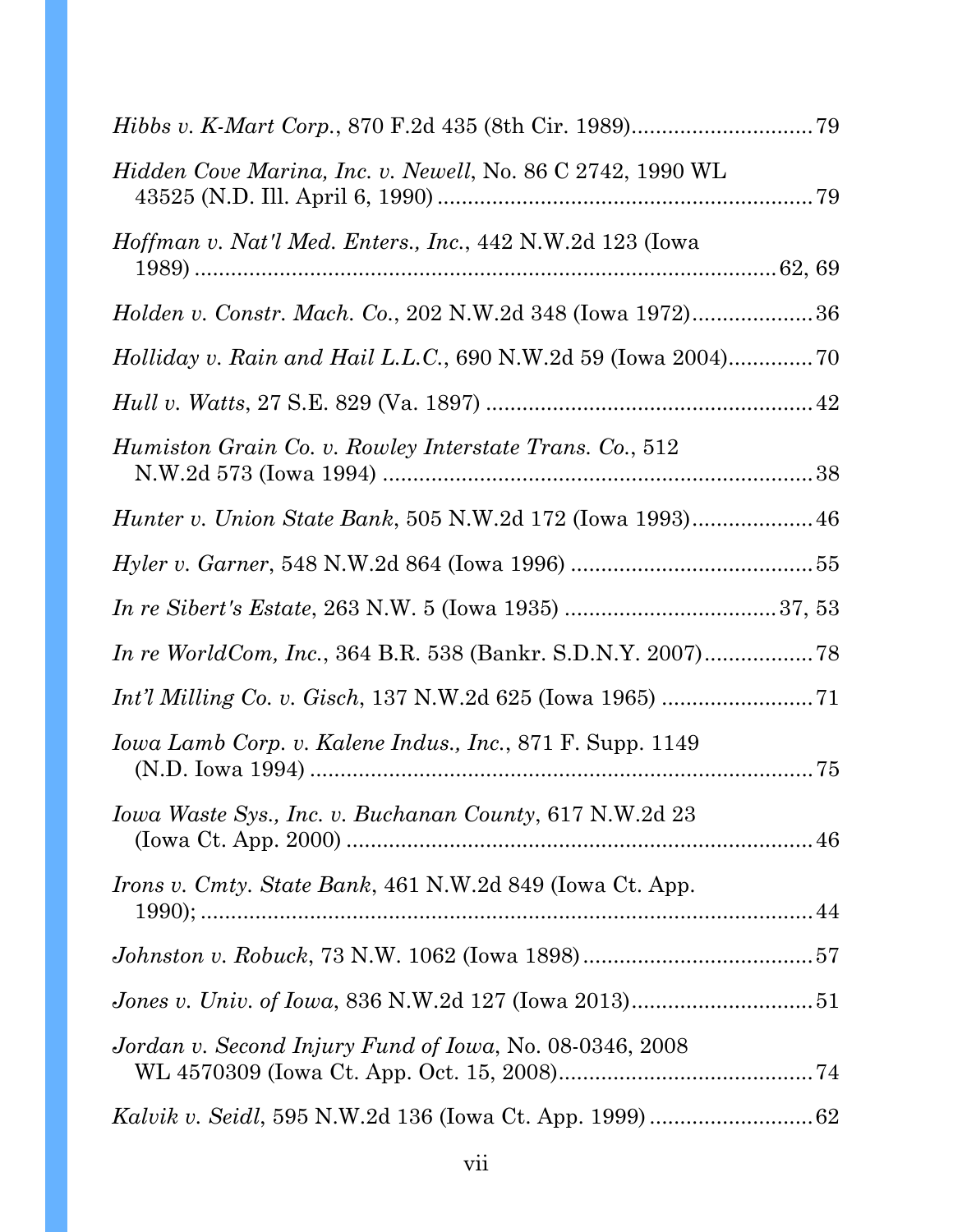*Hibbs v. K-Mart Corp.*, 870 F.2d 435 (8th Cir. 1989) ............................. 79

*Hidden Cove Marina, Inc. v. Newell*, No. 86 C 2742, 1990 WL 43525 (N.D. Ill. April 6, 1990) ............................................................ 79

*Hoffman v. Nat'l Med. Enters., Inc.*, 442 N.W.2d 123 (Iowa 1989) ................................................................................... 62, 69

*Holden v. Constr. Mach. Co.*, 202 N.W.2d 348 (Iowa 1972) .................... 36

*Holliday v. Rain and Hail L.L.C.*, 690 N.W.2d 59 (Iowa 2004) ............. 70

*Hull v. Watts*, 27 S.E. 829 (Va. 1897) ..................................................... 42

*Humiston Grain Co. v. Rowley Interstate Trans. Co.*, 512 N.W.2d 573 (Iowa 1994) ....................................................................... 38

*Hunter v. Union State Bank*, 505 N.W.2d 172 (Iowa 1993) .................... 46

*Hyler v. Garner*, 548 N.W.2d 864 (Iowa 1996) ....................................... 55

*In re Sibert's Estate*, 263 N.W. 5 (Iowa 1935) .................................. 37, 53

*In re WorldCom, Inc.*, 364 B.R. 538 (Bankr. S.D.N.Y. 2007) .................. 78

*Int'l Milling Co. v. Gisch*, 137 N.W.2d 625 (Iowa 1965) ......................... 71

*Iowa Lamb Corp. v. Kalene Indus., Inc.*, 871 F. Supp. 1149 (N.D. Iowa 1994) ................................................................................. 75

*Iowa Waste Sys., Inc. v. Buchanan County*, 617 N.W.2d 23 (Iowa Ct. App. 2000) ........................................................................... 46

*Irons v. Cmty. State Bank*, 461 N.W.2d 849 (Iowa Ct. App. 1990); ....................................................................................... 44

*Johnston v. Robuck*, 73 N.W. 1062 (Iowa 1898) ...................................... 57

*Jones v. Univ. of Iowa*, 836 N.W.2d 127 (Iowa 2013) .............................. 51

*Jordan v. Second Injury Fund of Iowa*, No. 08-0346, 2008 WL 4570309 (Iowa Ct. App. Oct. 15, 2008) ......................................... 74

*Kalvik v. Seidl*, 595 N.W.2d 136 (Iowa Ct. App. 1999) ........................... 62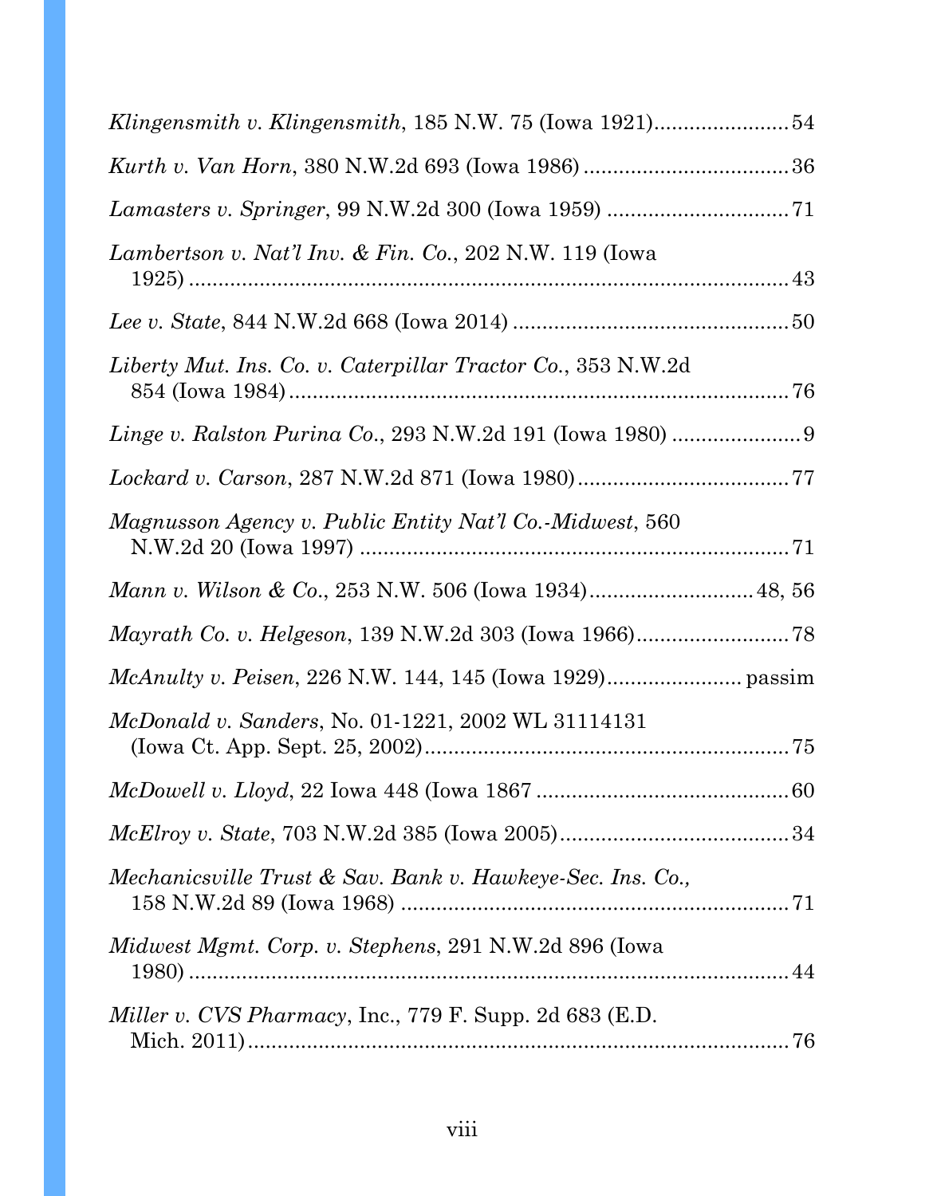*Klingensmith v. Klingensmith*, 185 N.W. 75 (Iowa 1921)......................54

*Kurth v. Van Horn*, 380 N.W.2d 693 (Iowa 1986)..................................36

*Lamasters v. Springer*, 99 N.W.2d 300 (Iowa 1959)..............................71

*Lambertson v. Nat'l Inv. & Fin. Co.*, 202 N.W. 119 (Iowa 1925)......................................................................................43

*Lee v. State*, 844 N.W.2d 668 (Iowa 2014)..............................................50

*Liberty Mut. Ins. Co. v. Caterpillar Tractor Co.*, 353 N.W.2d 854 (Iowa 1984)...................................................................................76

*Linge v. Ralston Purina Co.*, 293 N.W.2d 191 (Iowa 1980)......................9

*Lockard v. Carson*, 287 N.W.2d 871 (Iowa 1980)...................................77

*Magnusson Agency v. Public Entity Nat'l Co.-Midwest*, 560 N.W.2d 20 (Iowa 1997)........................................................................71

*Mann v. Wilson & Co.*, 253 N.W. 506 (Iowa 1934)..........................48, 56

*Mayrath Co. v. Helgeson*, 139 N.W.2d 303 (Iowa 1966).........................78

*McAnulty v. Peisen*, 226 N.W. 144, 145 (Iowa 1929)...................... passim

*McDonald v. Sanders*, No. 01-1221, 2002 WL 31114131 (Iowa Ct. App. Sept. 25, 2002)............................................................75

*McDowell v. Lloyd*, 22 Iowa 448 (Iowa 1867..........................................60

*McElroy v. State*, 703 N.W.2d 385 (Iowa 2005)......................................34

*Mechanicsville Trust & Sav. Bank v. Hawkeye-Sec. Ins. Co.,* 158 N.W.2d 89 (Iowa 1968)................................................................71

*Midwest Mgmt. Corp. v. Stephens*, 291 N.W.2d 896 (Iowa 1980)......................................................................................44

*Miller v. CVS Pharmacy*, Inc., 779 F. Supp. 2d 683 (E.D. Mich. 2011)............................................................................................76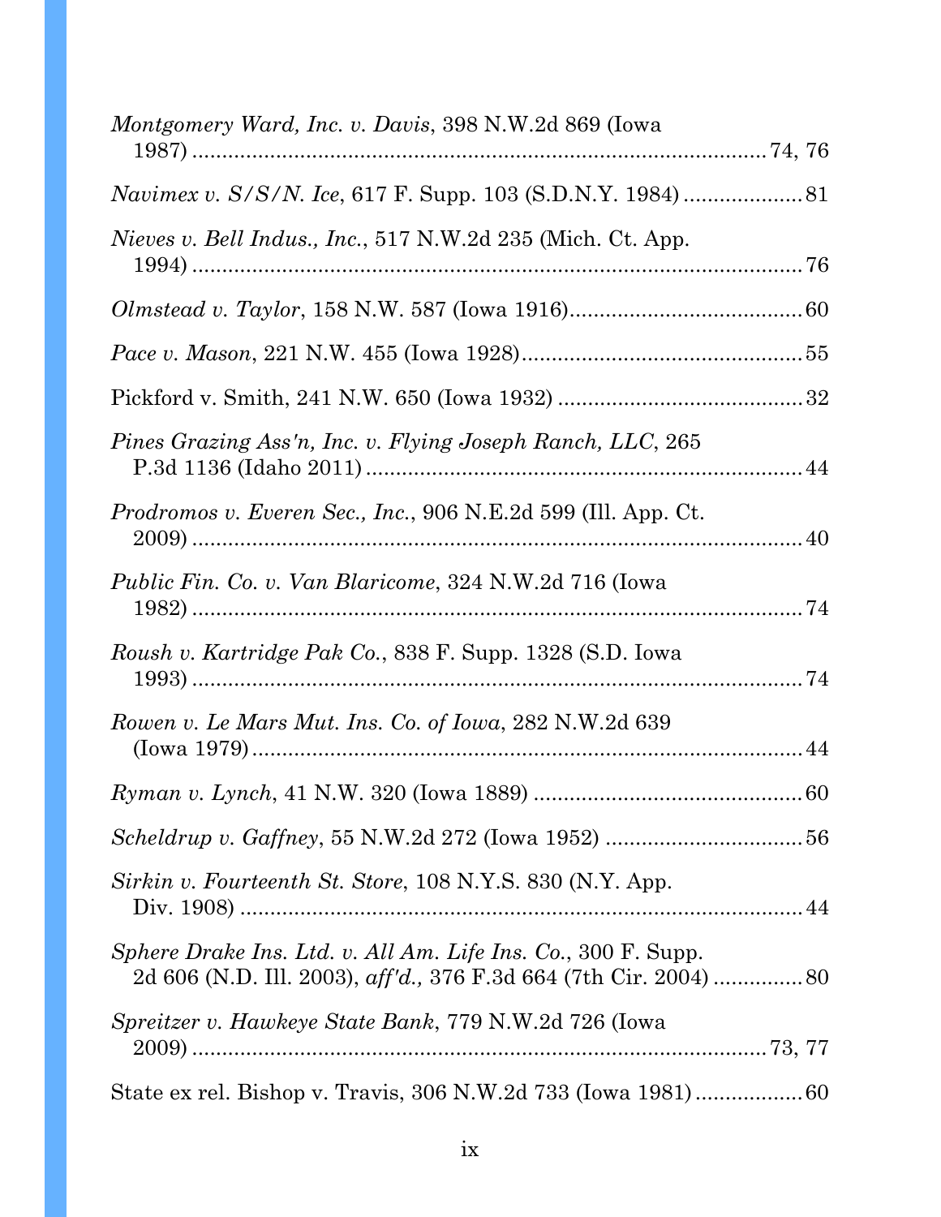*Montgomery Ward, Inc. v. Davis*, 398 N.W.2d 869 (Iowa 1987) ............................................................................ 74, 76

*Navimex v. S/S/N. Ice*, 617 F. Supp. 103 (S.D.N.Y. 1984) .................... 81

*Nieves v. Bell Indus., Inc.*, 517 N.W.2d 235 (Mich. Ct. App. 1994) ................................................................................... 76

*Olmstead v. Taylor*, 158 N.W. 587 (Iowa 1916)...................................... 60

*Pace v. Mason*, 221 N.W. 455 (Iowa 1928)............................................... 55

Pickford v. Smith, 241 N.W. 650 (Iowa 1932) ......................................... 32

*Pines Grazing Ass'n, Inc. v. Flying Joseph Ranch, LLC*, 265 P.3d 1136 (Idaho 2011) ......................................................................... 44

*Prodromos v. Everen Sec., Inc.*, 906 N.E.2d 599 (Ill. App. Ct. 2009) ........................................................................................ 40

*Public Fin. Co. v. Van Blaricome*, 324 N.W.2d 716 (Iowa 1982) ....................................................................................... 74

*Roush v. Kartridge Pak Co.*, 838 F. Supp. 1328 (S.D. Iowa 1993) ....................................................................................... 74

*Rowen v. Le Mars Mut. Ins. Co. of Iowa*, 282 N.W.2d 639 (Iowa 1979) ................................................................................ 44

*Ryman v. Lynch*, 41 N.W. 320 (Iowa 1889) ............................................. 60

*Scheldrup v. Gaffney*, 55 N.W.2d 272 (Iowa 1952) ................................. 56

*Sirkin v. Fourteenth St. Store*, 108 N.Y.S. 830 (N.Y. App. Div. 1908) ......................................................................................... 44

*Sphere Drake Ins. Ltd. v. All Am. Life Ins. Co.*, 300 F. Supp. 2d 606 (N.D. Ill. 2003), *aff'd.,* 376 F.3d 664 (7th Cir. 2004) ............... 80

*Spreitzer v. Hawkeye State Bank*, 779 N.W.2d 726 (Iowa 2009) ............................................................................... 73, 77

State ex rel. Bishop v. Travis, 306 N.W.2d 733 (Iowa 1981) .................. 60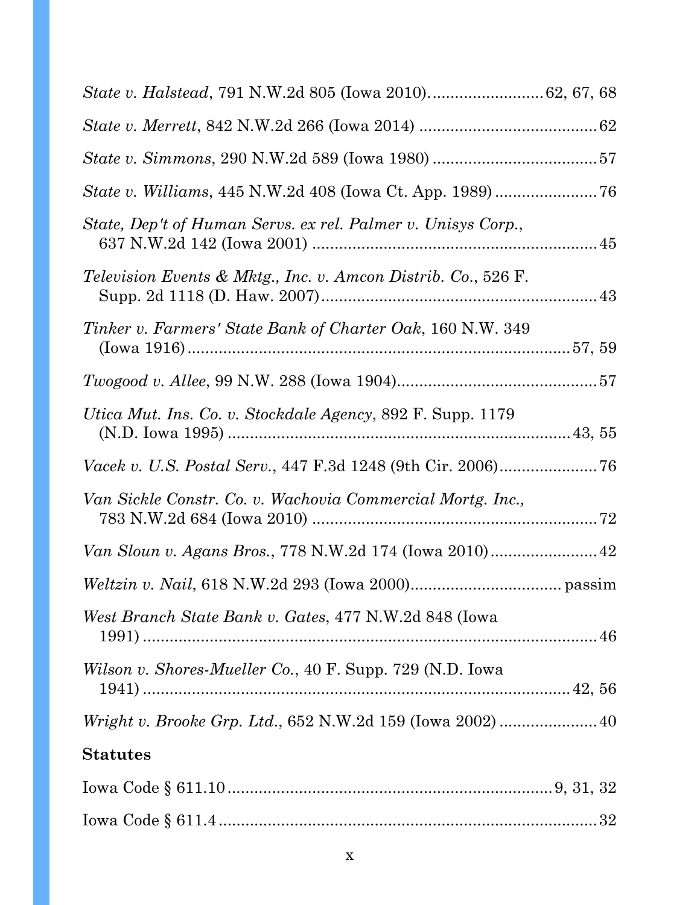*State v. Halstead*, 791 N.W.2d 805 (Iowa 2010)......................... 62, 67, 68

*State v. Merrett*, 842 N.W.2d 266 (Iowa 2014) ........................................ 62

*State v. Simmons*, 290 N.W.2d 589 (Iowa 1980) ..................................... 57

*State v. Williams*, 445 N.W.2d 408 (Iowa Ct. App. 1989) ....................... 76

*State, Dep't of Human Servs. ex rel. Palmer v. Unisys Corp.*, 637 N.W.2d 142 (Iowa 2001) ................................................................ 45

*Television Events & Mktg., Inc. v. Amcon Distrib. Co.*, 526 F. Supp. 2d 1118 (D. Haw. 2007) ............................................................ 43

*Tinker v. Farmers' State Bank of Charter Oak*, 160 N.W. 349 (Iowa 1916) ...................................................................................... 57, 59

*Twogood v. Allee*, 99 N.W. 288 (Iowa 1904) ............................................ 57

*Utica Mut. Ins. Co. v. Stockdale Agency*, 892 F. Supp. 1179 (N.D. Iowa 1995) ............................................................................ 43, 55

*Vacek v. U.S. Postal Serv.*, 447 F.3d 1248 (9th Cir. 2006) ...................... 76

*Van Sickle Constr. Co. v. Wachovia Commercial Mortg. Inc.*, 783 N.W.2d 684 (Iowa 2010) ................................................................ 72

*Van Sloun v. Agans Bros.*, 778 N.W.2d 174 (Iowa 2010) ........................ 42

*Weltzin v. Nail*, 618 N.W.2d 293 (Iowa 2000) ................................. passim

*West Branch State Bank v. Gates*, 477 N.W.2d 848 (Iowa 1991) ........................................................................................................ 46

*Wilson v. Shores-Mueller Co.*, 40 F. Supp. 729 (N.D. Iowa 1941) ................................................................................................ 42, 56

*Wright v. Brooke Grp. Ltd.*, 652 N.W.2d 159 (Iowa 2002) ...................... 40

**Statutes**

Iowa Code § 611.10 ........................................................................ 9, 31, 32

Iowa Code § 611.4 ..................................................................................... 32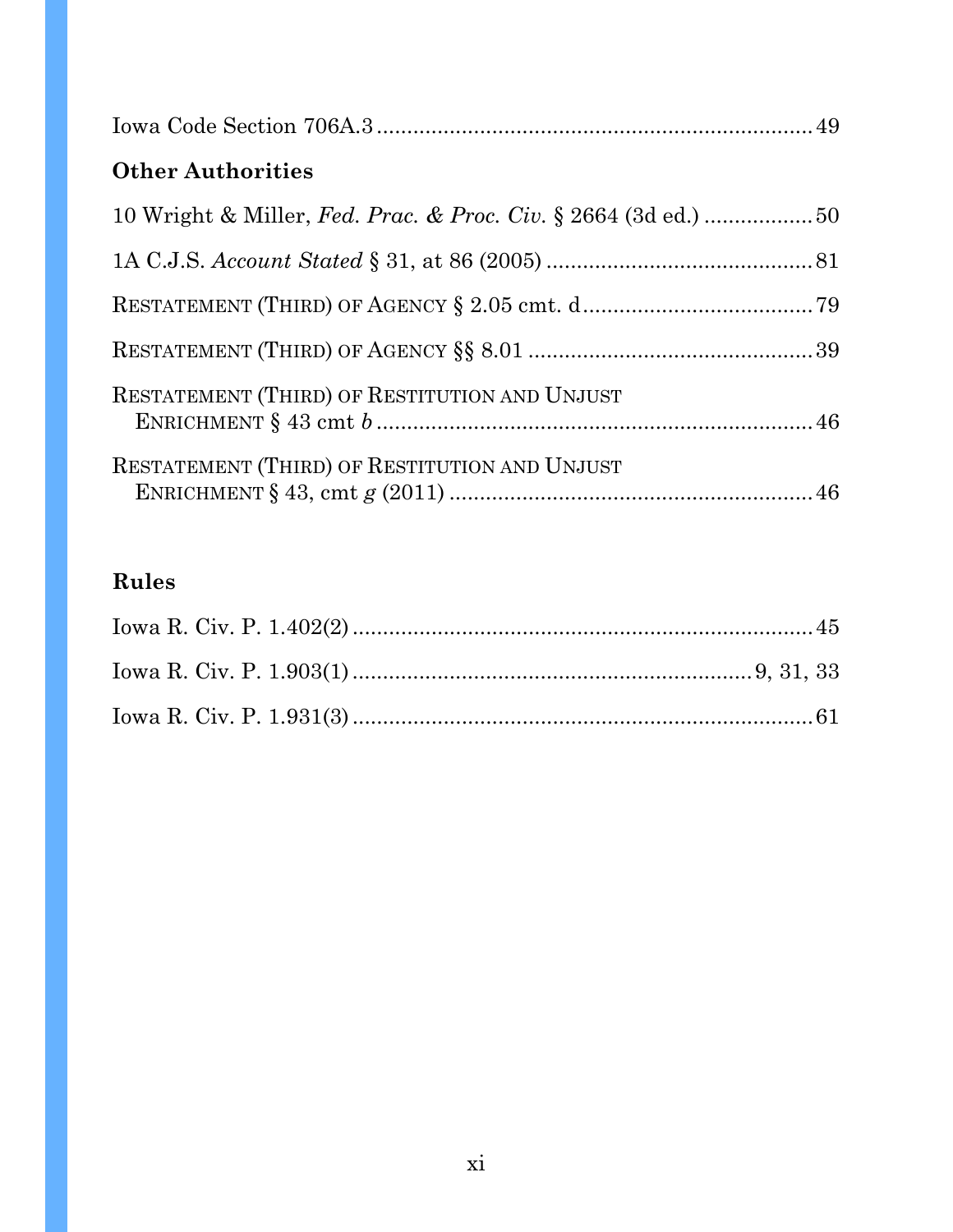Iowa Code Section 706A.3 .......................................................................... 49

**Other Authorities**

10 Wright & Miller, *Fed. Prac. & Proc. Civ.* § 2664 (3d ed.) .................. 50

1A C.J.S. *Account Stated* § 31, at 86 (2005) ............................................ 81

RESTATEMENT (THIRD) OF AGENCY § 2.05 cmt. d ...................................... 79

RESTATEMENT (THIRD) OF AGENCY §§ 8.01 ................................................ 39

RESTATEMENT (THIRD) OF RESTITUTION AND UNJUST ENRICHMENT § 43 cmt *b* ........................................................................ 46

RESTATEMENT (THIRD) OF RESTITUTION AND UNJUST ENRICHMENT § 43, cmt *g* (2011) ............................................................ 46

**Rules**

Iowa R. Civ. P. 1.402(2) ............................................................................ 45

Iowa R. Civ. P. 1.903(1) ................................................................ 9, 31, 33

Iowa R. Civ. P. 1.931(3) ............................................................................ 61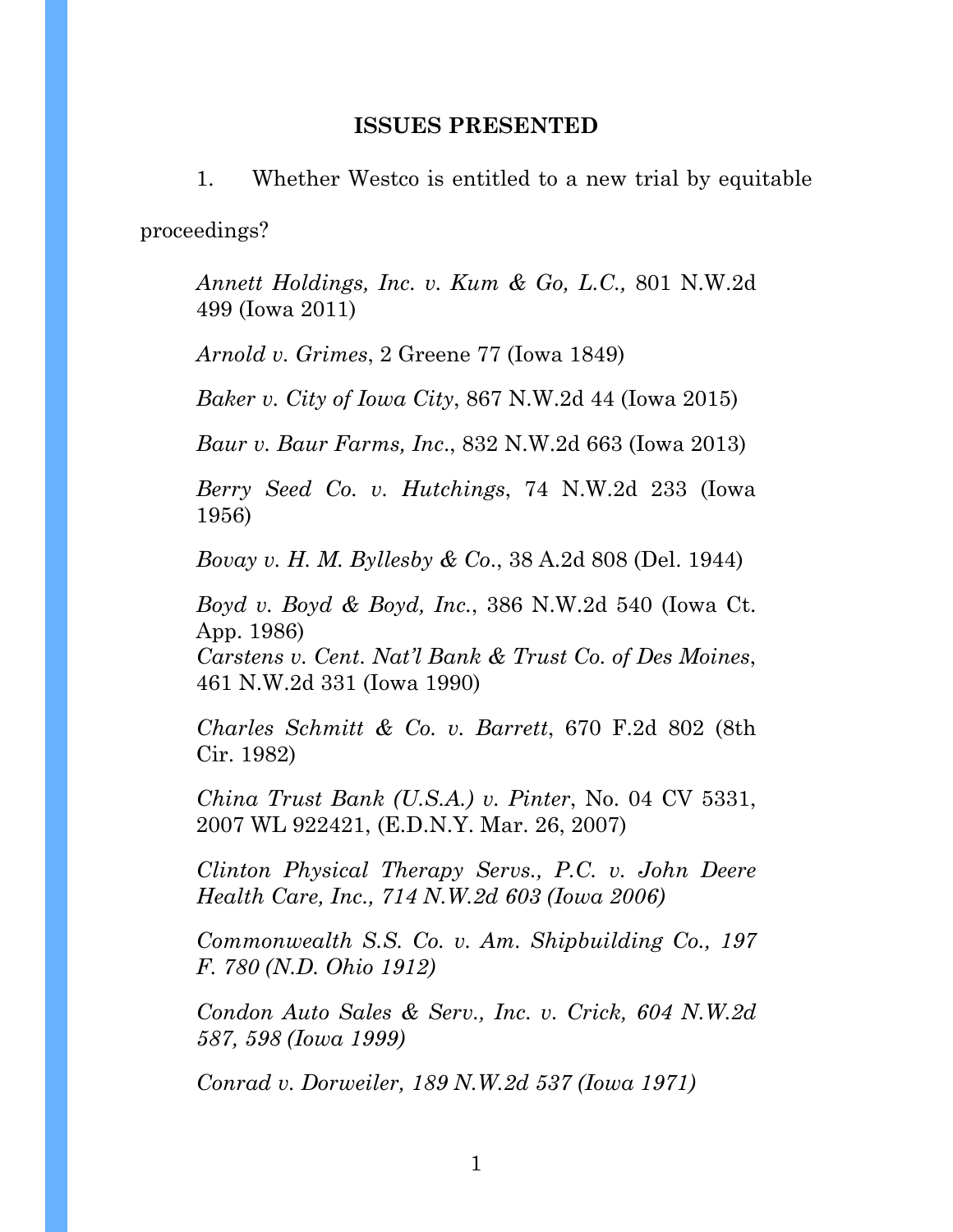## ISSUES PRESENTED

1. Whether Westco is entitled to a new trial by equitable proceedings?

*Annett Holdings, Inc. v. Kum & Go, L.C.,* 801 N.W.2d 499 (Iowa 2011)

*Arnold v. Grimes*, 2 Greene 77 (Iowa 1849)

*Baker v. City of Iowa City*, 867 N.W.2d 44 (Iowa 2015)

*Baur v. Baur Farms, Inc*., 832 N.W.2d 663 (Iowa 2013)

*Berry Seed Co. v. Hutchings*, 74 N.W.2d 233 (Iowa 1956)

*Bovay v. H. M. Byllesby & Co*., 38 A.2d 808 (Del. 1944)

*Boyd v. Boyd & Boyd, Inc*., 386 N.W.2d 540 (Iowa Ct. App. 1986)

*Carstens v. Cent. Nat'l Bank & Trust Co. of Des Moines*, 461 N.W.2d 331 (Iowa 1990)

*Charles Schmitt & Co. v. Barrett*, 670 F.2d 802 (8th Cir. 1982)

*China Trust Bank (U.S.A.) v. Pinter*, No. 04 CV 5331, 2007 WL 922421, (E.D.N.Y. Mar. 26, 2007)

*Clinton Physical Therapy Servs., P.C. v. John Deere Health Care, Inc., 714 N.W.2d 603 (Iowa 2006)*

*Commonwealth S.S. Co. v. Am. Shipbuilding Co., 197 F. 780 (N.D. Ohio 1912)*

*Condon Auto Sales & Serv., Inc. v. Crick, 604 N.W.2d 587, 598 (Iowa 1999)*

*Conrad v. Dorweiler, 189 N.W.2d 537 (Iowa 1971)*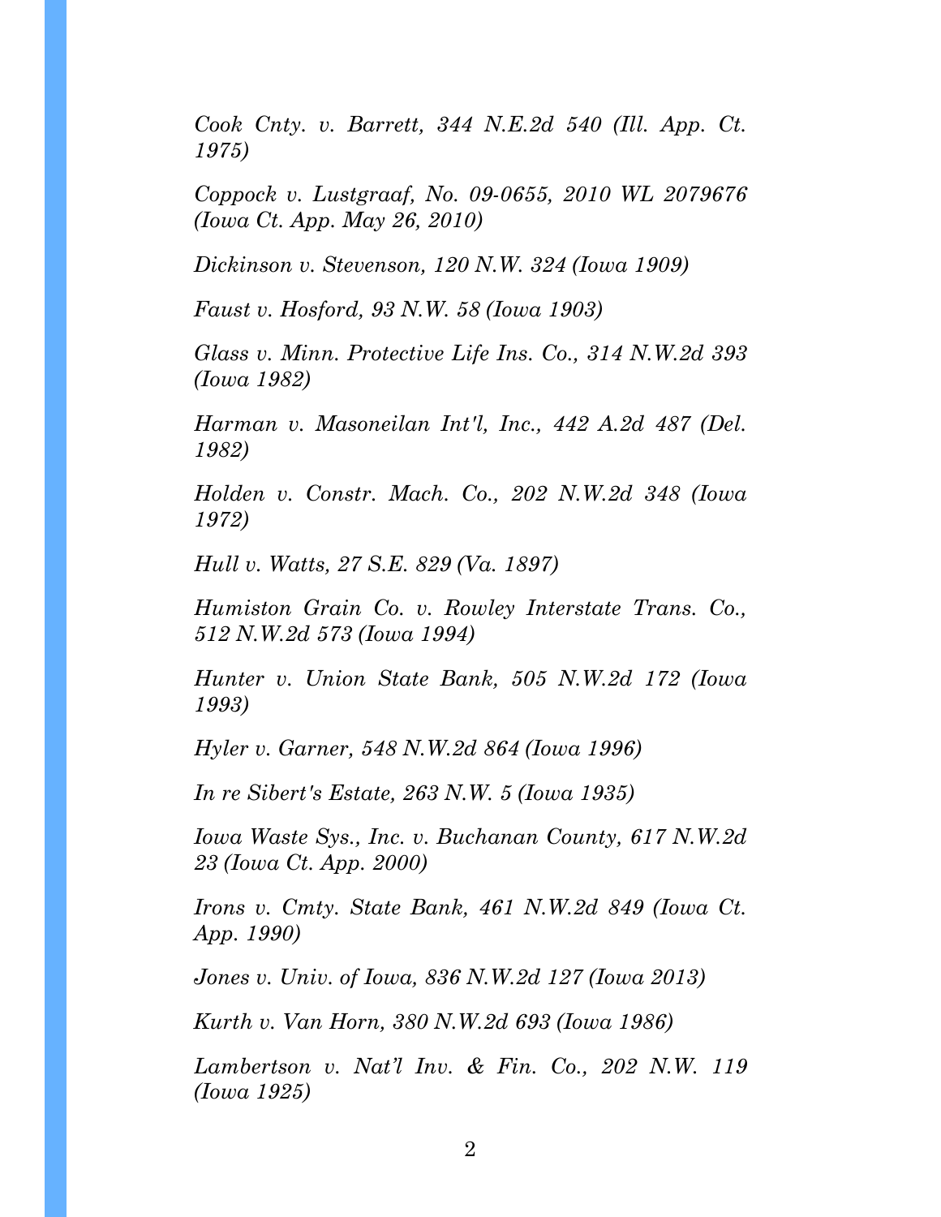*Cook Cnty. v. Barrett, 344 N.E.2d 540 (Ill. App. Ct. 1975)*

*Coppock v. Lustgraaf, No. 09-0655, 2010 WL 2079676 (Iowa Ct. App. May 26, 2010)*

*Dickinson v. Stevenson, 120 N.W. 324 (Iowa 1909)*

*Faust v. Hosford, 93 N.W. 58 (Iowa 1903)*

*Glass v. Minn. Protective Life Ins. Co., 314 N.W.2d 393 (Iowa 1982)*

*Harman v. Masoneilan Int'l, Inc., 442 A.2d 487 (Del. 1982)*

*Holden v. Constr. Mach. Co., 202 N.W.2d 348 (Iowa 1972)*

*Hull v. Watts, 27 S.E. 829 (Va. 1897)*

*Humiston Grain Co. v. Rowley Interstate Trans. Co., 512 N.W.2d 573 (Iowa 1994)*

*Hunter v. Union State Bank, 505 N.W.2d 172 (Iowa 1993)*

*Hyler v. Garner, 548 N.W.2d 864 (Iowa 1996)*

*In re Sibert's Estate, 263 N.W. 5 (Iowa 1935)*

*Iowa Waste Sys., Inc. v. Buchanan County, 617 N.W.2d 23 (Iowa Ct. App. 2000)*

*Irons v. Cmty. State Bank, 461 N.W.2d 849 (Iowa Ct. App. 1990)*

*Jones v. Univ. of Iowa, 836 N.W.2d 127 (Iowa 2013)*

*Kurth v. Van Horn, 380 N.W.2d 693 (Iowa 1986)*

*Lambertson v. Nat'l Inv. & Fin. Co., 202 N.W. 119 (Iowa 1925)*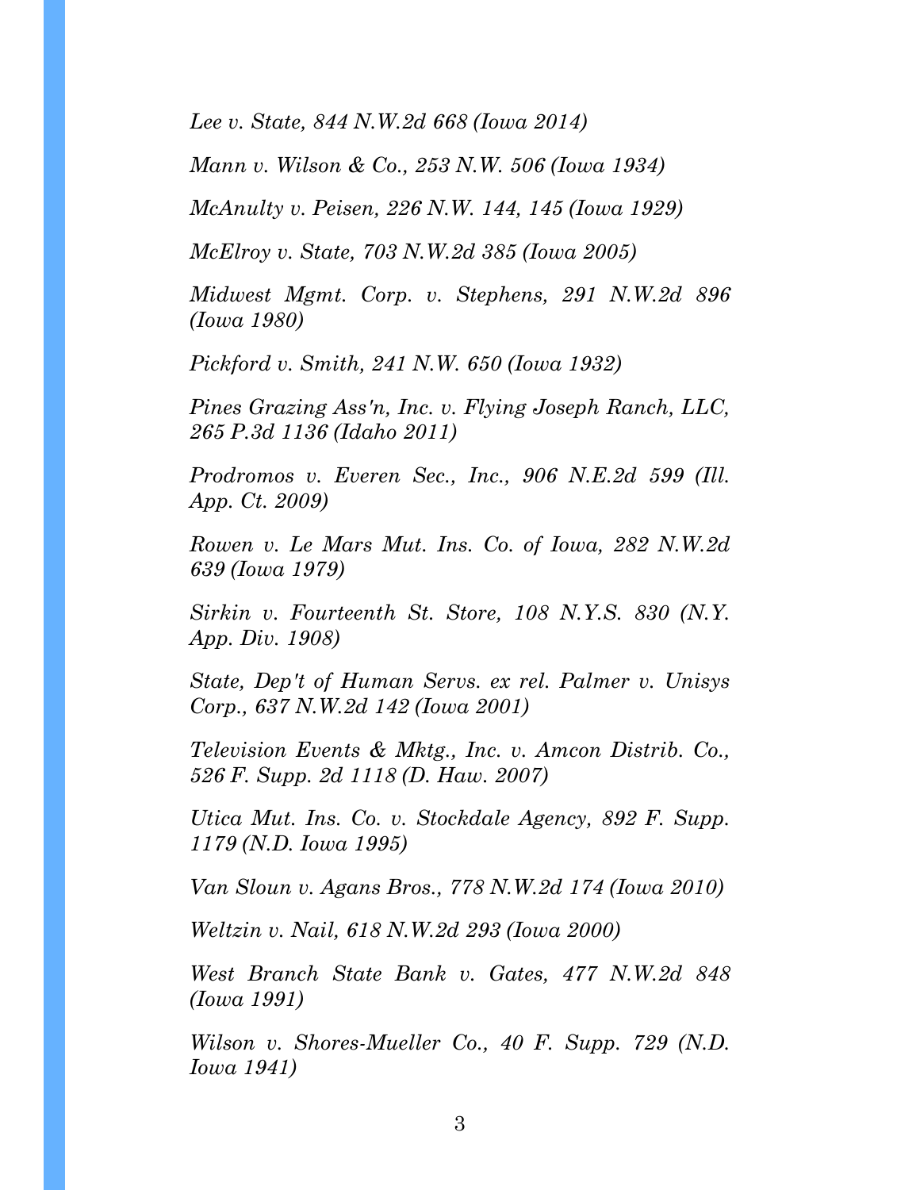*Lee v. State*, 844 N.W.2d 668 (Iowa 2014)

*Mann v. Wilson & Co.*, 253 N.W. 506 (Iowa 1934)

*McAnulty v. Peisen*, 226 N.W. 144, 145 (Iowa 1929)

*McElroy v. State*, 703 N.W.2d 385 (Iowa 2005)

*Midwest Mgmt. Corp. v. Stephens*, 291 N.W.2d 896 (Iowa 1980)

*Pickford v. Smith*, 241 N.W. 650 (Iowa 1932)

*Pines Grazing Ass'n, Inc. v. Flying Joseph Ranch, LLC*, 265 P.3d 1136 (Idaho 2011)

*Prodromos v. Everen Sec., Inc.*, 906 N.E.2d 599 (Ill. App. Ct. 2009)

*Rowen v. Le Mars Mut. Ins. Co. of Iowa*, 282 N.W.2d 639 (Iowa 1979)

*Sirkin v. Fourteenth St. Store*, 108 N.Y.S. 830 (N.Y. App. Div. 1908)

*State, Dep't of Human Servs. ex rel. Palmer v. Unisys Corp.*, 637 N.W.2d 142 (Iowa 2001)

*Television Events & Mktg., Inc. v. Amcon Distrib. Co.*, 526 F. Supp. 2d 1118 (D. Haw. 2007)

*Utica Mut. Ins. Co. v. Stockdale Agency*, 892 F. Supp. 1179 (N.D. Iowa 1995)

*Van Sloun v. Agans Bros.*, 778 N.W.2d 174 (Iowa 2010)

*Weltzin v. Nail*, 618 N.W.2d 293 (Iowa 2000)

*West Branch State Bank v. Gates*, 477 N.W.2d 848 (Iowa 1991)

*Wilson v. Shores-Mueller Co.*, 40 F. Supp. 729 (N.D. Iowa 1941)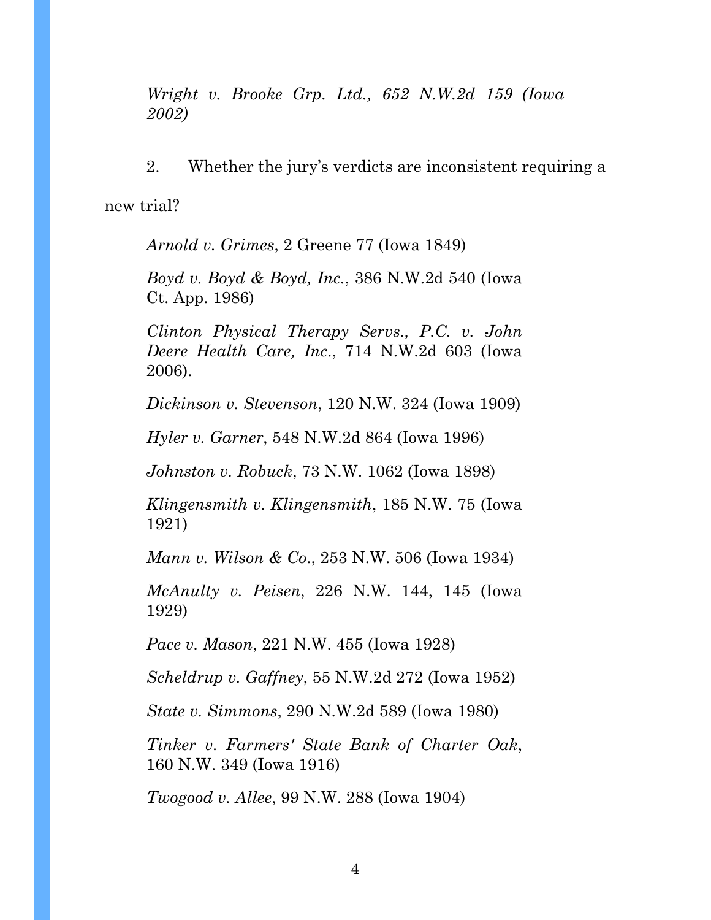*Wright v. Brooke Grp. Ltd., 652 N.W.2d 159 (Iowa 2002)*

2. Whether the jury's verdicts are inconsistent requiring a new trial?

*Arnold v. Grimes*, 2 Greene 77 (Iowa 1849)

*Boyd v. Boyd & Boyd, Inc.*, 386 N.W.2d 540 (Iowa Ct. App. 1986)

*Clinton Physical Therapy Servs., P.C. v. John Deere Health Care, Inc.*, 714 N.W.2d 603 (Iowa 2006).

*Dickinson v. Stevenson*, 120 N.W. 324 (Iowa 1909)

*Hyler v. Garner*, 548 N.W.2d 864 (Iowa 1996)

*Johnston v. Robuck*, 73 N.W. 1062 (Iowa 1898)

*Klingensmith v. Klingensmith*, 185 N.W. 75 (Iowa 1921)

*Mann v. Wilson & Co.*, 253 N.W. 506 (Iowa 1934)

*McAnulty v. Peisen*, 226 N.W. 144, 145 (Iowa 1929)

*Pace v. Mason*, 221 N.W. 455 (Iowa 1928)

*Scheldrup v. Gaffney*, 55 N.W.2d 272 (Iowa 1952)

*State v. Simmons*, 290 N.W.2d 589 (Iowa 1980)

*Tinker v. Farmers' State Bank of Charter Oak*, 160 N.W. 349 (Iowa 1916)

*Twogood v. Allee*, 99 N.W. 288 (Iowa 1904)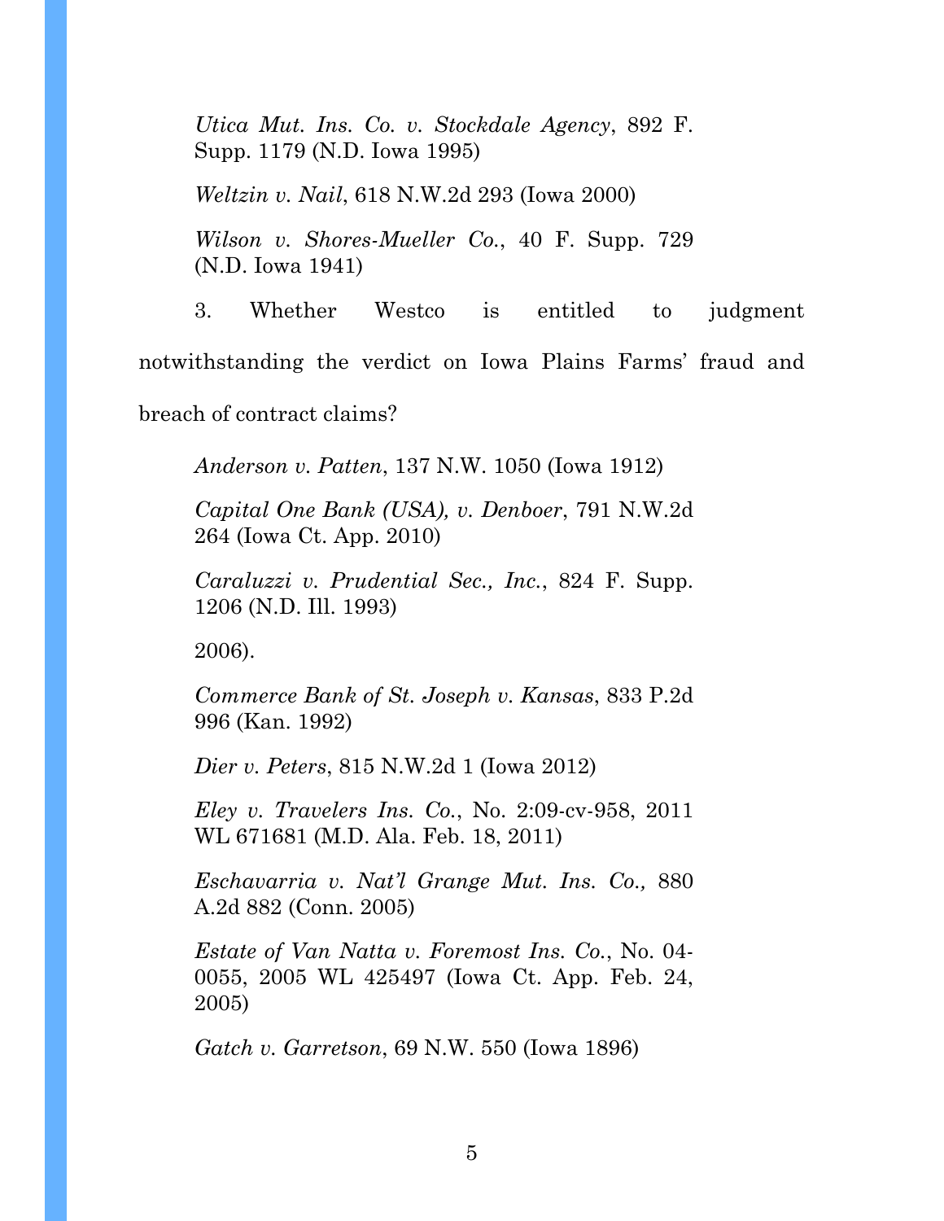*Utica Mut. Ins. Co. v. Stockdale Agency*, 892 F. Supp. 1179 (N.D. Iowa 1995)

*Weltzin v. Nail*, 618 N.W.2d 293 (Iowa 2000)

*Wilson v. Shores-Mueller Co.*, 40 F. Supp. 729 (N.D. Iowa 1941)

3. Whether Westco is entitled to judgment notwithstanding the verdict on Iowa Plains Farms' fraud and breach of contract claims?

*Anderson v. Patten*, 137 N.W. 1050 (Iowa 1912)

*Capital One Bank (USA), v. Denboer*, 791 N.W.2d 264 (Iowa Ct. App. 2010)

*Caraluzzi v. Prudential Sec., Inc.*, 824 F. Supp. 1206 (N.D. Ill. 1993)

2006).

*Commerce Bank of St. Joseph v. Kansas*, 833 P.2d 996 (Kan. 1992)

*Dier v. Peters*, 815 N.W.2d 1 (Iowa 2012)

*Eley v. Travelers Ins. Co.*, No. 2:09-cv-958, 2011 WL 671681 (M.D. Ala. Feb. 18, 2011)

*Eschavarria v. Nat'l Grange Mut. Ins. Co.,* 880 A.2d 882 (Conn. 2005)

*Estate of Van Natta v. Foremost Ins. Co.*, No. 04-0055, 2005 WL 425497 (Iowa Ct. App. Feb. 24, 2005)

*Gatch v. Garretson*, 69 N.W. 550 (Iowa 1896)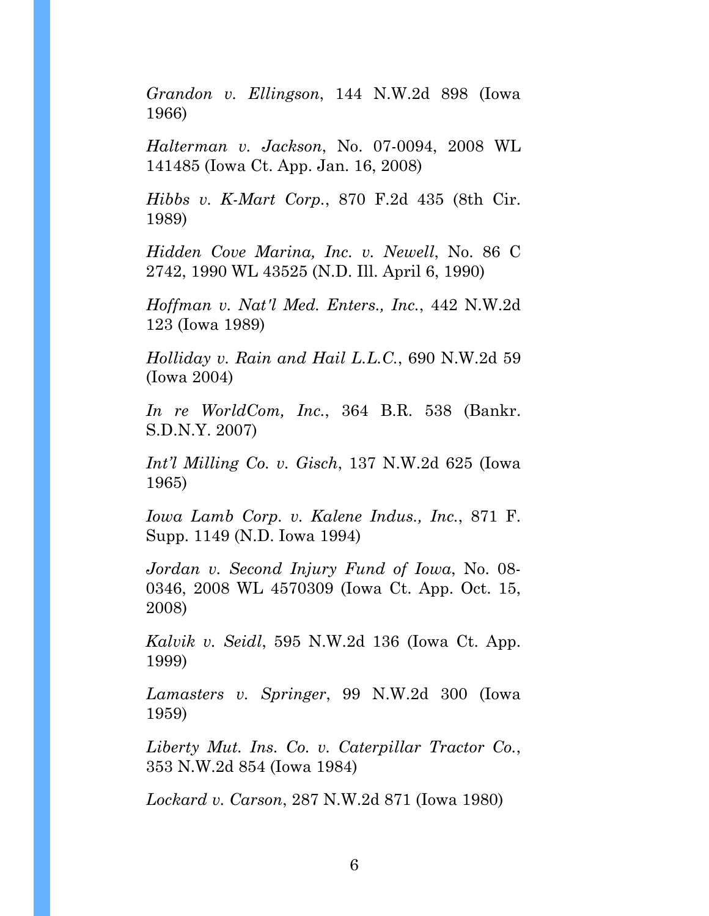*Grandon v. Ellingson*, 144 N.W.2d 898 (Iowa 1966)

*Halterman v. Jackson*, No. 07-0094, 2008 WL 141485 (Iowa Ct. App. Jan. 16, 2008)

*Hibbs v. K-Mart Corp.*, 870 F.2d 435 (8th Cir. 1989)

*Hidden Cove Marina, Inc. v. Newell*, No. 86 C 2742, 1990 WL 43525 (N.D. Ill. April 6, 1990)

*Hoffman v. Nat'l Med. Enters., Inc.*, 442 N.W.2d 123 (Iowa 1989)

*Holliday v. Rain and Hail L.L.C.*, 690 N.W.2d 59 (Iowa 2004)

*In re WorldCom, Inc.*, 364 B.R. 538 (Bankr. S.D.N.Y. 2007)

*Int'l Milling Co. v. Gisch*, 137 N.W.2d 625 (Iowa 1965)

*Iowa Lamb Corp. v. Kalene Indus., Inc.*, 871 F. Supp. 1149 (N.D. Iowa 1994)

*Jordan v. Second Injury Fund of Iowa*, No. 08-0346, 2008 WL 4570309 (Iowa Ct. App. Oct. 15, 2008)

*Kalvik v. Seidl*, 595 N.W.2d 136 (Iowa Ct. App. 1999)

*Lamasters v. Springer*, 99 N.W.2d 300 (Iowa 1959)

*Liberty Mut. Ins. Co. v. Caterpillar Tractor Co.*, 353 N.W.2d 854 (Iowa 1984)

*Lockard v. Carson*, 287 N.W.2d 871 (Iowa 1980)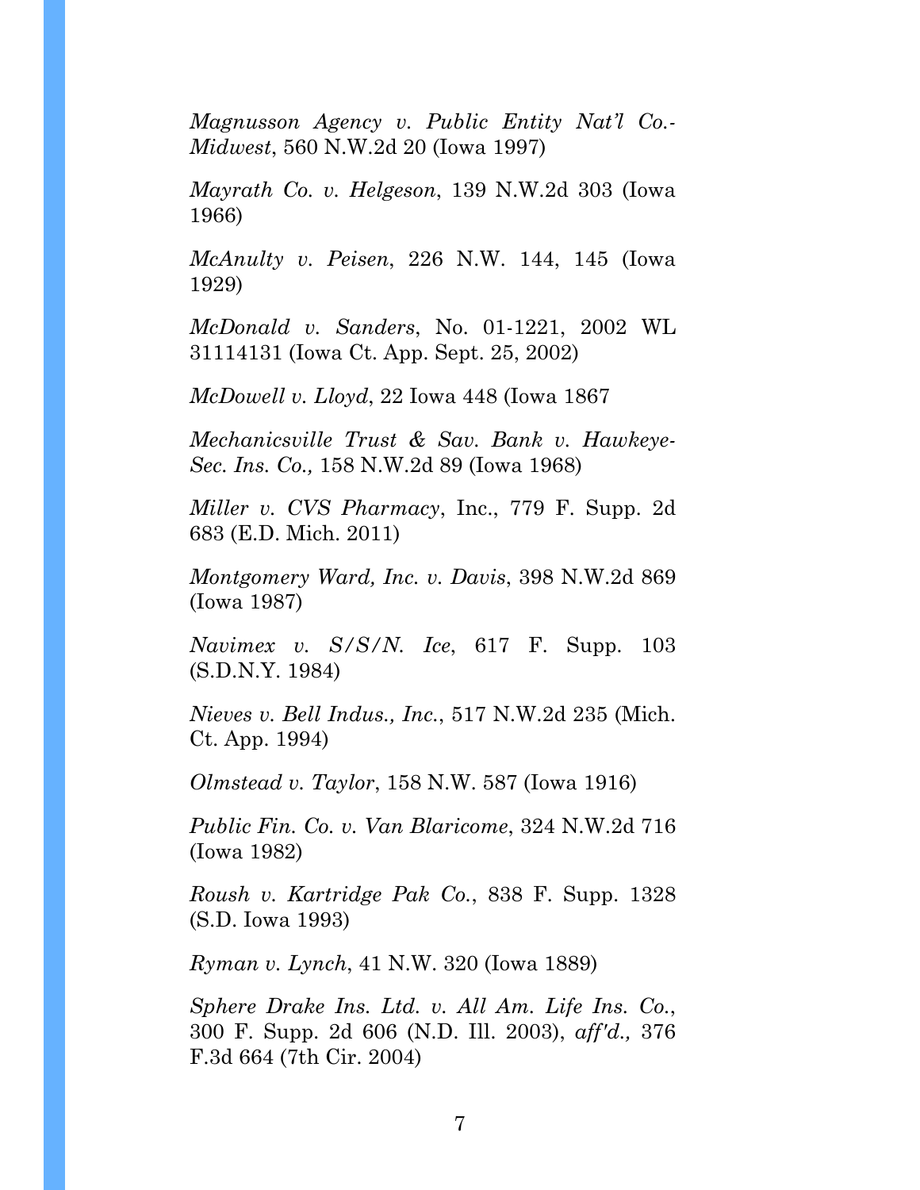*Magnusson Agency v. Public Entity Nat'l Co.-Midwest*, 560 N.W.2d 20 (Iowa 1997)

*Mayrath Co. v. Helgeson*, 139 N.W.2d 303 (Iowa 1966)

*McAnulty v. Peisen*, 226 N.W. 144, 145 (Iowa 1929)

*McDonald v. Sanders*, No. 01-1221, 2002 WL 31114131 (Iowa Ct. App. Sept. 25, 2002)

*McDowell v. Lloyd*, 22 Iowa 448 (Iowa 1867

*Mechanicsville Trust & Sav. Bank v. Hawkeye-Sec. Ins. Co.,* 158 N.W.2d 89 (Iowa 1968)

*Miller v. CVS Pharmacy*, Inc., 779 F. Supp. 2d 683 (E.D. Mich. 2011)

*Montgomery Ward, Inc. v. Davis*, 398 N.W.2d 869 (Iowa 1987)

*Navimex v. S/S/N. Ice*, 617 F. Supp. 103 (S.D.N.Y. 1984)

*Nieves v. Bell Indus., Inc.*, 517 N.W.2d 235 (Mich. Ct. App. 1994)

*Olmstead v. Taylor*, 158 N.W. 587 (Iowa 1916)

*Public Fin. Co. v. Van Blaricome*, 324 N.W.2d 716 (Iowa 1982)

*Roush v. Kartridge Pak Co.*, 838 F. Supp. 1328 (S.D. Iowa 1993)

*Ryman v. Lynch*, 41 N.W. 320 (Iowa 1889)

*Sphere Drake Ins. Ltd. v. All Am. Life Ins. Co.*, 300 F. Supp. 2d 606 (N.D. Ill. 2003), *aff'd.,* 376 F.3d 664 (7th Cir. 2004)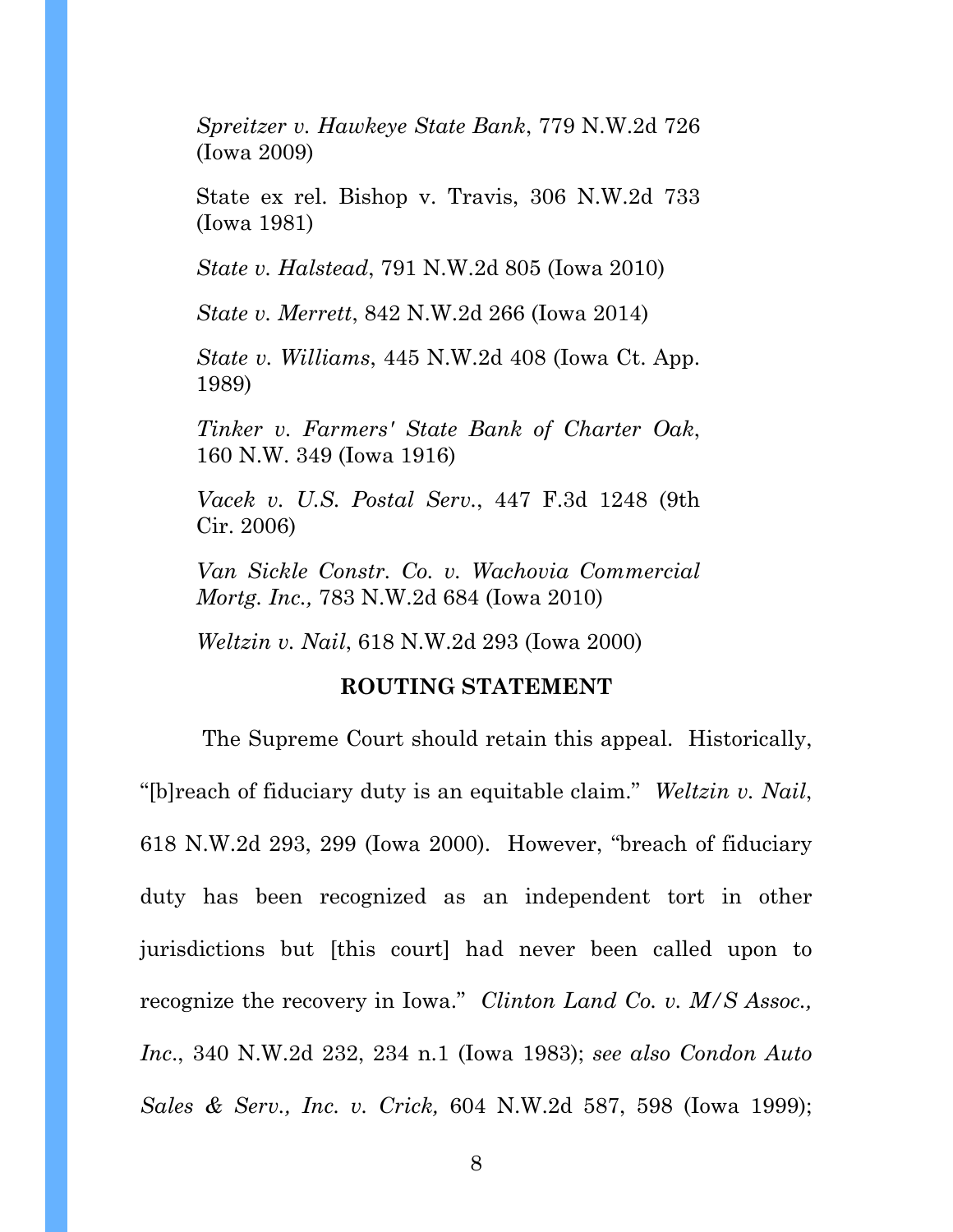*Spreitzer v. Hawkeye State Bank*, 779 N.W.2d 726 (Iowa 2009)

State ex rel. Bishop v. Travis, 306 N.W.2d 733 (Iowa 1981)

*State v. Halstead*, 791 N.W.2d 805 (Iowa 2010)

*State v. Merrett*, 842 N.W.2d 266 (Iowa 2014)

*State v. Williams*, 445 N.W.2d 408 (Iowa Ct. App. 1989)

*Tinker v. Farmers' State Bank of Charter Oak*, 160 N.W. 349 (Iowa 1916)

*Vacek v. U.S. Postal Serv.*, 447 F.3d 1248 (9th Cir. 2006)

*Van Sickle Constr. Co. v. Wachovia Commercial Mortg. Inc.,* 783 N.W.2d 684 (Iowa 2010)

*Weltzin v. Nail*, 618 N.W.2d 293 (Iowa 2000)

## ROUTING STATEMENT

The Supreme Court should retain this appeal. Historically, "[b]reach of fiduciary duty is an equitable claim." *Weltzin v. Nail*, 618 N.W.2d 293, 299 (Iowa 2000). However, "breach of fiduciary duty has been recognized as an independent tort in other jurisdictions but [this court] had never been called upon to recognize the recovery in Iowa." *Clinton Land Co. v. M/S Assoc., Inc.*, 340 N.W.2d 232, 234 n.1 (Iowa 1983); *see also Condon Auto Sales & Serv., Inc. v. Crick,* 604 N.W.2d 587, 598 (Iowa 1999);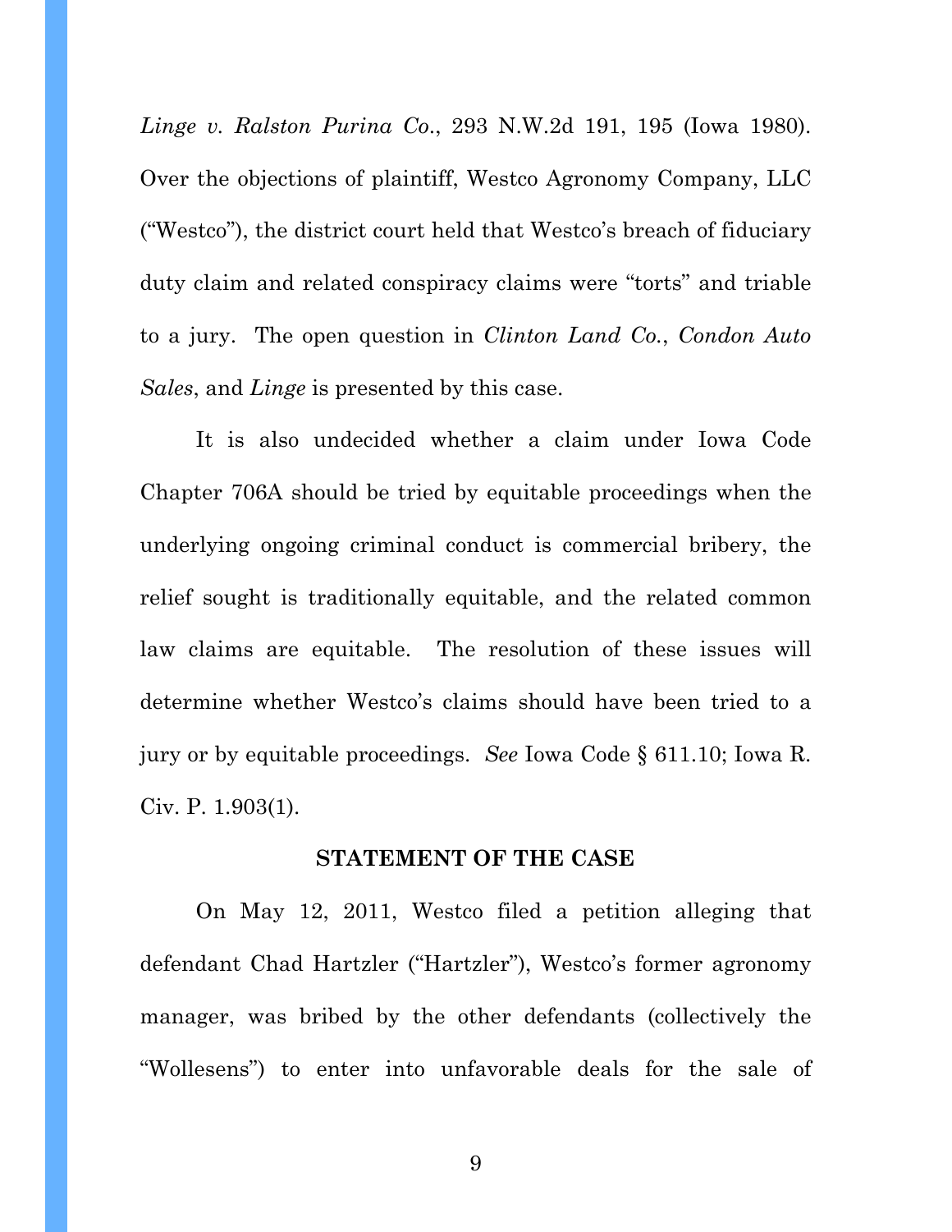*Linge v. Ralston Purina Co.*, 293 N.W.2d 191, 195 (Iowa 1980). Over the objections of plaintiff, Westco Agronomy Company, LLC ("Westco"), the district court held that Westco's breach of fiduciary duty claim and related conspiracy claims were "torts" and triable to a jury. The open question in *Clinton Land Co.*, *Condon Auto Sales*, and *Linge* is presented by this case.

It is also undecided whether a claim under Iowa Code Chapter 706A should be tried by equitable proceedings when the underlying ongoing criminal conduct is commercial bribery, the relief sought is traditionally equitable, and the related common law claims are equitable. The resolution of these issues will determine whether Westco's claims should have been tried to a jury or by equitable proceedings. *See* Iowa Code § 611.10; Iowa R. Civ. P. 1.903(1).

## STATEMENT OF THE CASE

On May 12, 2011, Westco filed a petition alleging that defendant Chad Hartzler ("Hartzler"), Westco's former agronomy manager, was bribed by the other defendants (collectively the "Wollesens") to enter into unfavorable deals for the sale of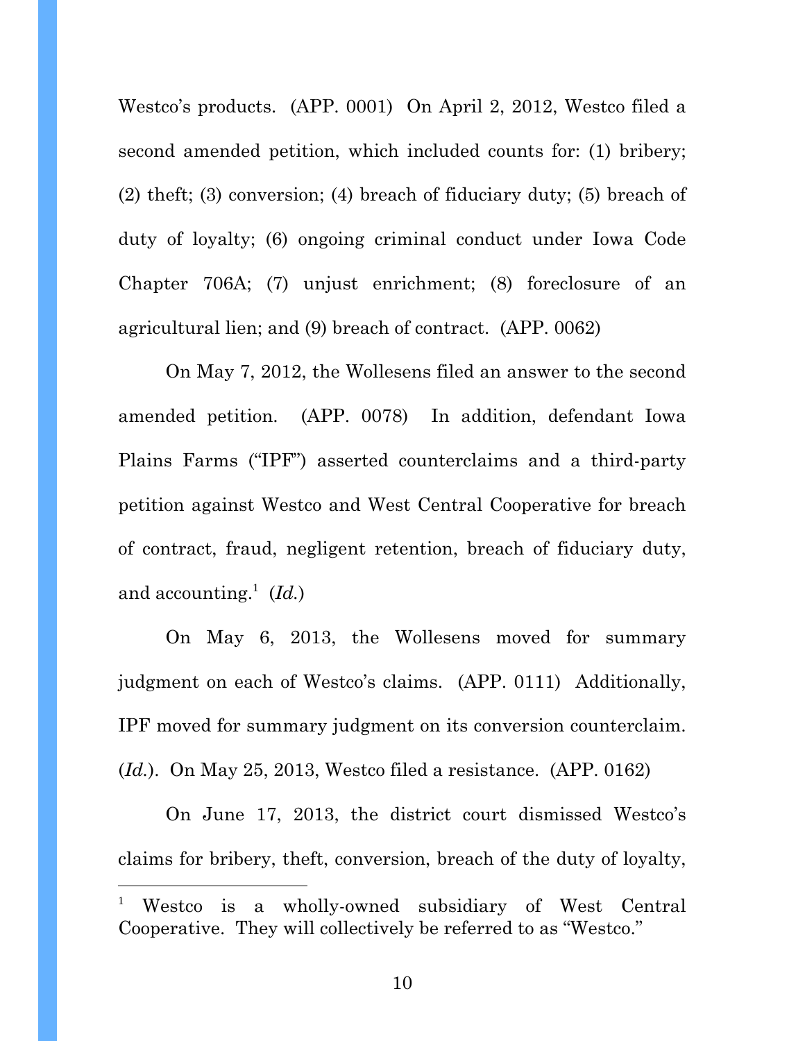Westco's products. (APP. 0001) On April 2, 2012, Westco filed a second amended petition, which included counts for: (1) bribery; (2) theft; (3) conversion; (4) breach of fiduciary duty; (5) breach of duty of loyalty; (6) ongoing criminal conduct under Iowa Code Chapter 706A; (7) unjust enrichment; (8) foreclosure of an agricultural lien; and (9) breach of contract. (APP. 0062)

On May 7, 2012, the Wollesens filed an answer to the second amended petition. (APP. 0078) In addition, defendant Iowa Plains Farms ("IPF") asserted counterclaims and a third-party petition against Westco and West Central Cooperative for breach of contract, fraud, negligent retention, breach of fiduciary duty, and accounting.[1] (*Id.*)

On May 6, 2013, the Wollesens moved for summary judgment on each of Westco's claims. (APP. 0111) Additionally, IPF moved for summary judgment on its conversion counterclaim. (*Id.*). On May 25, 2013, Westco filed a resistance. (APP. 0162)

On June 17, 2013, the district court dismissed Westco's claims for bribery, theft, conversion, breach of the duty of loyalty,

---

[1] Westco is a wholly-owned subsidiary of West Central Cooperative. They will collectively be referred to as "Westco."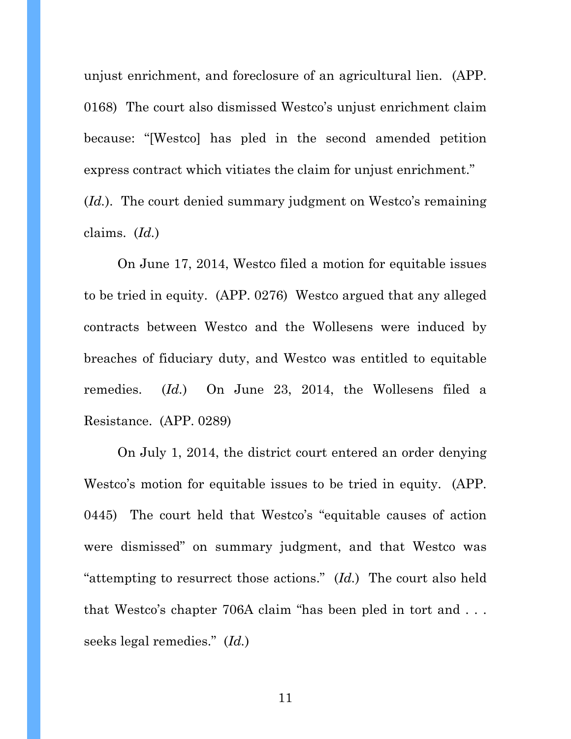unjust enrichment, and foreclosure of an agricultural lien. (APP. 0168) The court also dismissed Westco's unjust enrichment claim because: "[Westco] has pled in the second amended petition express contract which vitiates the claim for unjust enrichment." (*Id.*). The court denied summary judgment on Westco's remaining claims. (*Id.*)

On June 17, 2014, Westco filed a motion for equitable issues to be tried in equity. (APP. 0276) Westco argued that any alleged contracts between Westco and the Wollesens were induced by breaches of fiduciary duty, and Westco was entitled to equitable remedies. (*Id.*) On June 23, 2014, the Wollesens filed a Resistance. (APP. 0289)

On July 1, 2014, the district court entered an order denying Westco's motion for equitable issues to be tried in equity. (APP. 0445) The court held that Westco's "equitable causes of action were dismissed" on summary judgment, and that Westco was "attempting to resurrect those actions." (*Id.*) The court also held that Westco's chapter 706A claim "has been pled in tort and . . . seeks legal remedies." (*Id.*)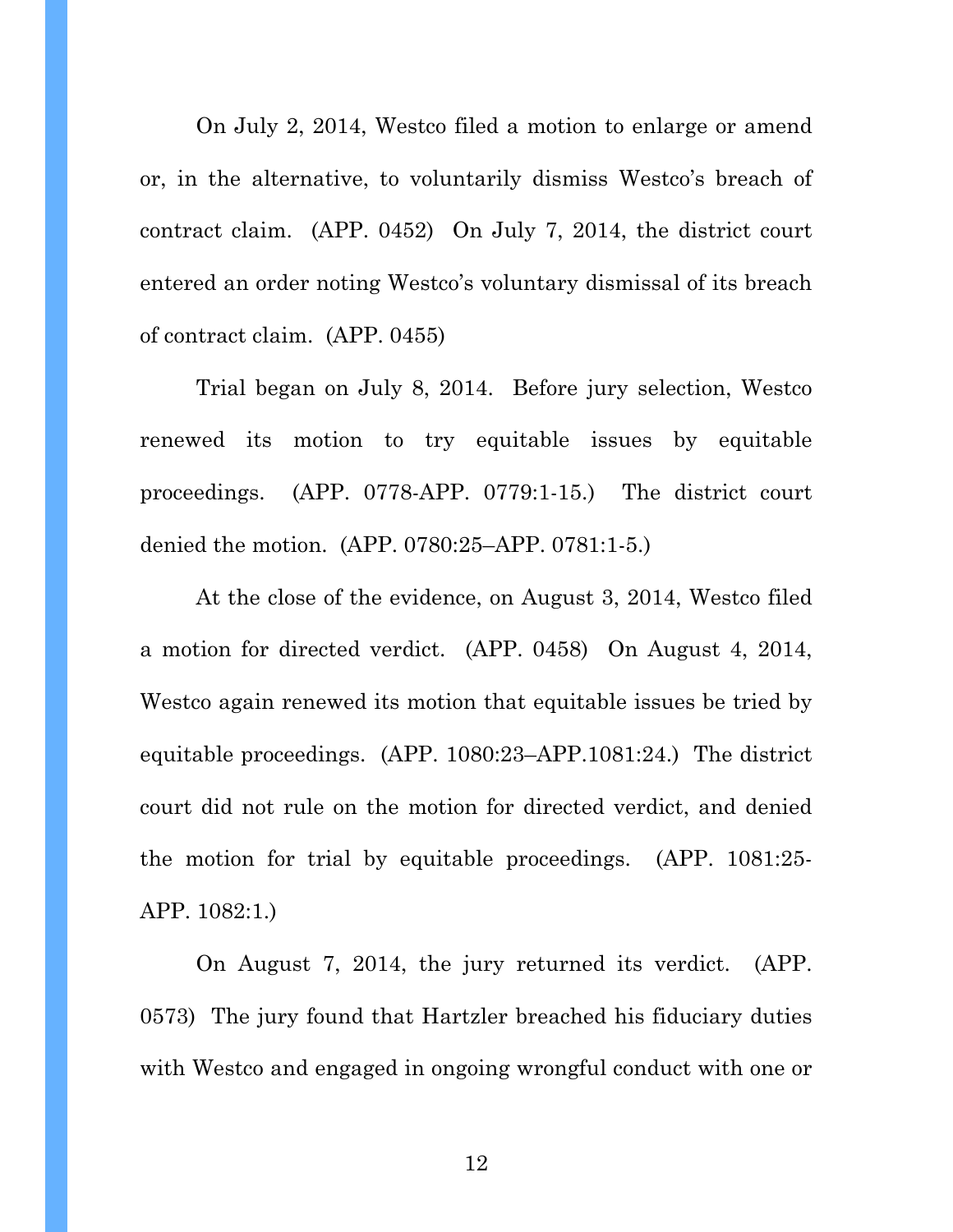On July 2, 2014, Westco filed a motion to enlarge or amend or, in the alternative, to voluntarily dismiss Westco's breach of contract claim. (APP. 0452) On July 7, 2014, the district court entered an order noting Westco's voluntary dismissal of its breach of contract claim. (APP. 0455)

Trial began on July 8, 2014. Before jury selection, Westco renewed its motion to try equitable issues by equitable proceedings. (APP. 0778-APP. 0779:1-15.) The district court denied the motion. (APP. 0780:25–APP. 0781:1-5.)

At the close of the evidence, on August 3, 2014, Westco filed a motion for directed verdict. (APP. 0458) On August 4, 2014, Westco again renewed its motion that equitable issues be tried by equitable proceedings. (APP. 1080:23–APP.1081:24.) The district court did not rule on the motion for directed verdict, and denied the motion for trial by equitable proceedings. (APP. 1081:25-APP. 1082:1.)

On August 7, 2014, the jury returned its verdict. (APP. 0573) The jury found that Hartzler breached his fiduciary duties with Westco and engaged in ongoing wrongful conduct with one or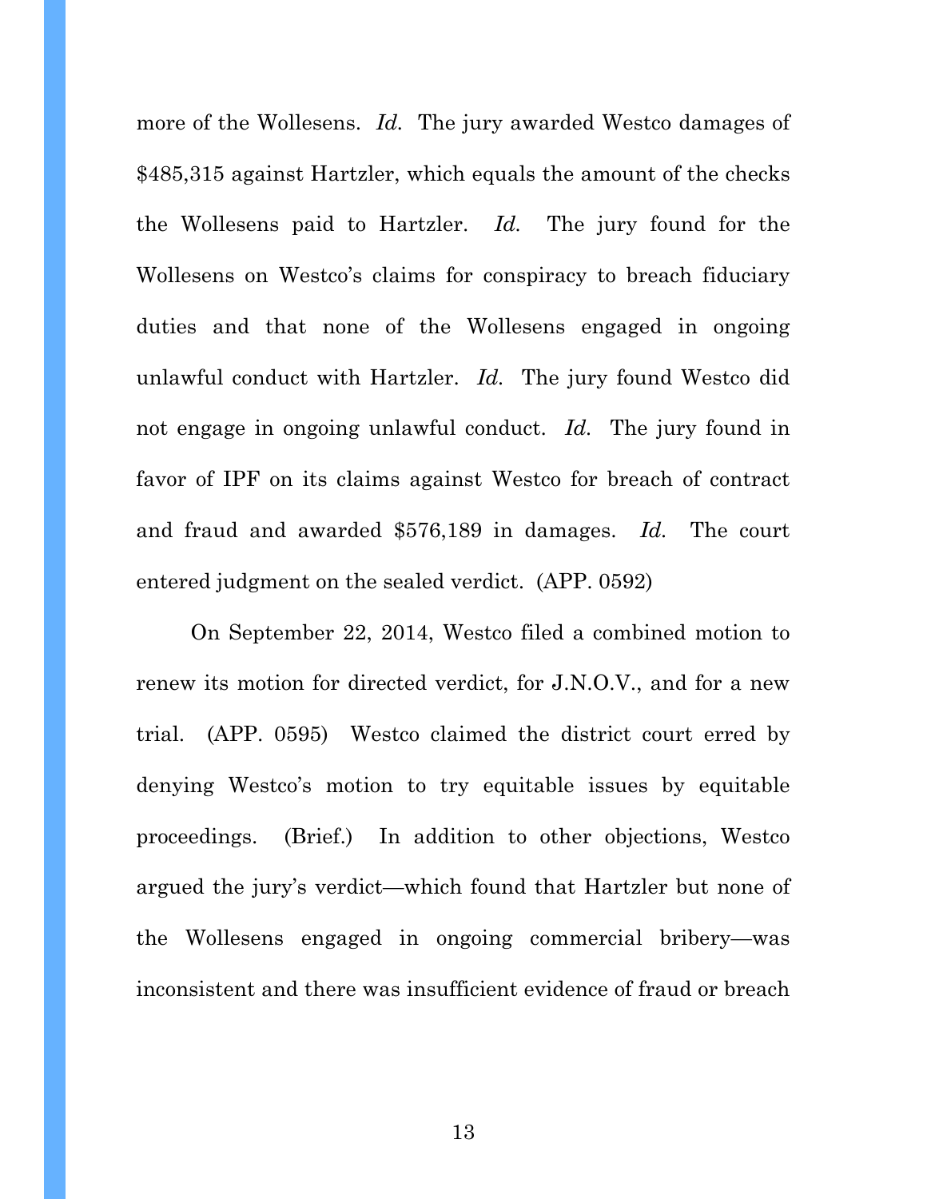more of the Wollesens. *Id.* The jury awarded Westco damages of $485,315 against Hartzler, which equals the amount of the checks the Wollesens paid to Hartzler. *Id.* The jury found for the Wollesens on Westco's claims for conspiracy to breach fiduciary duties and that none of the Wollesens engaged in ongoing unlawful conduct with Hartzler. *Id.* The jury found Westco did not engage in ongoing unlawful conduct. *Id.* The jury found in favor of IPF on its claims against Westco for breach of contract and fraud and awarded $576,189 in damages. *Id.* The court entered judgment on the sealed verdict. (APP. 0592)

On September 22, 2014, Westco filed a combined motion to renew its motion for directed verdict, for J.N.O.V., and for a new trial. (APP. 0595) Westco claimed the district court erred by denying Westco's motion to try equitable issues by equitable proceedings. (Brief.) In addition to other objections, Westco argued the jury's verdict—which found that Hartzler but none of the Wollesens engaged in ongoing commercial bribery—was inconsistent and there was insufficient evidence of fraud or breach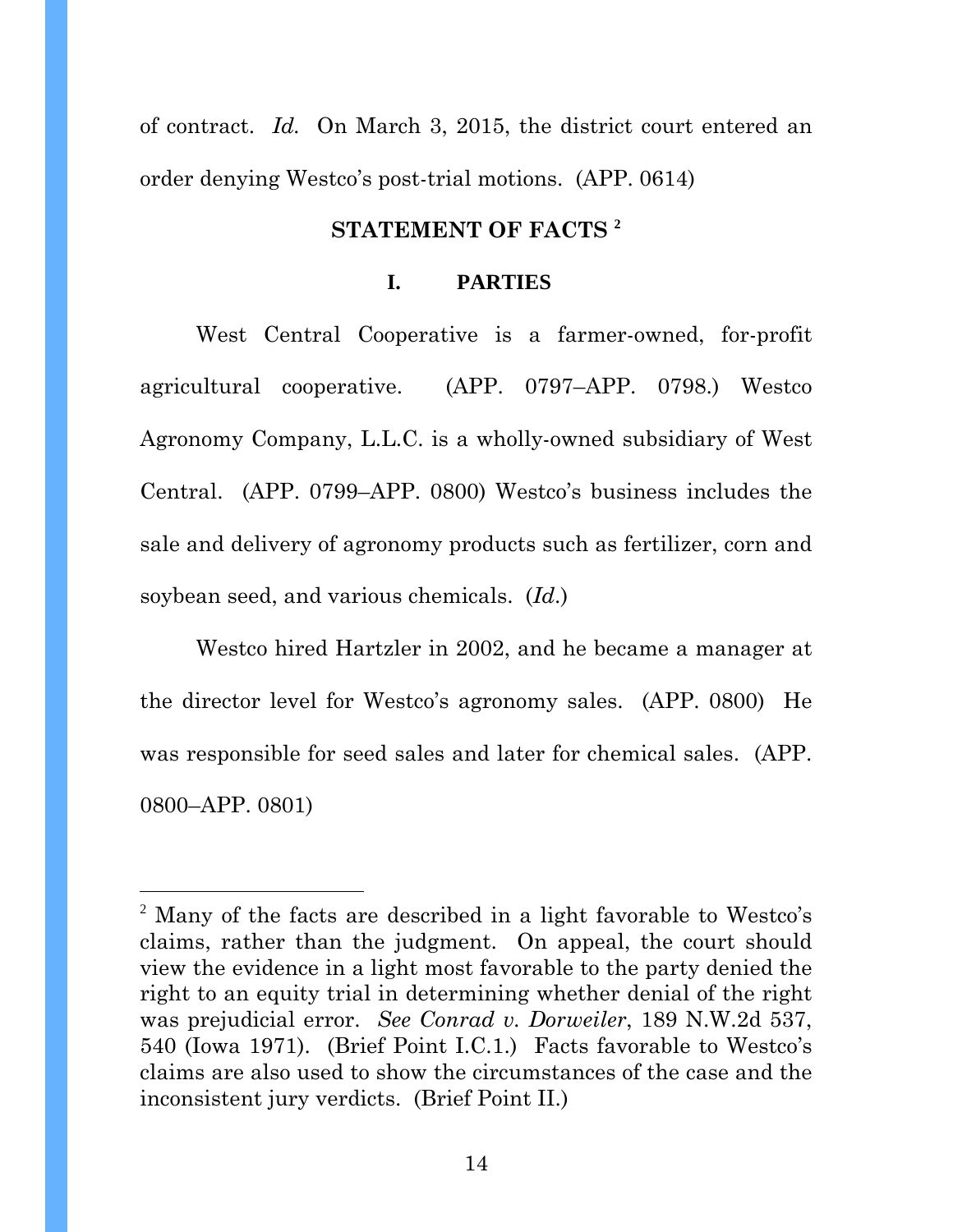of contract. *Id.* On March 3, 2015, the district court entered an order denying Westco's post-trial motions. (APP. 0614)

## STATEMENT OF FACTS [2]

### I. PARTIES

West Central Cooperative is a farmer-owned, for-profit agricultural cooperative. (APP. 0797–APP. 0798.) Westco Agronomy Company, L.L.C. is a wholly-owned subsidiary of West Central. (APP. 0799–APP. 0800) Westco's business includes the sale and delivery of agronomy products such as fertilizer, corn and soybean seed, and various chemicals. (*Id.*)

Westco hired Hartzler in 2002, and he became a manager at the director level for Westco's agronomy sales. (APP. 0800) He was responsible for seed sales and later for chemical sales. (APP. 0800–APP. 0801)

---

[2] Many of the facts are described in a light favorable to Westco's claims, rather than the judgment. On appeal, the court should view the evidence in a light most favorable to the party denied the right to an equity trial in determining whether denial of the right was prejudicial error. *See Conrad v. Dorweiler*, 189 N.W.2d 537, 540 (Iowa 1971). (Brief Point I.C.1.) Facts favorable to Westco's claims are also used to show the circumstances of the case and the inconsistent jury verdicts. (Brief Point II.)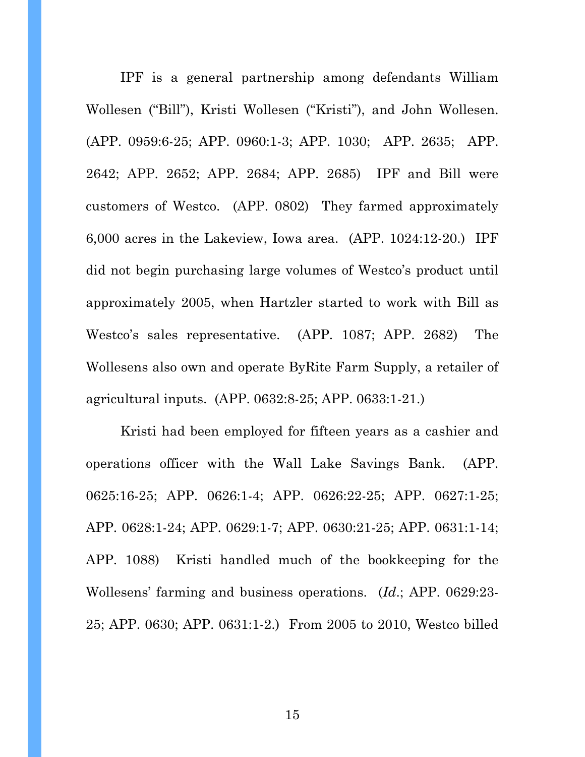IPF is a general partnership among defendants William Wollesen ("Bill"), Kristi Wollesen ("Kristi"), and John Wollesen. (APP. 0959:6-25; APP. 0960:1-3; APP. 1030; APP. 2635; APP. 2642; APP. 2652; APP. 2684; APP. 2685) IPF and Bill were customers of Westco. (APP. 0802) They farmed approximately 6,000 acres in the Lakeview, Iowa area. (APP. 1024:12-20.) IPF did not begin purchasing large volumes of Westco's product until approximately 2005, when Hartzler started to work with Bill as Westco's sales representative. (APP. 1087; APP. 2682) The Wollesens also own and operate ByRite Farm Supply, a retailer of agricultural inputs. (APP. 0632:8-25; APP. 0633:1-21.)

Kristi had been employed for fifteen years as a cashier and operations officer with the Wall Lake Savings Bank. (APP. 0625:16-25; APP. 0626:1-4; APP. 0626:22-25; APP. 0627:1-25; APP. 0628:1-24; APP. 0629:1-7; APP. 0630:21-25; APP. 0631:1-14; APP. 1088) Kristi handled much of the bookkeeping for the Wollesens' farming and business operations. (*Id.*; APP. 0629:23-25; APP. 0630; APP. 0631:1-2.) From 2005 to 2010, Westco billed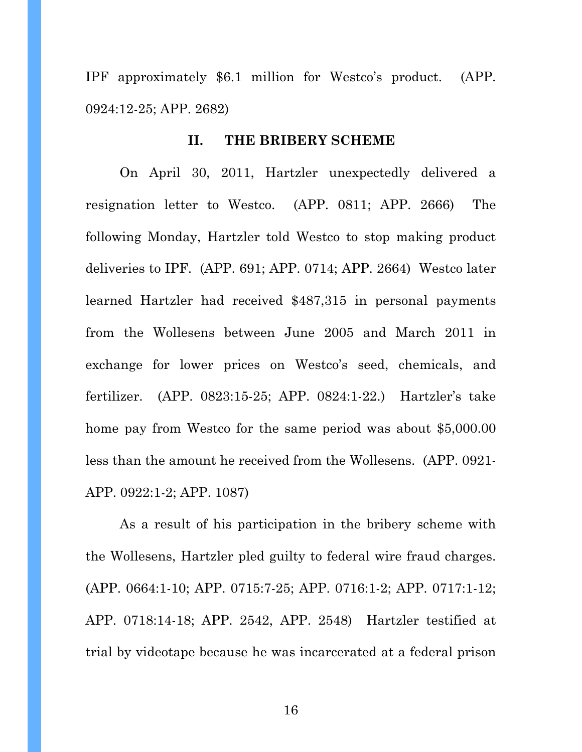IPF approximately $6.1 million for Westco's product. (APP. 0924:12-25; APP. 2682)

## II. THE BRIBERY SCHEME

On April 30, 2011, Hartzler unexpectedly delivered a resignation letter to Westco. (APP. 0811; APP. 2666) The following Monday, Hartzler told Westco to stop making product deliveries to IPF. (APP. 691; APP. 0714; APP. 2664) Westco later learned Hartzler had received $487,315 in personal payments from the Wollesens between June 2005 and March 2011 in exchange for lower prices on Westco's seed, chemicals, and fertilizer. (APP. 0823:15-25; APP. 0824:1-22.) Hartzler's take home pay from Westco for the same period was about $5,000.00 less than the amount he received from the Wollesens. (APP. 0921-APP. 0922:1-2; APP. 1087)

As a result of his participation in the bribery scheme with the Wollesens, Hartzler pled guilty to federal wire fraud charges. (APP. 0664:1-10; APP. 0715:7-25; APP. 0716:1-2; APP. 0717:1-12; APP. 0718:14-18; APP. 2542, APP. 2548) Hartzler testified at trial by videotape because he was incarcerated at a federal prison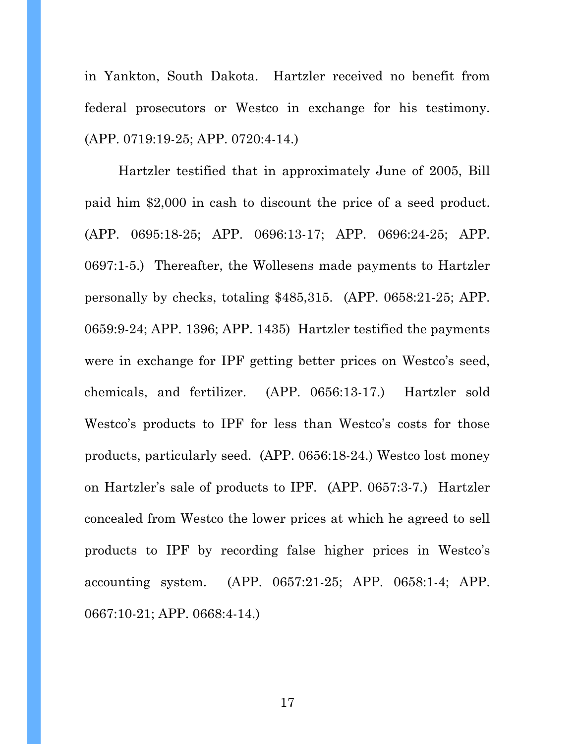in Yankton, South Dakota. Hartzler received no benefit from federal prosecutors or Westco in exchange for his testimony. (APP. 0719:19-25; APP. 0720:4-14.)

Hartzler testified that in approximately June of 2005, Bill paid him $2,000 in cash to discount the price of a seed product. (APP. 0695:18-25; APP. 0696:13-17; APP. 0696:24-25; APP. 0697:1-5.) Thereafter, the Wollesens made payments to Hartzler personally by checks, totaling $485,315. (APP. 0658:21-25; APP. 0659:9-24; APP. 1396; APP. 1435) Hartzler testified the payments were in exchange for IPF getting better prices on Westco's seed, chemicals, and fertilizer. (APP. 0656:13-17.) Hartzler sold Westco's products to IPF for less than Westco's costs for those products, particularly seed. (APP. 0656:18-24.) Westco lost money on Hartzler's sale of products to IPF. (APP. 0657:3-7.) Hartzler concealed from Westco the lower prices at which he agreed to sell products to IPF by recording false higher prices in Westco's accounting system. (APP. 0657:21-25; APP. 0658:1-4; APP. 0667:10-21; APP. 0668:4-14.)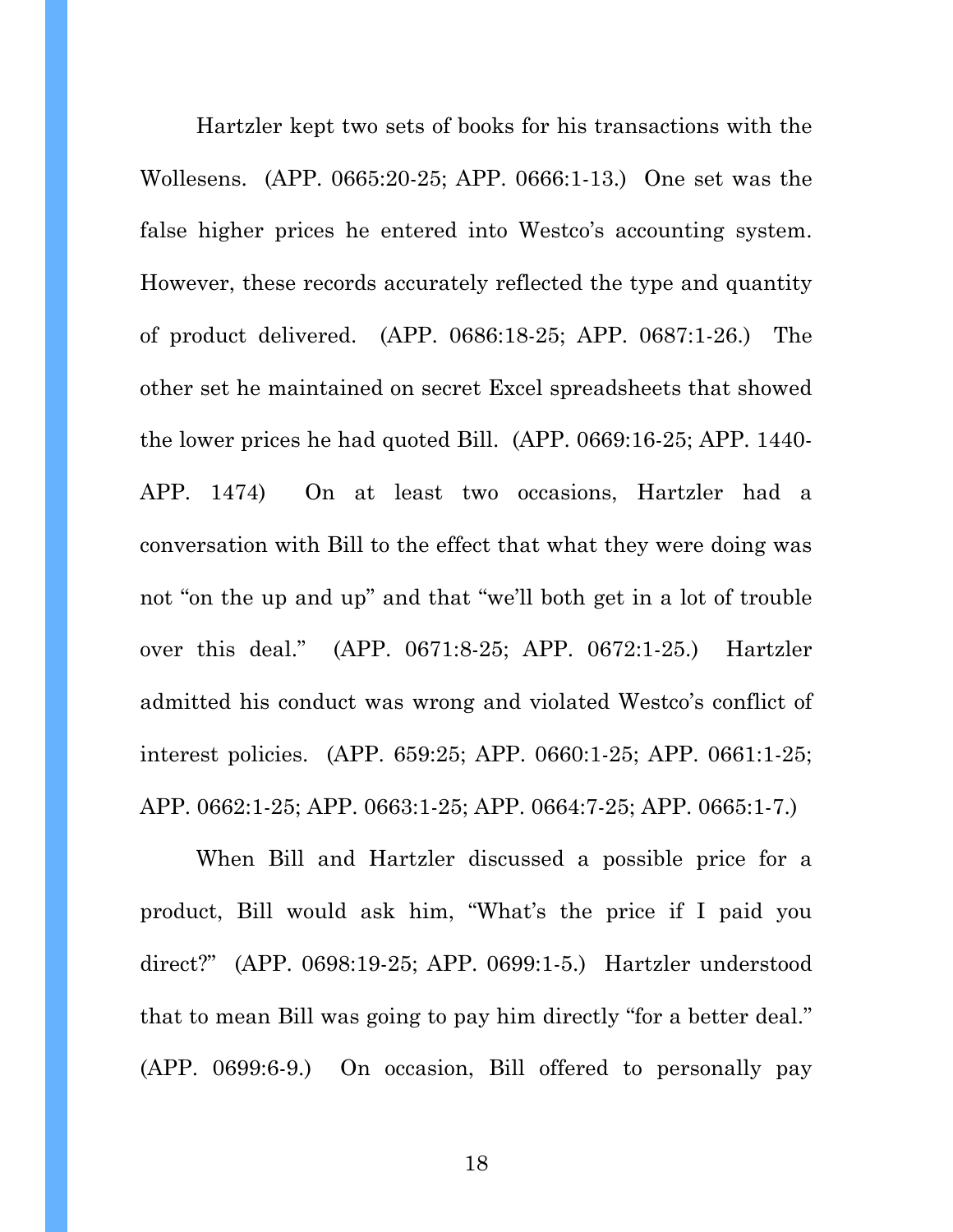Hartzler kept two sets of books for his transactions with the Wollesens. (APP. 0665:20-25; APP. 0666:1-13.) One set was the false higher prices he entered into Westco's accounting system. However, these records accurately reflected the type and quantity of product delivered. (APP. 0686:18-25; APP. 0687:1-26.) The other set he maintained on secret Excel spreadsheets that showed the lower prices he had quoted Bill. (APP. 0669:16-25; APP. 1440-APP. 1474) On at least two occasions, Hartzler had a conversation with Bill to the effect that what they were doing was not "on the up and up" and that "we'll both get in a lot of trouble over this deal." (APP. 0671:8-25; APP. 0672:1-25.) Hartzler admitted his conduct was wrong and violated Westco's conflict of interest policies. (APP. 659:25; APP. 0660:1-25; APP. 0661:1-25; APP. 0662:1-25; APP. 0663:1-25; APP. 0664:7-25; APP. 0665:1-7.)

When Bill and Hartzler discussed a possible price for a product, Bill would ask him, "What's the price if I paid you direct?" (APP. 0698:19-25; APP. 0699:1-5.) Hartzler understood that to mean Bill was going to pay him directly "for a better deal." (APP. 0699:6-9.) On occasion, Bill offered to personally pay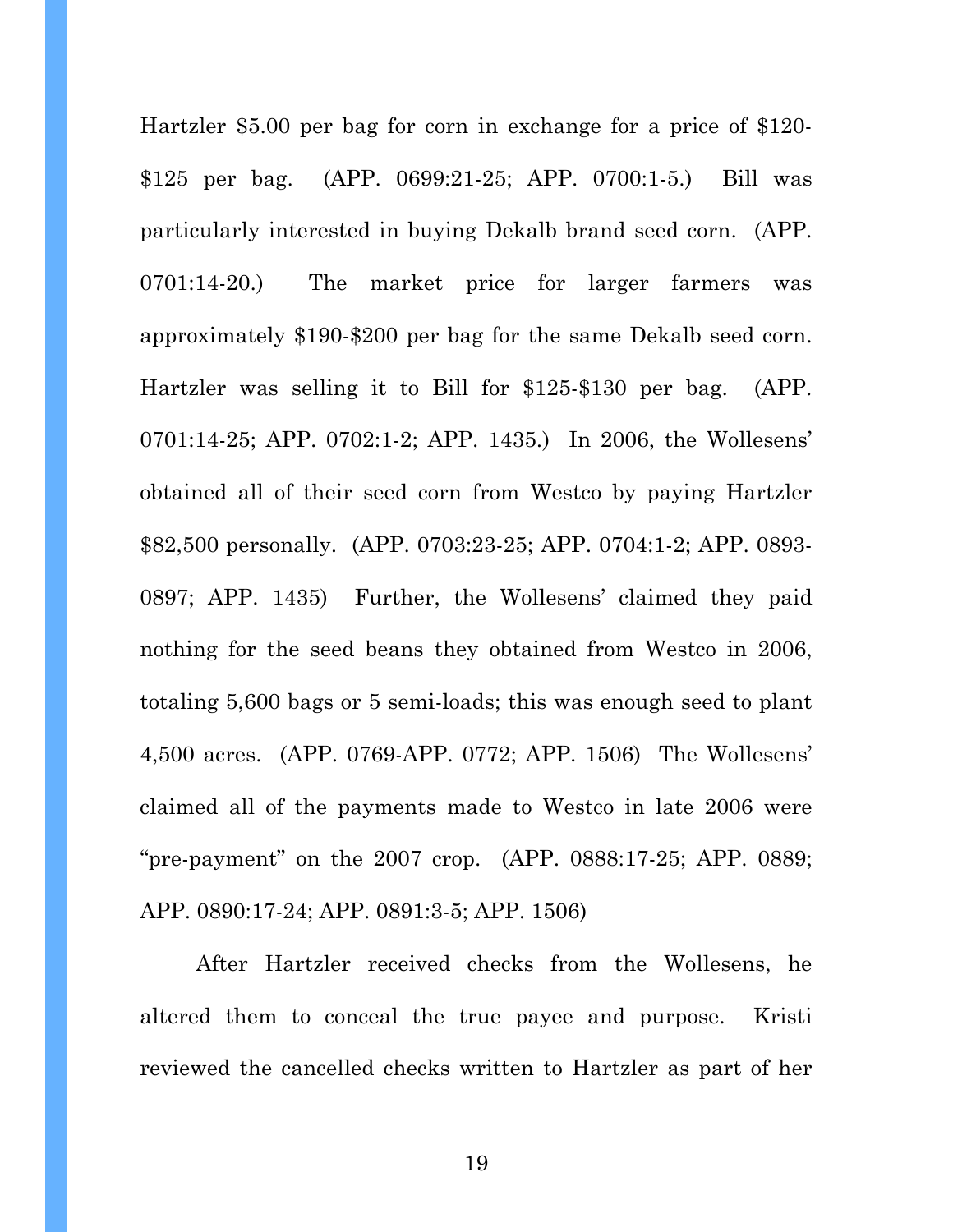Hartzler $5.00 per bag for corn in exchange for a price of $120-$125 per bag. (APP. 0699:21-25; APP. 0700:1-5.) Bill was particularly interested in buying Dekalb brand seed corn. (APP. 0701:14-20.) The market price for larger farmers was approximately $190-$200 per bag for the same Dekalb seed corn. Hartzler was selling it to Bill for $125-$130 per bag. (APP. 0701:14-25; APP. 0702:1-2; APP. 1435.) In 2006, the Wollesens' obtained all of their seed corn from Westco by paying Hartzler $82,500 personally. (APP. 0703:23-25; APP. 0704:1-2; APP. 0893-0897; APP. 1435) Further, the Wollesens' claimed they paid nothing for the seed beans they obtained from Westco in 2006, totaling 5,600 bags or 5 semi-loads; this was enough seed to plant 4,500 acres. (APP. 0769-APP. 0772; APP. 1506) The Wollesens' claimed all of the payments made to Westco in late 2006 were "pre-payment" on the 2007 crop. (APP. 0888:17-25; APP. 0889; APP. 0890:17-24; APP. 0891:3-5; APP. 1506)

After Hartzler received checks from the Wollesens, he altered them to conceal the true payee and purpose. Kristi reviewed the cancelled checks written to Hartzler as part of her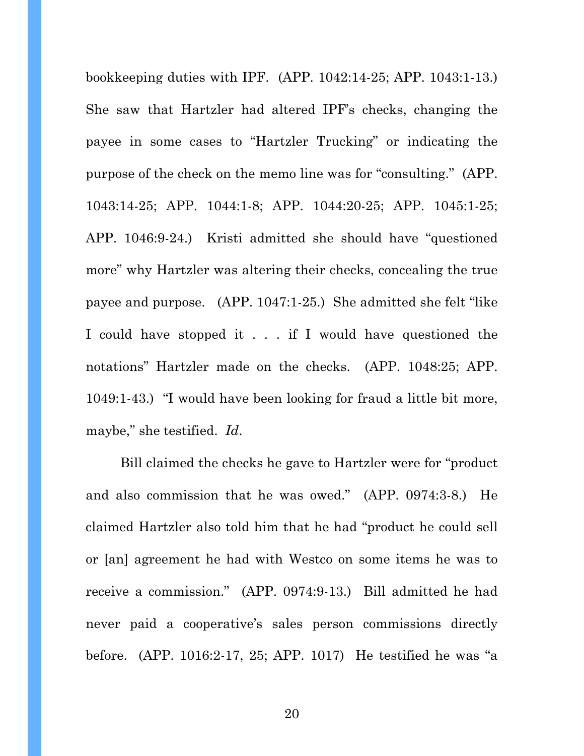bookkeeping duties with IPF. (APP. 1042:14-25; APP. 1043:1-13.) She saw that Hartzler had altered IPF's checks, changing the payee in some cases to "Hartzler Trucking" or indicating the purpose of the check on the memo line was for "consulting." (APP. 1043:14-25; APP. 1044:1-8; APP. 1044:20-25; APP. 1045:1-25; APP. 1046:9-24.) Kristi admitted she should have "questioned more" why Hartzler was altering their checks, concealing the true payee and purpose. (APP. 1047:1-25.) She admitted she felt "like I could have stopped it . . . if I would have questioned the notations" Hartzler made on the checks. (APP. 1048:25; APP. 1049:1-43.) "I would have been looking for fraud a little bit more, maybe," she testified. *Id.*

Bill claimed the checks he gave to Hartzler were for "product and also commission that he was owed." (APP. 0974:3-8.) He claimed Hartzler also told him that he had "product he could sell or [an] agreement he had with Westco on some items he was to receive a commission." (APP. 0974:9-13.) Bill admitted he had never paid a cooperative's sales person commissions directly before. (APP. 1016:2-17, 25; APP. 1017) He testified he was "a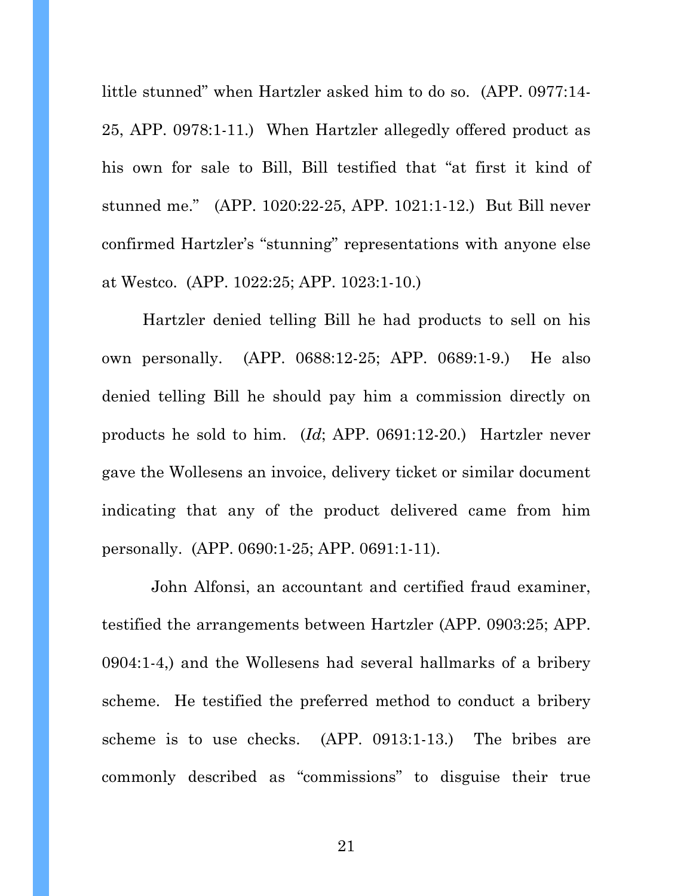little stunned" when Hartzler asked him to do so. (APP. 0977:14-25, APP. 0978:1-11.) When Hartzler allegedly offered product as his own for sale to Bill, Bill testified that "at first it kind of stunned me." (APP. 1020:22-25, APP. 1021:1-12.) But Bill never confirmed Hartzler's "stunning" representations with anyone else at Westco. (APP. 1022:25; APP. 1023:1-10.)

Hartzler denied telling Bill he had products to sell on his own personally. (APP. 0688:12-25; APP. 0689:1-9.) He also denied telling Bill he should pay him a commission directly on products he sold to him. (*Id*; APP. 0691:12-20.) Hartzler never gave the Wollesens an invoice, delivery ticket or similar document indicating that any of the product delivered came from him personally. (APP. 0690:1-25; APP. 0691:1-11).

John Alfonsi, an accountant and certified fraud examiner, testified the arrangements between Hartzler (APP. 0903:25; APP. 0904:1-4,) and the Wollesens had several hallmarks of a bribery scheme. He testified the preferred method to conduct a bribery scheme is to use checks. (APP. 0913:1-13.) The bribes are commonly described as "commissions" to disguise their true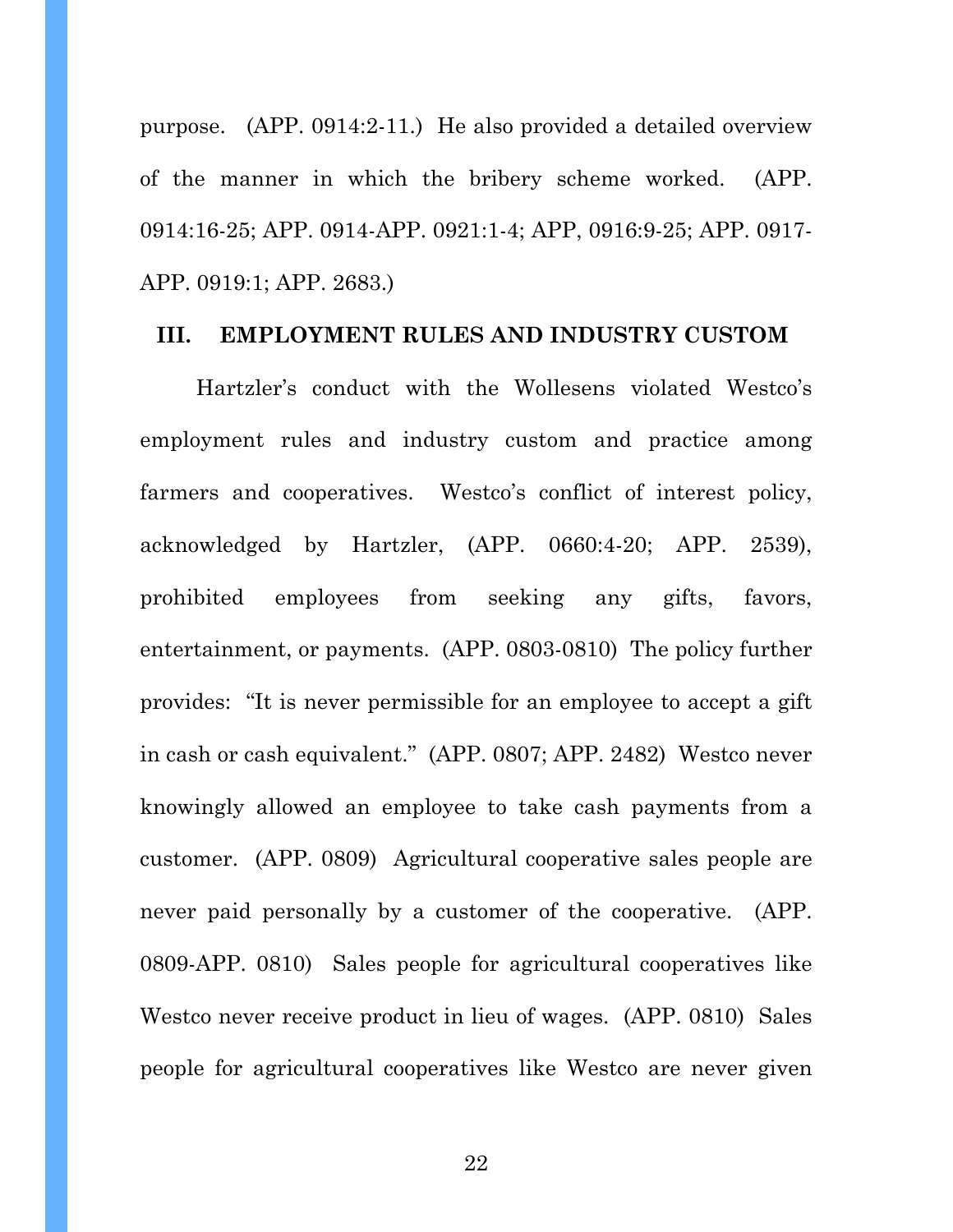purpose. (APP. 0914:2-11.) He also provided a detailed overview of the manner in which the bribery scheme worked. (APP. 0914:16-25; APP. 0914-APP. 0921:1-4; APP, 0916:9-25; APP. 0917-APP. 0919:1; APP. 2683.)

## III. EMPLOYMENT RULES AND INDUSTRY CUSTOM

Hartzler's conduct with the Wollesens violated Westco's employment rules and industry custom and practice among farmers and cooperatives. Westco's conflict of interest policy, acknowledged by Hartzler, (APP. 0660:4-20; APP. 2539), prohibited employees from seeking any gifts, favors, entertainment, or payments. (APP. 0803-0810) The policy further provides: "It is never permissible for an employee to accept a gift in cash or cash equivalent." (APP. 0807; APP. 2482) Westco never knowingly allowed an employee to take cash payments from a customer. (APP. 0809) Agricultural cooperative sales people are never paid personally by a customer of the cooperative. (APP. 0809-APP. 0810) Sales people for agricultural cooperatives like Westco never receive product in lieu of wages. (APP. 0810) Sales people for agricultural cooperatives like Westco are never given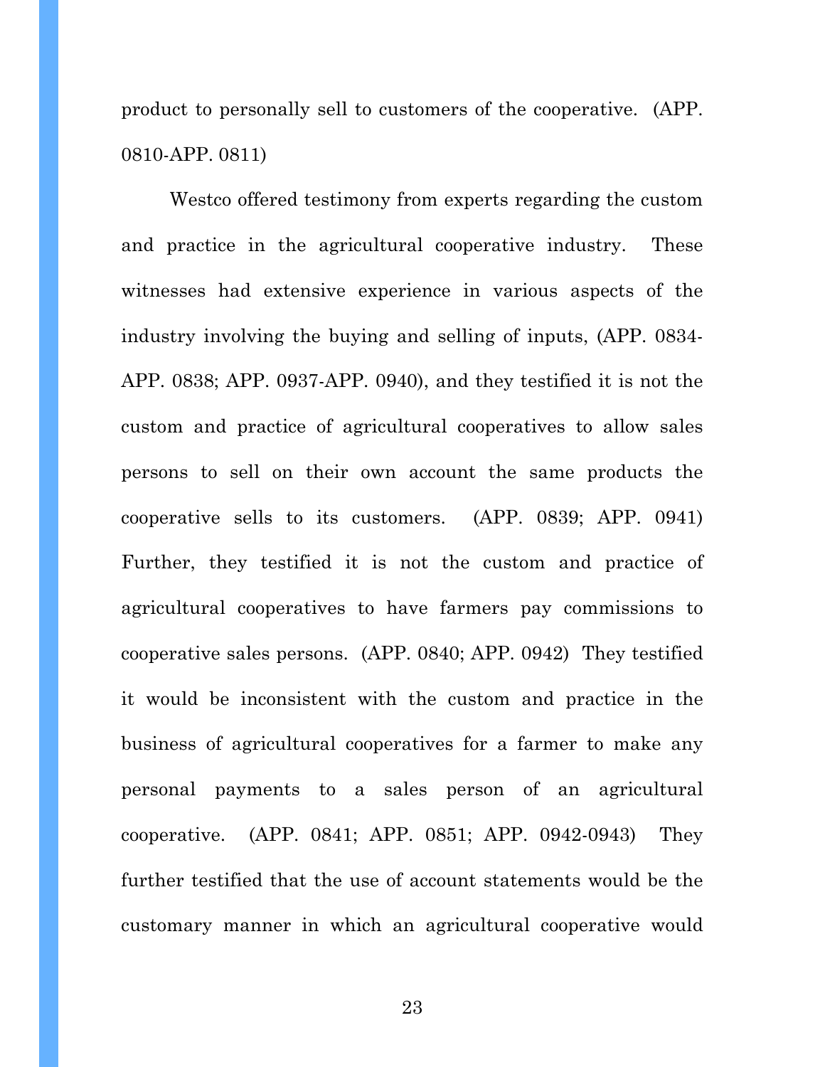product to personally sell to customers of the cooperative. (APP. 0810-APP. 0811)

Westco offered testimony from experts regarding the custom and practice in the agricultural cooperative industry. These witnesses had extensive experience in various aspects of the industry involving the buying and selling of inputs, (APP. 0834-APP. 0838; APP. 0937-APP. 0940), and they testified it is not the custom and practice of agricultural cooperatives to allow sales persons to sell on their own account the same products the cooperative sells to its customers. (APP. 0839; APP. 0941) Further, they testified it is not the custom and practice of agricultural cooperatives to have farmers pay commissions to cooperative sales persons. (APP. 0840; APP. 0942) They testified it would be inconsistent with the custom and practice in the business of agricultural cooperatives for a farmer to make any personal payments to a sales person of an agricultural cooperative. (APP. 0841; APP. 0851; APP. 0942-0943) They further testified that the use of account statements would be the customary manner in which an agricultural cooperative would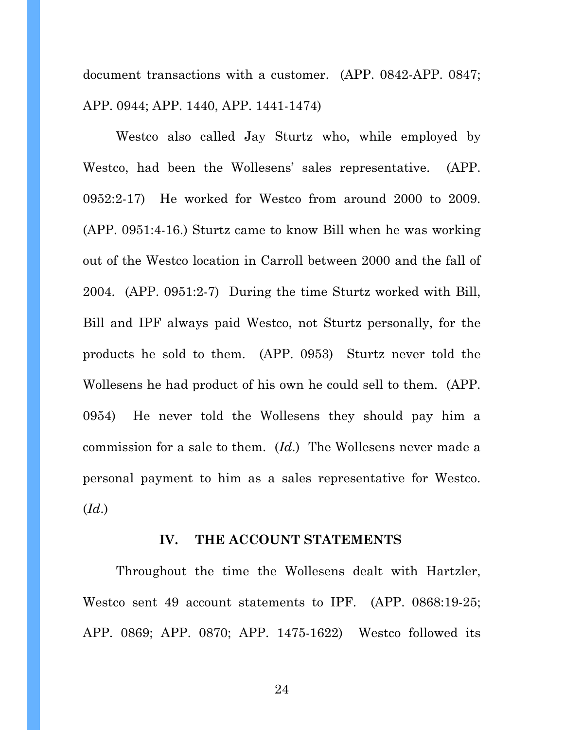document transactions with a customer. (APP. 0842-APP. 0847; APP. 0944; APP. 1440, APP. 1441-1474)

Westco also called Jay Sturtz who, while employed by Westco, had been the Wollesens' sales representative. (APP. 0952:2-17) He worked for Westco from around 2000 to 2009. (APP. 0951:4-16.) Sturtz came to know Bill when he was working out of the Westco location in Carroll between 2000 and the fall of 2004. (APP. 0951:2-7) During the time Sturtz worked with Bill, Bill and IPF always paid Westco, not Sturtz personally, for the products he sold to them. (APP. 0953) Sturtz never told the Wollesens he had product of his own he could sell to them. (APP. 0954) He never told the Wollesens they should pay him a commission for a sale to them. (*Id.*) The Wollesens never made a personal payment to him as a sales representative for Westco. (*Id.*)

## IV. THE ACCOUNT STATEMENTS

Throughout the time the Wollesens dealt with Hartzler, Westco sent 49 account statements to IPF. (APP. 0868:19-25; APP. 0869; APP. 0870; APP. 1475-1622) Westco followed its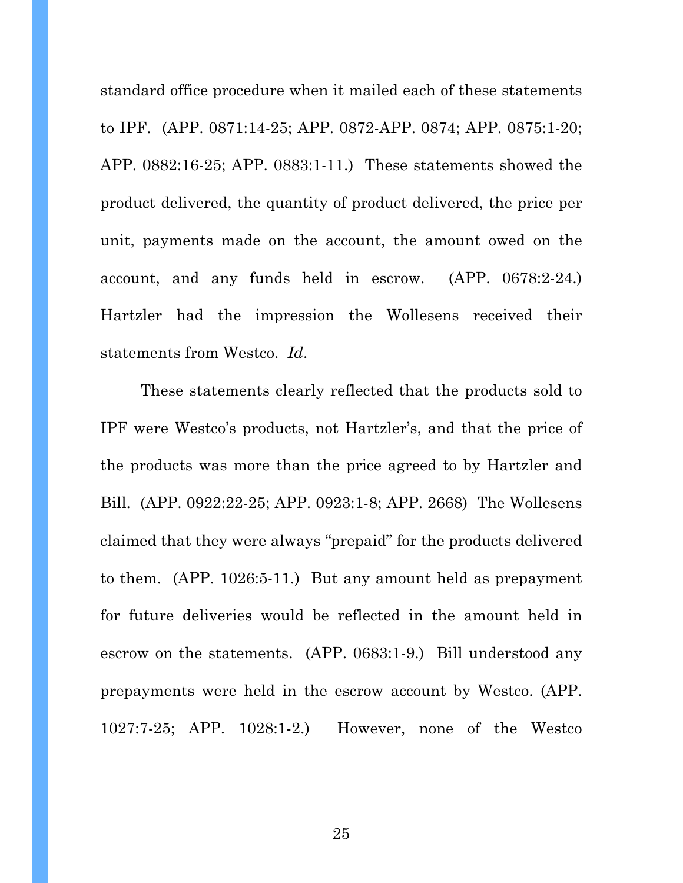standard office procedure when it mailed each of these statements to IPF. (APP. 0871:14-25; APP. 0872-APP. 0874; APP. 0875:1-20; APP. 0882:16-25; APP. 0883:1-11.) These statements showed the product delivered, the quantity of product delivered, the price per unit, payments made on the account, the amount owed on the account, and any funds held in escrow. (APP. 0678:2-24.) Hartzler had the impression the Wollesens received their statements from Westco. *Id*.

These statements clearly reflected that the products sold to IPF were Westco's products, not Hartzler's, and that the price of the products was more than the price agreed to by Hartzler and Bill. (APP. 0922:22-25; APP. 0923:1-8; APP. 2668) The Wollesens claimed that they were always "prepaid" for the products delivered to them. (APP. 1026:5-11.) But any amount held as prepayment for future deliveries would be reflected in the amount held in escrow on the statements. (APP. 0683:1-9.) Bill understood any prepayments were held in the escrow account by Westco. (APP. 1027:7-25; APP. 1028:1-2.) However, none of the Westco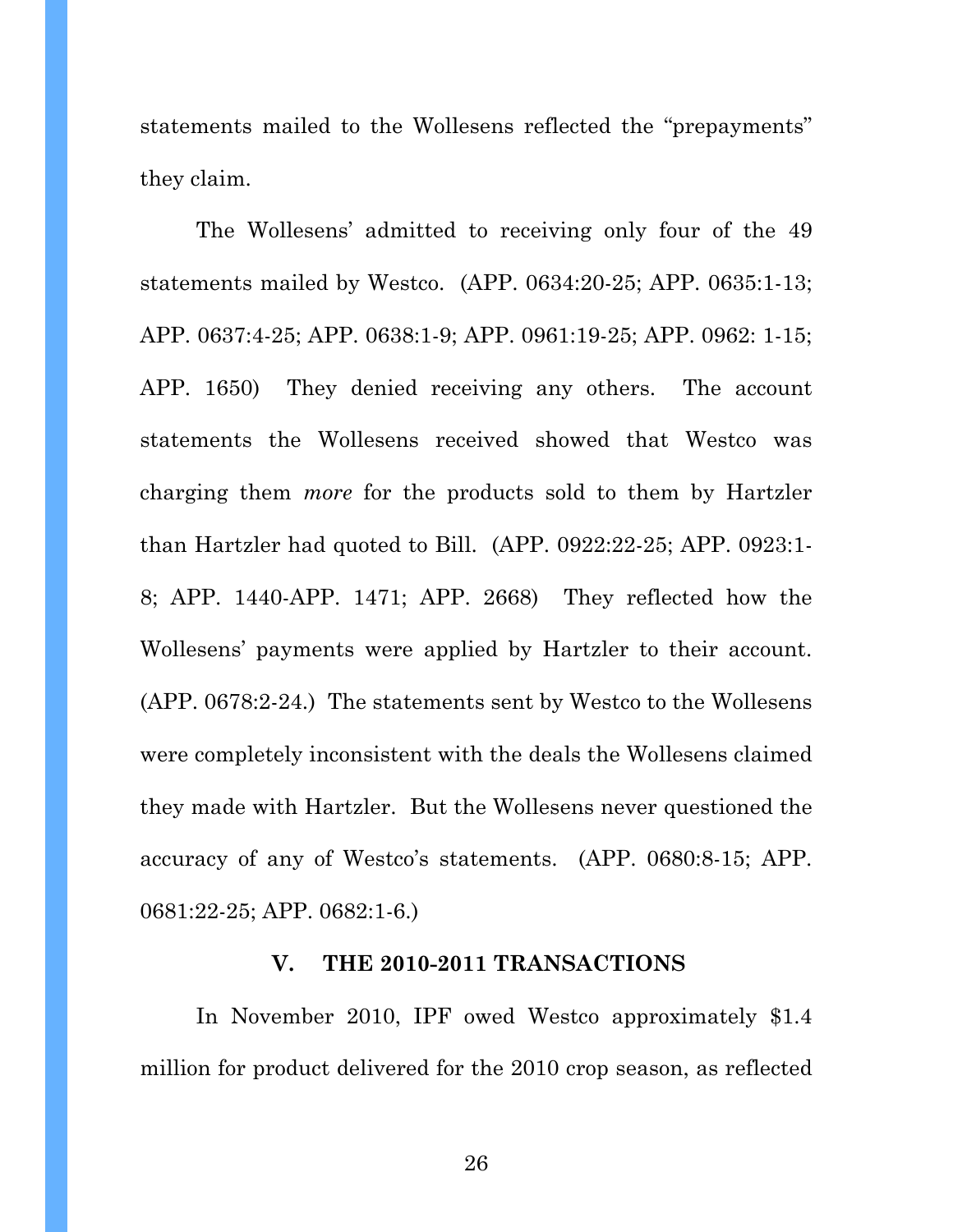statements mailed to the Wollesens reflected the "prepayments" they claim.

The Wollesens' admitted to receiving only four of the 49 statements mailed by Westco. (APP. 0634:20-25; APP. 0635:1-13; APP. 0637:4-25; APP. 0638:1-9; APP. 0961:19-25; APP. 0962: 1-15; APP. 1650) They denied receiving any others. The account statements the Wollesens received showed that Westco was charging them *more* for the products sold to them by Hartzler than Hartzler had quoted to Bill. (APP. 0922:22-25; APP. 0923:1-8; APP. 1440-APP. 1471; APP. 2668) They reflected how the Wollesens' payments were applied by Hartzler to their account. (APP. 0678:2-24.) The statements sent by Westco to the Wollesens were completely inconsistent with the deals the Wollesens claimed they made with Hartzler. But the Wollesens never questioned the accuracy of any of Westco's statements. (APP. 0680:8-15; APP. 0681:22-25; APP. 0682:1-6.)

## V. THE 2010-2011 TRANSACTIONS

In November 2010, IPF owed Westco approximately $1.4 million for product delivered for the 2010 crop season, as reflected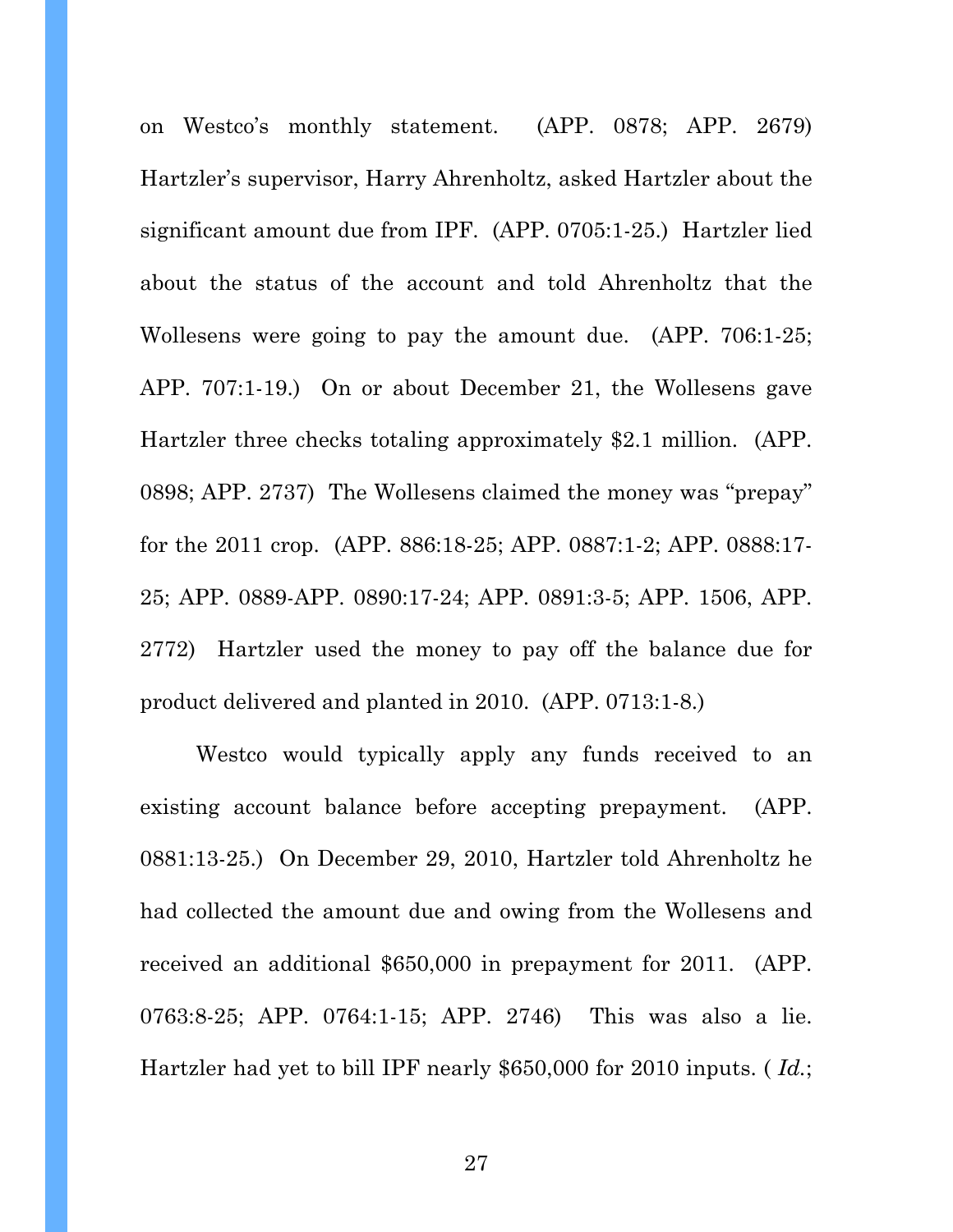on Westco's monthly statement. (APP. 0878; APP. 2679) Hartzler's supervisor, Harry Ahrenholtz, asked Hartzler about the significant amount due from IPF. (APP. 0705:1-25.) Hartzler lied about the status of the account and told Ahrenholtz that the Wollesens were going to pay the amount due. (APP. 706:1-25; APP. 707:1-19.) On or about December 21, the Wollesens gave Hartzler three checks totaling approximately $2.1 million. (APP. 0898; APP. 2737) The Wollesens claimed the money was "prepay" for the 2011 crop. (APP. 886:18-25; APP. 0887:1-2; APP. 0888:17-25; APP. 0889-APP. 0890:17-24; APP. 0891:3-5; APP. 1506, APP. 2772) Hartzler used the money to pay off the balance due for product delivered and planted in 2010. (APP. 0713:1-8.)

Westco would typically apply any funds received to an existing account balance before accepting prepayment. (APP. 0881:13-25.) On December 29, 2010, Hartzler told Ahrenholtz he had collected the amount due and owing from the Wollesens and received an additional $650,000 in prepayment for 2011. (APP. 0763:8-25; APP. 0764:1-15; APP. 2746) This was also a lie. Hartzler had yet to bill IPF nearly $650,000 for 2010 inputs. ( *Id.*;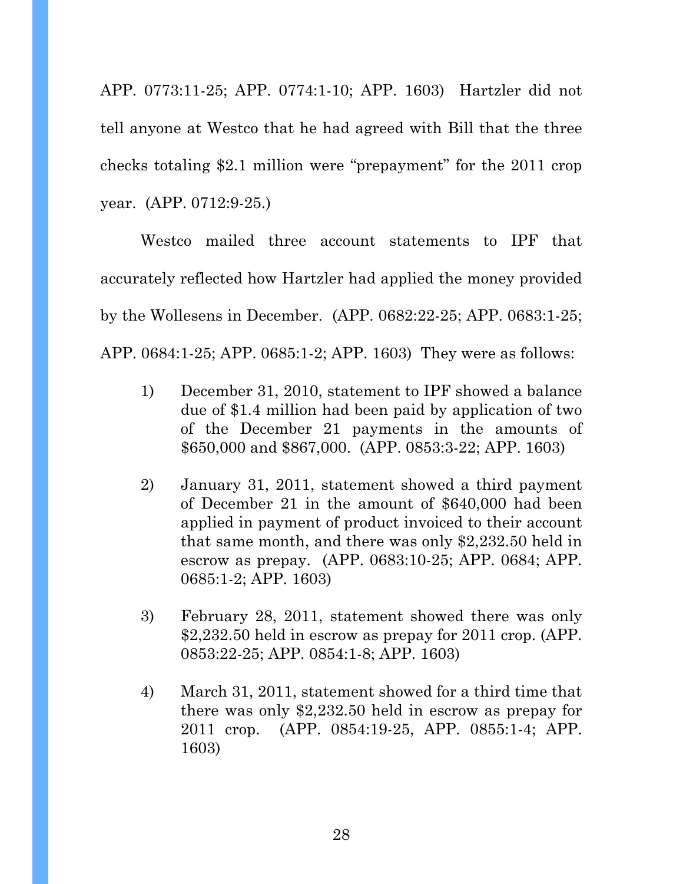APP. 0773:11-25; APP. 0774:1-10; APP. 1603) Hartzler did not tell anyone at Westco that he had agreed with Bill that the three checks totaling $2.1 million were "prepayment" for the 2011 crop year. (APP. 0712:9-25.)

Westco mailed three account statements to IPF that accurately reflected how Hartzler had applied the money provided by the Wollesens in December. (APP. 0682:22-25; APP. 0683:1-25; APP. 0684:1-25; APP. 0685:1-2; APP. 1603) They were as follows:

1) December 31, 2010, statement to IPF showed a balance due of $1.4 million had been paid by application of two of the December 21 payments in the amounts of $650,000 and $867,000. (APP. 0853:3-22; APP. 1603)

2) January 31, 2011, statement showed a third payment of December 21 in the amount of $640,000 had been applied in payment of product invoiced to their account that same month, and there was only $2,232.50 held in escrow as prepay. (APP. 0683:10-25; APP. 0684; APP. 0685:1-2; APP. 1603)

3) February 28, 2011, statement showed there was only $2,232.50 held in escrow as prepay for 2011 crop. (APP. 0853:22-25; APP. 0854:1-8; APP. 1603)

4) March 31, 2011, statement showed for a third time that there was only $2,232.50 held in escrow as prepay for 2011 crop. (APP. 0854:19-25, APP. 0855:1-4; APP. 1603)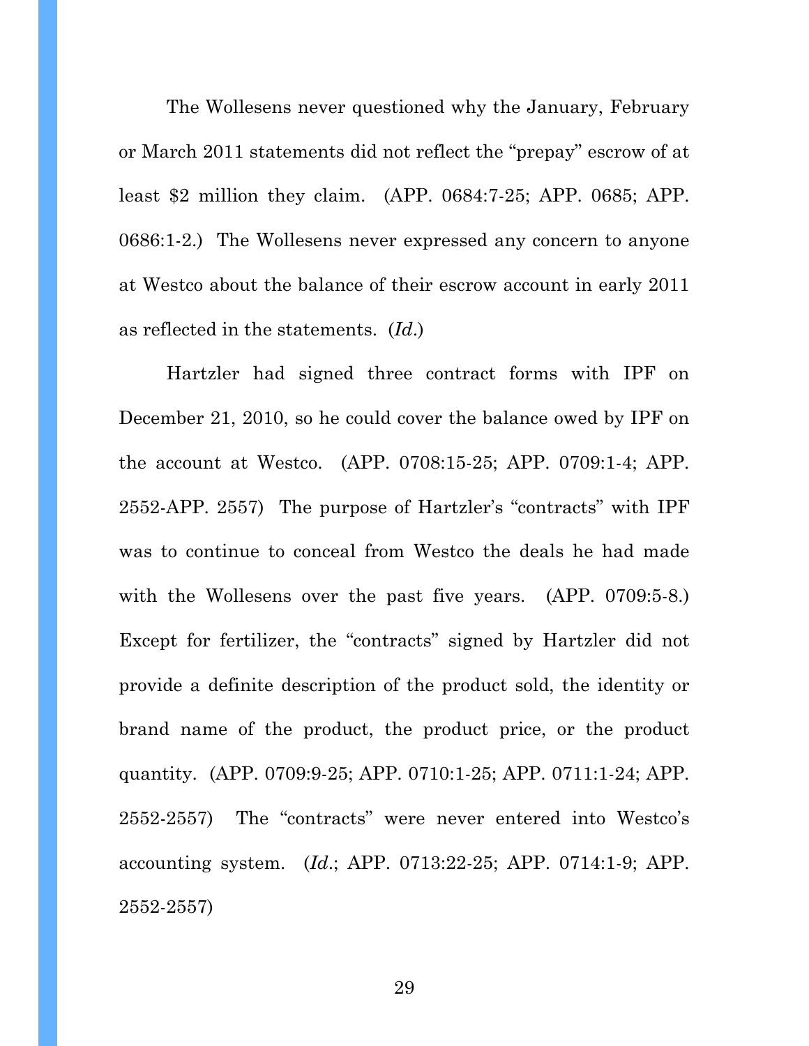The Wollesens never questioned why the January, February or March 2011 statements did not reflect the "prepay" escrow of at least $2 million they claim. (APP. 0684:7-25; APP. 0685; APP. 0686:1-2.) The Wollesens never expressed any concern to anyone at Westco about the balance of their escrow account in early 2011 as reflected in the statements. (*Id.*)

Hartzler had signed three contract forms with IPF on December 21, 2010, so he could cover the balance owed by IPF on the account at Westco. (APP. 0708:15-25; APP. 0709:1-4; APP. 2552-APP. 2557) The purpose of Hartzler's "contracts" with IPF was to continue to conceal from Westco the deals he had made with the Wollesens over the past five years. (APP. 0709:5-8.) Except for fertilizer, the "contracts" signed by Hartzler did not provide a definite description of the product sold, the identity or brand name of the product, the product price, or the product quantity. (APP. 0709:9-25; APP. 0710:1-25; APP. 0711:1-24; APP. 2552-2557) The "contracts" were never entered into Westco's accounting system. (*Id.*; APP. 0713:22-25; APP. 0714:1-9; APP. 2552-2557)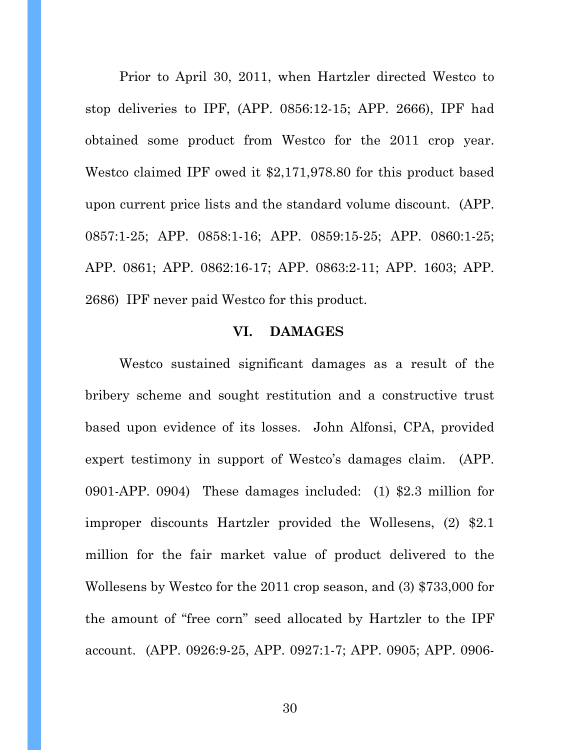Prior to April 30, 2011, when Hartzler directed Westco to stop deliveries to IPF, (APP. 0856:12-15; APP. 2666), IPF had obtained some product from Westco for the 2011 crop year. Westco claimed IPF owed it $2,171,978.80 for this product based upon current price lists and the standard volume discount. (APP. 0857:1-25; APP. 0858:1-16; APP. 0859:15-25; APP. 0860:1-25; APP. 0861; APP. 0862:16-17; APP. 0863:2-11; APP. 1603; APP. 2686) IPF never paid Westco for this product.

## VI. DAMAGES

Westco sustained significant damages as a result of the bribery scheme and sought restitution and a constructive trust based upon evidence of its losses. John Alfonsi, CPA, provided expert testimony in support of Westco's damages claim. (APP. 0901-APP. 0904) These damages included: (1) $2.3 million for improper discounts Hartzler provided the Wollesens, (2) $2.1 million for the fair market value of product delivered to the Wollesens by Westco for the 2011 crop season, and (3) $733,000 for the amount of "free corn" seed allocated by Hartzler to the IPF account. (APP. 0926:9-25, APP. 0927:1-7; APP. 0905; APP. 0906-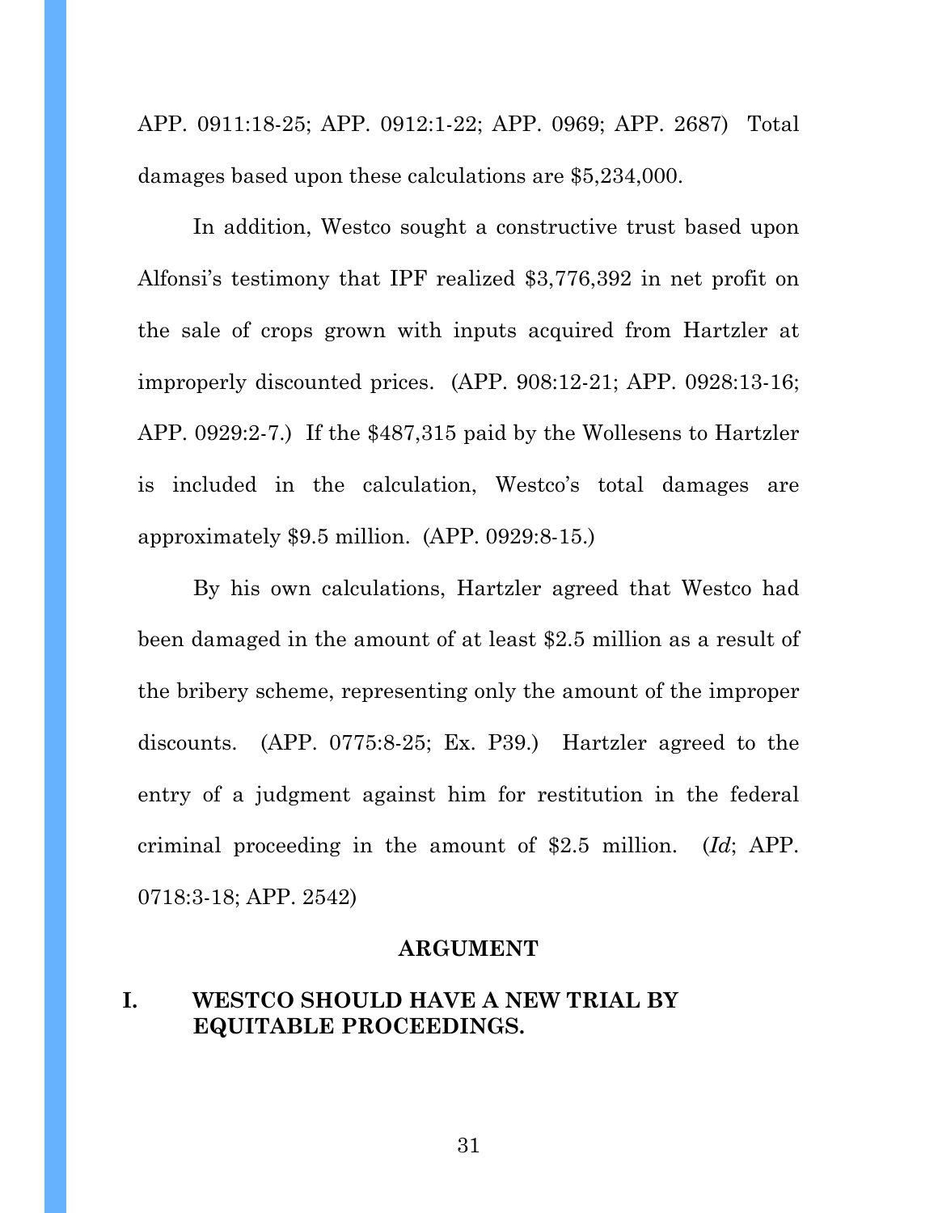APP. 0911:18-25; APP. 0912:1-22; APP. 0969; APP. 2687) Total damages based upon these calculations are $5,234,000.

In addition, Westco sought a constructive trust based upon Alfonsi's testimony that IPF realized $3,776,392 in net profit on the sale of crops grown with inputs acquired from Hartzler at improperly discounted prices. (APP. 908:12-21; APP. 0928:13-16; APP. 0929:2-7.) If the $487,315 paid by the Wollesens to Hartzler is included in the calculation, Westco's total damages are approximately $9.5 million. (APP. 0929:8-15.)

By his own calculations, Hartzler agreed that Westco had been damaged in the amount of at least $2.5 million as a result of the bribery scheme, representing only the amount of the improper discounts. (APP. 0775:8-25; Ex. P39.) Hartzler agreed to the entry of a judgment against him for restitution in the federal criminal proceeding in the amount of $2.5 million. (*Id*; APP. 0718:3-18; APP. 2542)

## ARGUMENT

### I. WESTCO SHOULD HAVE A NEW TRIAL BY EQUITABLE PROCEEDINGS.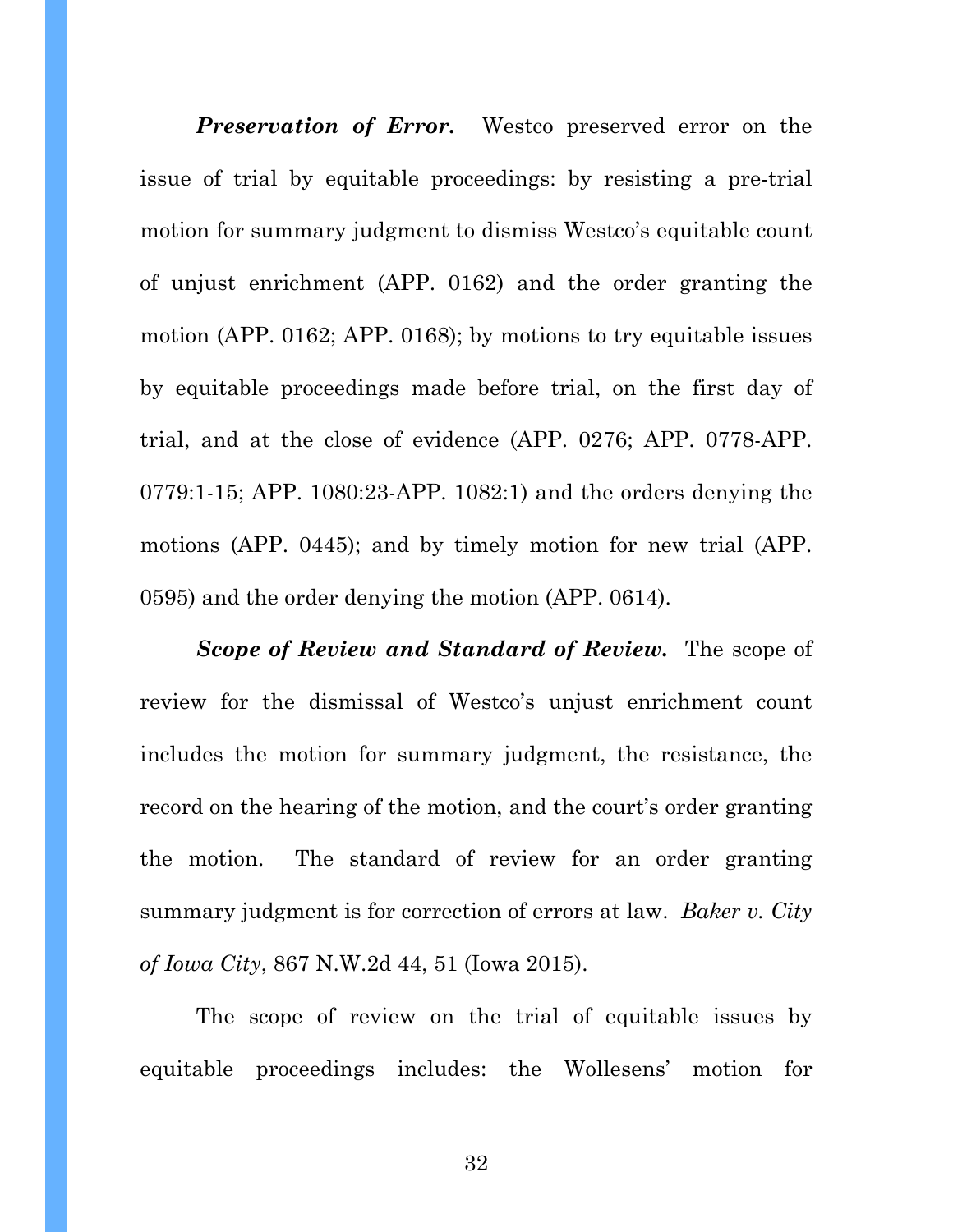***Preservation of Error.*** Westco preserved error on the issue of trial by equitable proceedings: by resisting a pre-trial motion for summary judgment to dismiss Westco's equitable count of unjust enrichment (APP. 0162) and the order granting the motion (APP. 0162; APP. 0168); by motions to try equitable issues by equitable proceedings made before trial, on the first day of trial, and at the close of evidence (APP. 0276; APP. 0778-APP. 0779:1-15; APP. 1080:23-APP. 1082:1) and the orders denying the motions (APP. 0445); and by timely motion for new trial (APP. 0595) and the order denying the motion (APP. 0614).

***Scope of Review and Standard of Review.*** The scope of review for the dismissal of Westco's unjust enrichment count includes the motion for summary judgment, the resistance, the record on the hearing of the motion, and the court's order granting the motion. The standard of review for an order granting summary judgment is for correction of errors at law. *Baker v. City of Iowa City*, 867 N.W.2d 44, 51 (Iowa 2015).

The scope of review on the trial of equitable issues by equitable proceedings includes: the Wollesens' motion for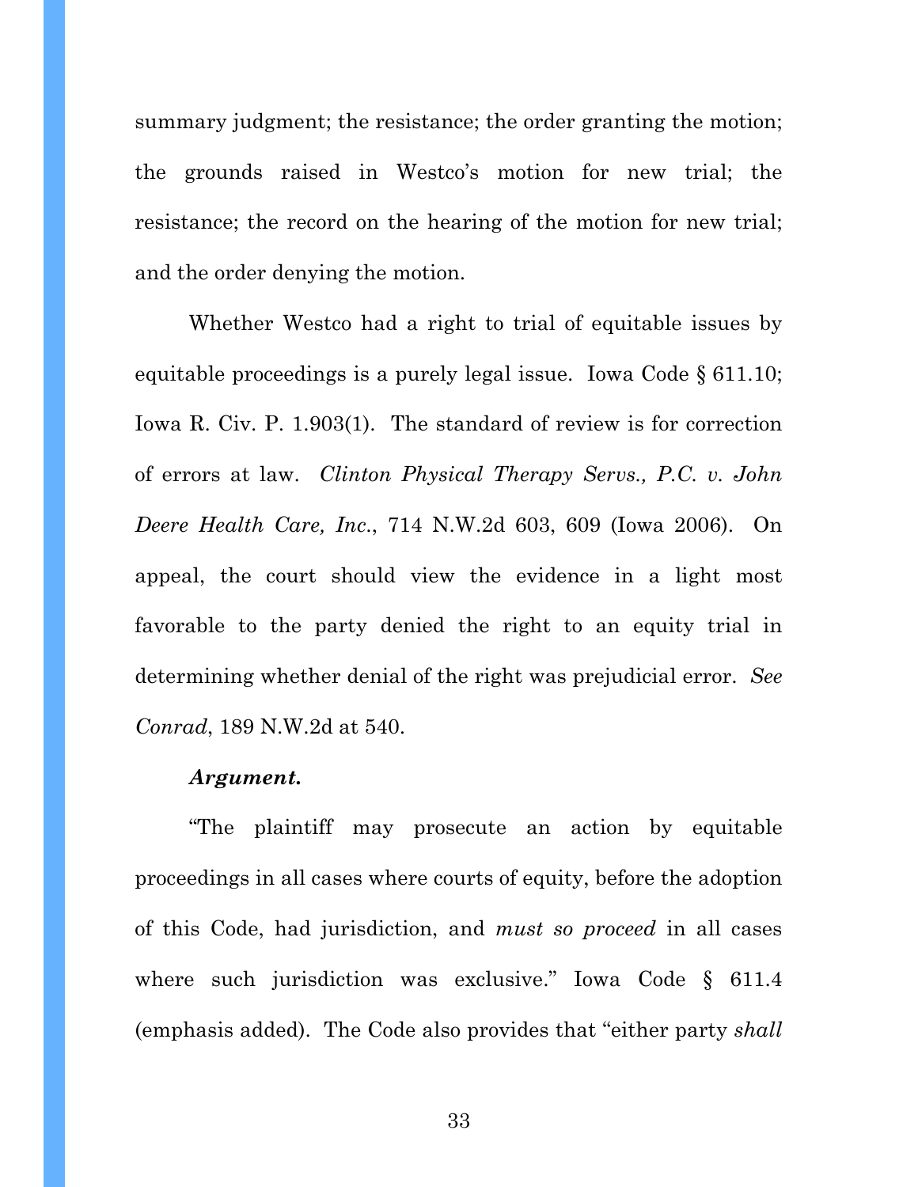summary judgment; the resistance; the order granting the motion; the grounds raised in Westco's motion for new trial; the resistance; the record on the hearing of the motion for new trial; and the order denying the motion.

Whether Westco had a right to trial of equitable issues by equitable proceedings is a purely legal issue. Iowa Code § 611.10; Iowa R. Civ. P. 1.903(1). The standard of review is for correction of errors at law. *Clinton Physical Therapy Servs., P.C. v. John Deere Health Care, Inc.*, 714 N.W.2d 603, 609 (Iowa 2006). On appeal, the court should view the evidence in a light most favorable to the party denied the right to an equity trial in determining whether denial of the right was prejudicial error. *See Conrad*, 189 N.W.2d at 540.

***Argument.***

"The plaintiff may prosecute an action by equitable proceedings in all cases where courts of equity, before the adoption of this Code, had jurisdiction, and *must so proceed* in all cases where such jurisdiction was exclusive." Iowa Code § 611.4 (emphasis added). The Code also provides that "either party *shall*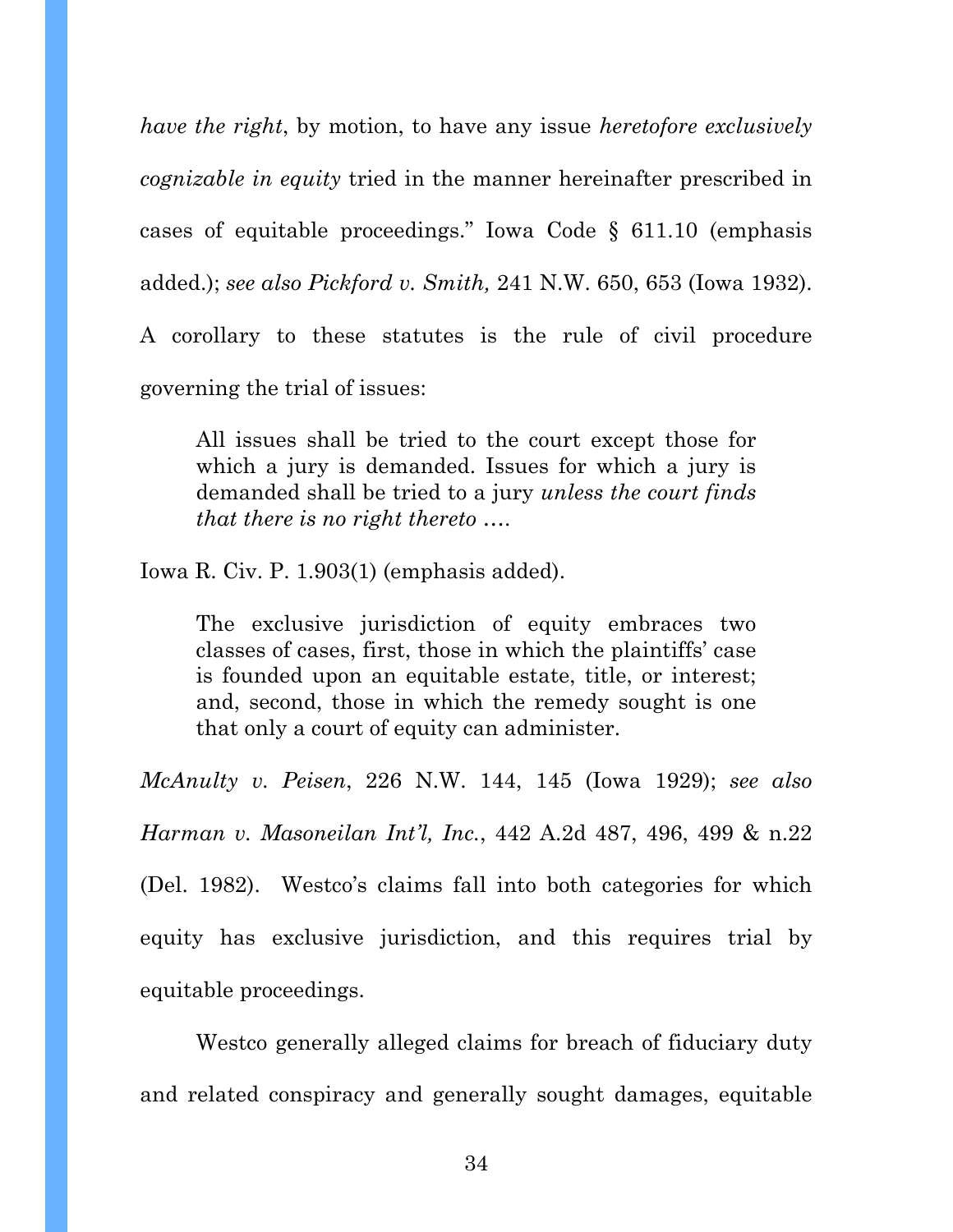*have the right*, by motion, to have any issue *heretofore exclusively cognizable in equity* tried in the manner hereinafter prescribed in cases of equitable proceedings." Iowa Code § 611.10 (emphasis added.); *see also Pickford v. Smith,* 241 N.W. 650, 653 (Iowa 1932). A corollary to these statutes is the rule of civil procedure governing the trial of issues:

> All issues shall be tried to the court except those for which a jury is demanded. Issues for which a jury is demanded shall be tried to a jury *unless the court finds that there is no right thereto* ….

Iowa R. Civ. P. 1.903(1) (emphasis added).

> The exclusive jurisdiction of equity embraces two classes of cases, first, those in which the plaintiffs' case is founded upon an equitable estate, title, or interest; and, second, those in which the remedy sought is one that only a court of equity can administer.

*McAnulty v. Peisen*, 226 N.W. 144, 145 (Iowa 1929); *see also Harman v. Masoneilan Int'l, Inc.*, 442 A.2d 487, 496, 499 & n.22 (Del. 1982). Westco's claims fall into both categories for which equity has exclusive jurisdiction, and this requires trial by equitable proceedings.

Westco generally alleged claims for breach of fiduciary duty and related conspiracy and generally sought damages, equitable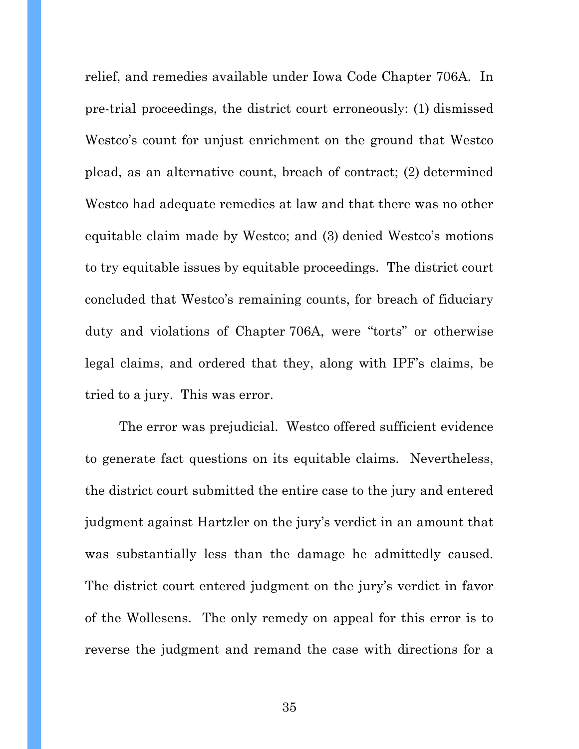relief, and remedies available under Iowa Code Chapter 706A. In pre-trial proceedings, the district court erroneously: (1) dismissed Westco's count for unjust enrichment on the ground that Westco plead, as an alternative count, breach of contract; (2) determined Westco had adequate remedies at law and that there was no other equitable claim made by Westco; and (3) denied Westco's motions to try equitable issues by equitable proceedings. The district court concluded that Westco's remaining counts, for breach of fiduciary duty and violations of Chapter 706A, were "torts" or otherwise legal claims, and ordered that they, along with IPF's claims, be tried to a jury. This was error.

The error was prejudicial. Westco offered sufficient evidence to generate fact questions on its equitable claims. Nevertheless, the district court submitted the entire case to the jury and entered judgment against Hartzler on the jury's verdict in an amount that was substantially less than the damage he admittedly caused. The district court entered judgment on the jury's verdict in favor of the Wollesens. The only remedy on appeal for this error is to reverse the judgment and remand the case with directions for a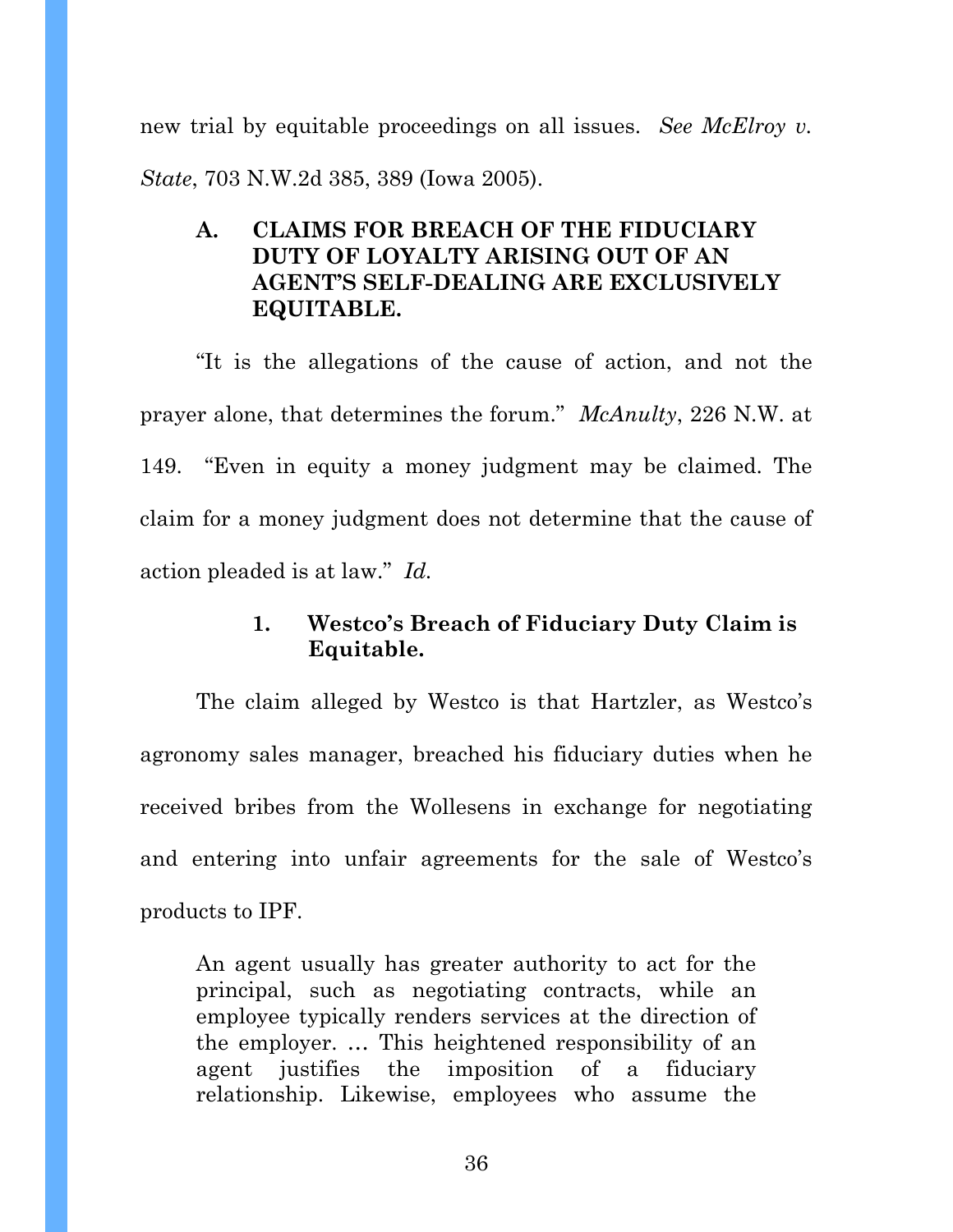new trial by equitable proceedings on all issues. *See McElroy v. State*, 703 N.W.2d 385, 389 (Iowa 2005).

### A. CLAIMS FOR BREACH OF THE FIDUCIARY DUTY OF LOYALTY ARISING OUT OF AN AGENT'S SELF-DEALING ARE EXCLUSIVELY EQUITABLE.

"It is the allegations of the cause of action, and not the prayer alone, that determines the forum." *McAnulty*, 226 N.W. at 149. "Even in equity a money judgment may be claimed. The claim for a money judgment does not determine that the cause of action pleaded is at law." *Id.*

#### 1. Westco's Breach of Fiduciary Duty Claim is Equitable.

The claim alleged by Westco is that Hartzler, as Westco's agronomy sales manager, breached his fiduciary duties when he received bribes from the Wollesens in exchange for negotiating and entering into unfair agreements for the sale of Westco's products to IPF.

> An agent usually has greater authority to act for the principal, such as negotiating contracts, while an employee typically renders services at the direction of the employer. … This heightened responsibility of an agent justifies the imposition of a fiduciary relationship. Likewise, employees who assume the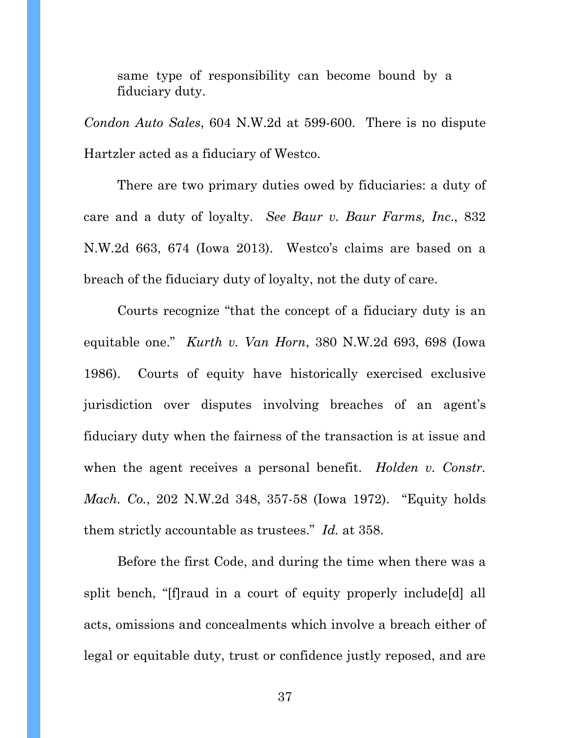> same type of responsibility can become bound by a fiduciary duty.

*Condon Auto Sales*, 604 N.W.2d at 599-600. There is no dispute Hartzler acted as a fiduciary of Westco.

There are two primary duties owed by fiduciaries: a duty of care and a duty of loyalty. *See Baur v. Baur Farms, Inc*., 832 N.W.2d 663, 674 (Iowa 2013). Westco's claims are based on a breach of the fiduciary duty of loyalty, not the duty of care.

Courts recognize "that the concept of a fiduciary duty is an equitable one." *Kurth v. Van Horn*, 380 N.W.2d 693, 698 (Iowa 1986). Courts of equity have historically exercised exclusive jurisdiction over disputes involving breaches of an agent's fiduciary duty when the fairness of the transaction is at issue and when the agent receives a personal benefit. *Holden v. Constr. Mach. Co.*, 202 N.W.2d 348, 357-58 (Iowa 1972). "Equity holds them strictly accountable as trustees." *Id.* at 358.

Before the first Code, and during the time when there was a split bench, "[f]raud in a court of equity properly include[d] all acts, omissions and concealments which involve a breach either of legal or equitable duty, trust or confidence justly reposed, and are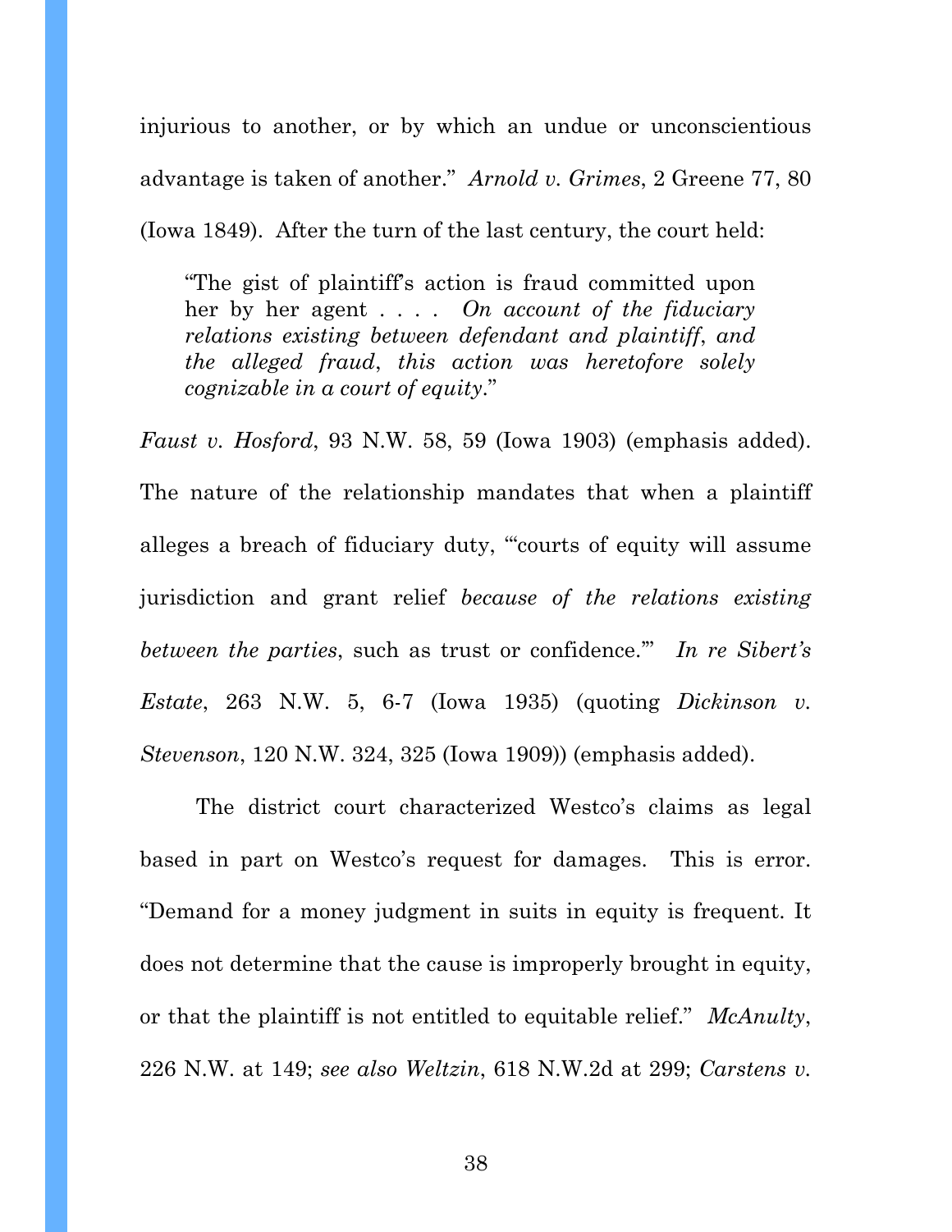injurious to another, or by which an undue or unconscientious advantage is taken of another." *Arnold v. Grimes*, 2 Greene 77, 80 (Iowa 1849). After the turn of the last century, the court held:

> "The gist of plaintiff's action is fraud committed upon her by her agent . . . . *On account of the fiduciary relations existing between defendant and plaintiff*, *and the alleged fraud*, *this action was heretofore solely cognizable in a court of equity*."

*Faust v. Hosford*, 93 N.W. 58, 59 (Iowa 1903) (emphasis added). The nature of the relationship mandates that when a plaintiff alleges a breach of fiduciary duty, "'courts of equity will assume jurisdiction and grant relief *because of the relations existing between the parties*, such as trust or confidence.'" *In re Sibert's Estate*, 263 N.W. 5, 6-7 (Iowa 1935) (quoting *Dickinson v. Stevenson*, 120 N.W. 324, 325 (Iowa 1909)) (emphasis added).

The district court characterized Westco's claims as legal based in part on Westco's request for damages. This is error. "Demand for a money judgment in suits in equity is frequent. It does not determine that the cause is improperly brought in equity, or that the plaintiff is not entitled to equitable relief." *McAnulty*, 226 N.W. at 149; *see also Weltzin*, 618 N.W.2d at 299; *Carstens v.*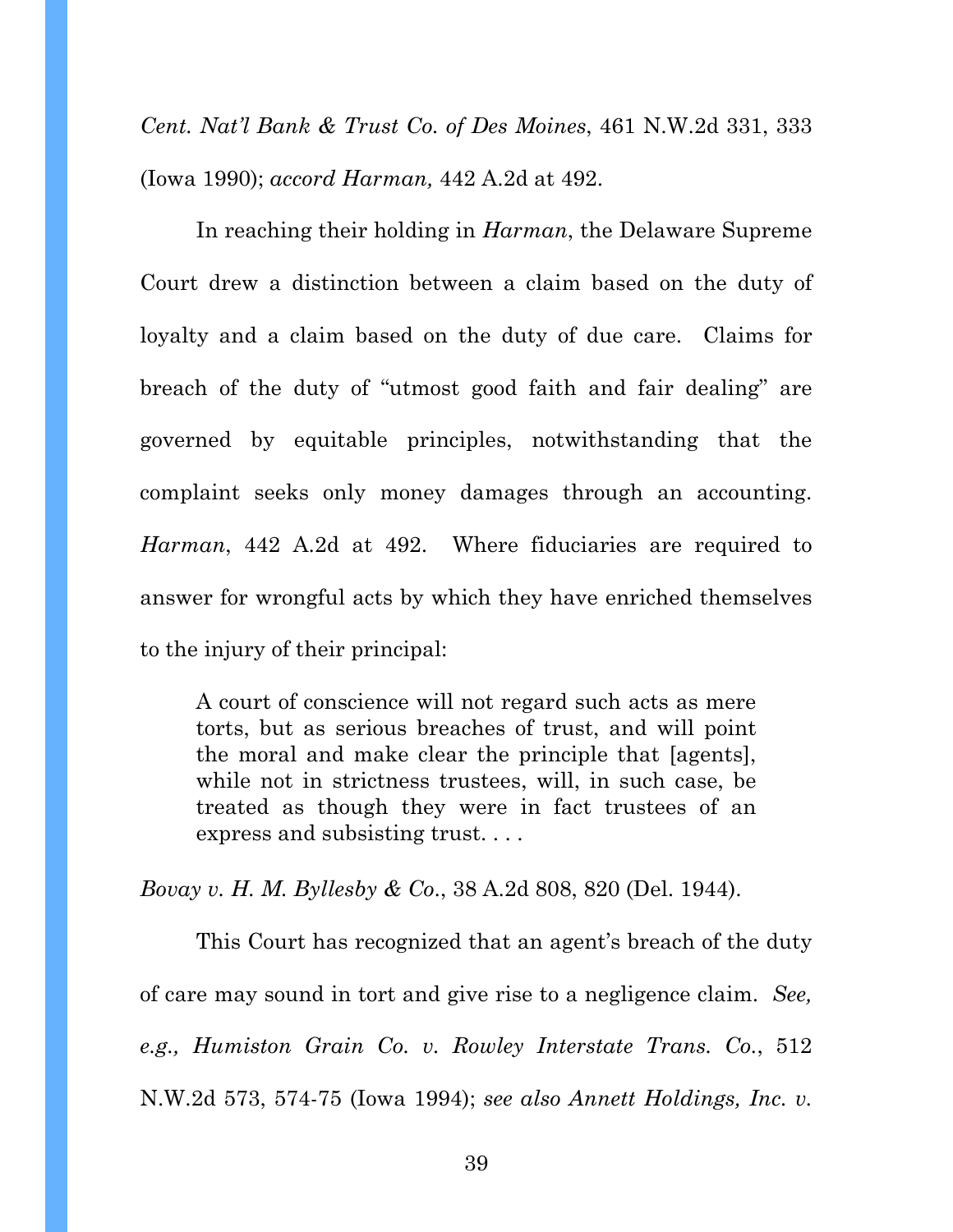*Cent. Nat'l Bank & Trust Co. of Des Moines*, 461 N.W.2d 331, 333 (Iowa 1990); *accord Harman,* 442 A.2d at 492.

In reaching their holding in *Harman*, the Delaware Supreme Court drew a distinction between a claim based on the duty of loyalty and a claim based on the duty of due care. Claims for breach of the duty of "utmost good faith and fair dealing" are governed by equitable principles, notwithstanding that the complaint seeks only money damages through an accounting. *Harman*, 442 A.2d at 492. Where fiduciaries are required to answer for wrongful acts by which they have enriched themselves to the injury of their principal:

> A court of conscience will not regard such acts as mere torts, but as serious breaches of trust, and will point the moral and make clear the principle that [agents], while not in strictness trustees, will, in such case, be treated as though they were in fact trustees of an express and subsisting trust. . . .

*Bovay v. H. M. Byllesby & Co*., 38 A.2d 808, 820 (Del. 1944).

This Court has recognized that an agent's breach of the duty of care may sound in tort and give rise to a negligence claim. *See, e.g., Humiston Grain Co. v. Rowley Interstate Trans. Co.*, 512 N.W.2d 573, 574-75 (Iowa 1994); *see also Annett Holdings, Inc. v.*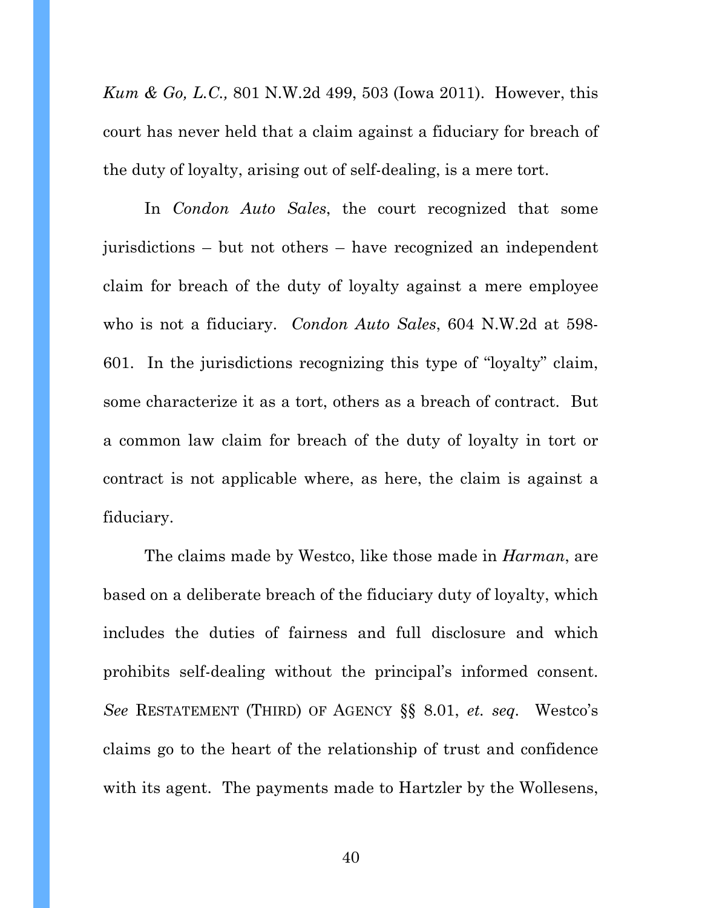*Kum & Go, L.C.,* 801 N.W.2d 499, 503 (Iowa 2011). However, this court has never held that a claim against a fiduciary for breach of the duty of loyalty, arising out of self-dealing, is a mere tort.

In *Condon Auto Sales*, the court recognized that some jurisdictions – but not others – have recognized an independent claim for breach of the duty of loyalty against a mere employee who is not a fiduciary. *Condon Auto Sales*, 604 N.W.2d at 598-601. In the jurisdictions recognizing this type of "loyalty" claim, some characterize it as a tort, others as a breach of contract. But a common law claim for breach of the duty of loyalty in tort or contract is not applicable where, as here, the claim is against a fiduciary.

The claims made by Westco, like those made in *Harman*, are based on a deliberate breach of the fiduciary duty of loyalty, which includes the duties of fairness and full disclosure and which prohibits self-dealing without the principal's informed consent. *See* RESTATEMENT (THIRD) OF AGENCY §§ 8.01, *et. seq.* Westco's claims go to the heart of the relationship of trust and confidence with its agent. The payments made to Hartzler by the Wollesens,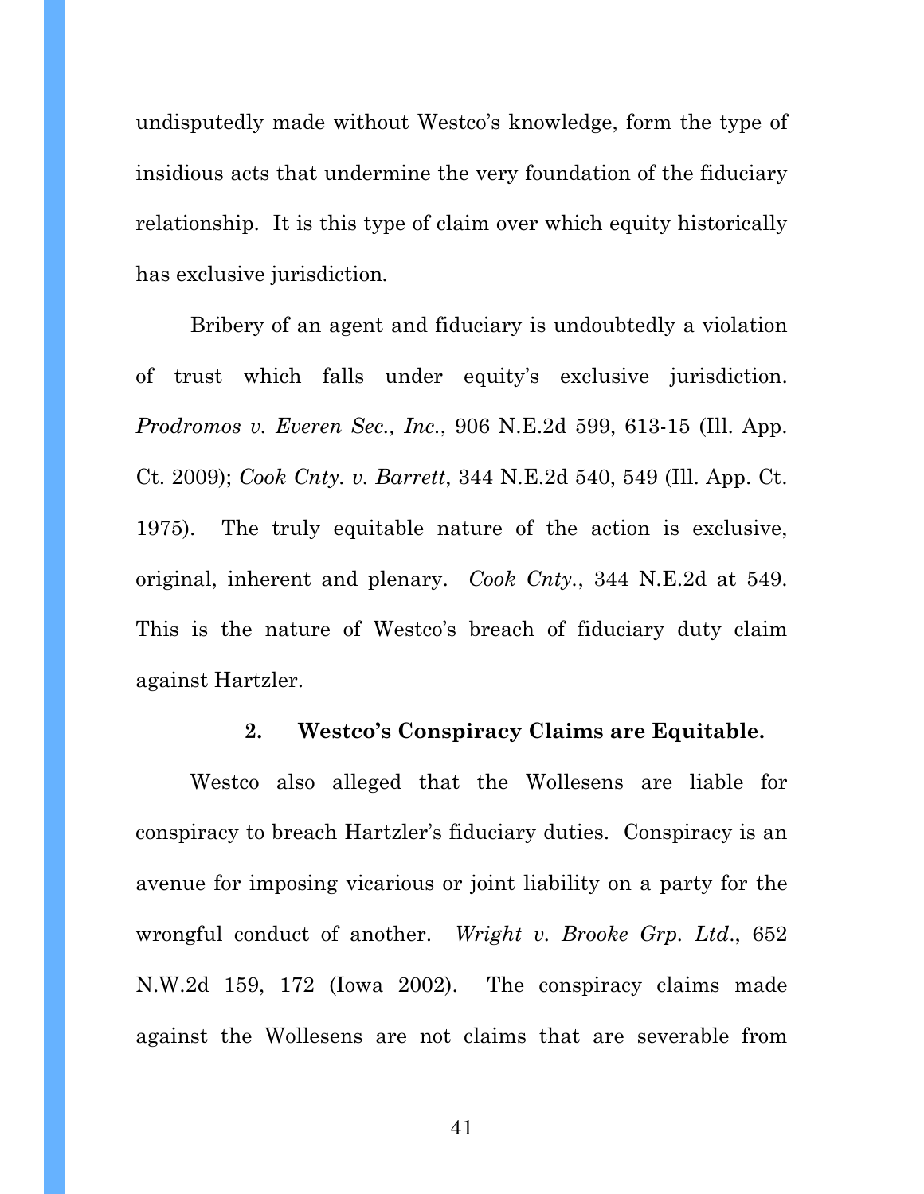undisputedly made without Westco's knowledge, form the type of insidious acts that undermine the very foundation of the fiduciary relationship. It is this type of claim over which equity historically has exclusive jurisdiction.

Bribery of an agent and fiduciary is undoubtedly a violation of trust which falls under equity's exclusive jurisdiction. *Prodromos v. Everen Sec., Inc.*, 906 N.E.2d 599, 613-15 (Ill. App. Ct. 2009); *Cook Cnty. v. Barrett*, 344 N.E.2d 540, 549 (Ill. App. Ct. 1975). The truly equitable nature of the action is exclusive, original, inherent and plenary. *Cook Cnty.*, 344 N.E.2d at 549. This is the nature of Westco's breach of fiduciary duty claim against Hartzler.

### 2. Westco's Conspiracy Claims are Equitable.

Westco also alleged that the Wollesens are liable for conspiracy to breach Hartzler's fiduciary duties. Conspiracy is an avenue for imposing vicarious or joint liability on a party for the wrongful conduct of another. *Wright v. Brooke Grp. Ltd.*, 652 N.W.2d 159, 172 (Iowa 2002). The conspiracy claims made against the Wollesens are not claims that are severable from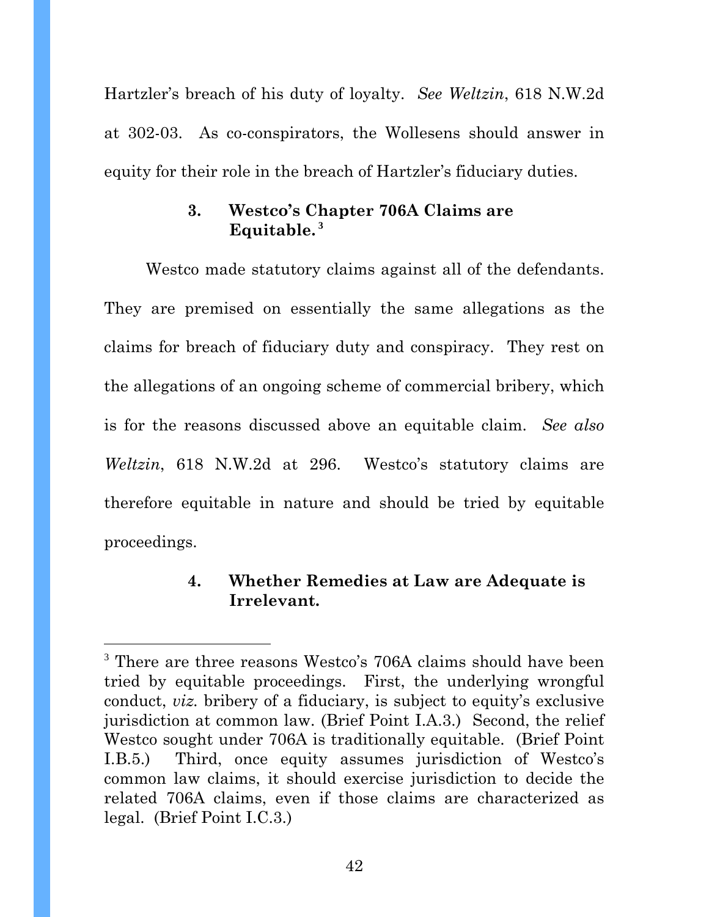Hartzler's breach of his duty of loyalty. *See Weltzin*, 618 N.W.2d at 302-03. As co-conspirators, the Wollesens should answer in equity for their role in the breach of Hartzler's fiduciary duties.

### 3. Westco's Chapter 706A Claims are Equitable.[3]

Westco made statutory claims against all of the defendants. They are premised on essentially the same allegations as the claims for breach of fiduciary duty and conspiracy. They rest on the allegations of an ongoing scheme of commercial bribery, which is for the reasons discussed above an equitable claim. *See also Weltzin*, 618 N.W.2d at 296. Westco's statutory claims are therefore equitable in nature and should be tried by equitable proceedings.

### 4. Whether Remedies at Law are Adequate is Irrelevant.

---

[3] There are three reasons Westco's 706A claims should have been tried by equitable proceedings. First, the underlying wrongful conduct, *viz.* bribery of a fiduciary, is subject to equity's exclusive jurisdiction at common law. (Brief Point I.A.3.) Second, the relief Westco sought under 706A is traditionally equitable. (Brief Point I.B.5.) Third, once equity assumes jurisdiction of Westco's common law claims, it should exercise jurisdiction to decide the related 706A claims, even if those claims are characterized as legal. (Brief Point I.C.3.)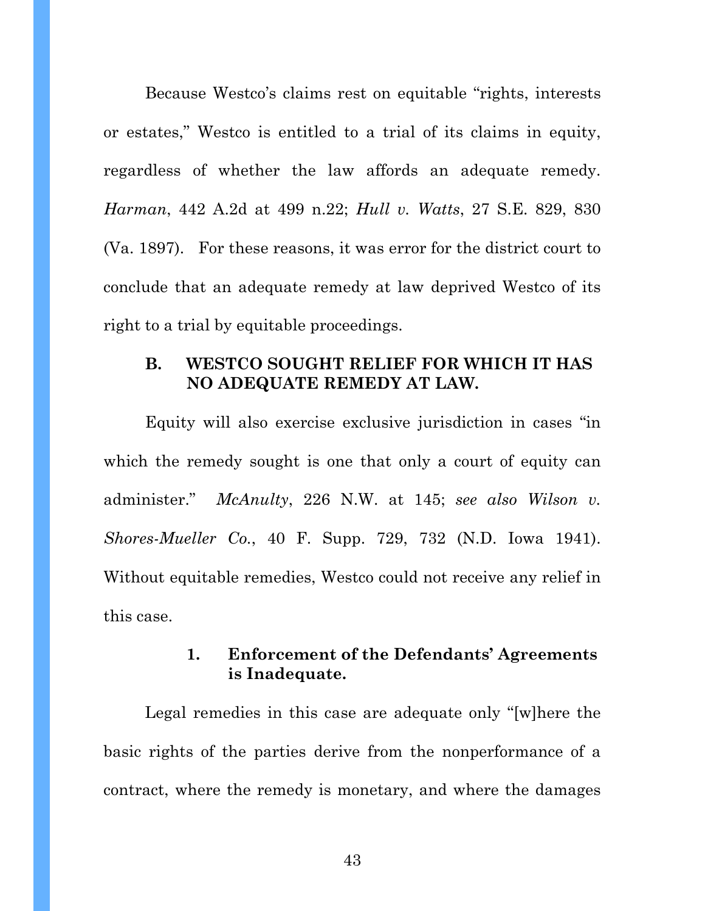Because Westco's claims rest on equitable "rights, interests or estates," Westco is entitled to a trial of its claims in equity, regardless of whether the law affords an adequate remedy. *Harman*, 442 A.2d at 499 n.22; *Hull v. Watts*, 27 S.E. 829, 830 (Va. 1897). For these reasons, it was error for the district court to conclude that an adequate remedy at law deprived Westco of its right to a trial by equitable proceedings.

## B. WESTCO SOUGHT RELIEF FOR WHICH IT HAS NO ADEQUATE REMEDY AT LAW.

Equity will also exercise exclusive jurisdiction in cases "in which the remedy sought is one that only a court of equity can administer." *McAnulty*, 226 N.W. at 145; *see also Wilson v. Shores-Mueller Co.*, 40 F. Supp. 729, 732 (N.D. Iowa 1941). Without equitable remedies, Westco could not receive any relief in this case.

### 1. Enforcement of the Defendants' Agreements is Inadequate.

Legal remedies in this case are adequate only "[w]here the basic rights of the parties derive from the nonperformance of a contract, where the remedy is monetary, and where the damages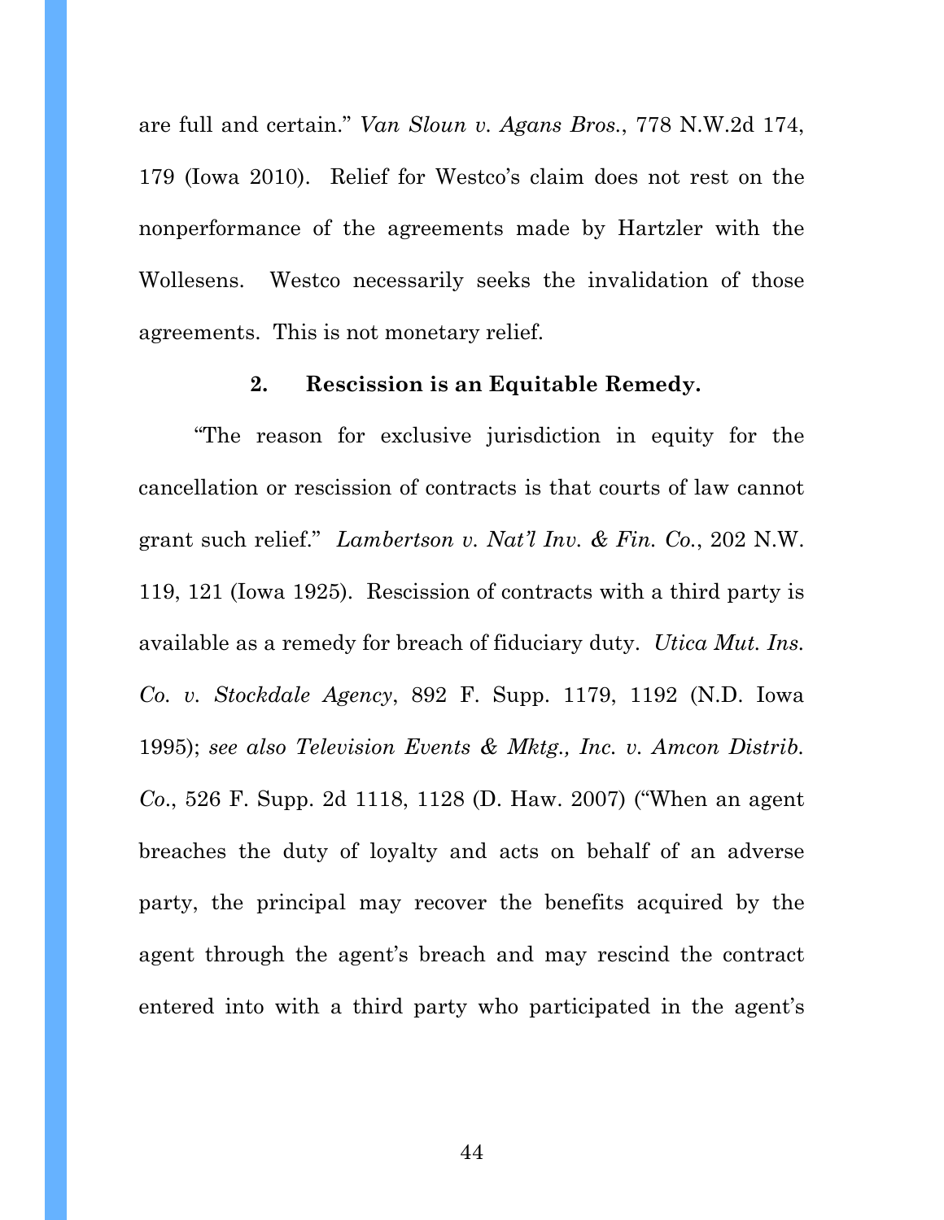are full and certain." *Van Sloun v. Agans Bros.*, 778 N.W.2d 174, 179 (Iowa 2010). Relief for Westco's claim does not rest on the nonperformance of the agreements made by Hartzler with the Wollesens. Westco necessarily seeks the invalidation of those agreements. This is not monetary relief.

**2. Rescission is an Equitable Remedy.**

"The reason for exclusive jurisdiction in equity for the cancellation or rescission of contracts is that courts of law cannot grant such relief." *Lambertson v. Nat'l Inv. & Fin. Co.*, 202 N.W. 119, 121 (Iowa 1925). Rescission of contracts with a third party is available as a remedy for breach of fiduciary duty. *Utica Mut. Ins. Co. v. Stockdale Agency*, 892 F. Supp. 1179, 1192 (N.D. Iowa 1995); *see also Television Events & Mktg., Inc. v. Amcon Distrib. Co.*, 526 F. Supp. 2d 1118, 1128 (D. Haw. 2007) ("When an agent breaches the duty of loyalty and acts on behalf of an adverse party, the principal may recover the benefits acquired by the agent through the agent's breach and may rescind the contract entered into with a third party who participated in the agent's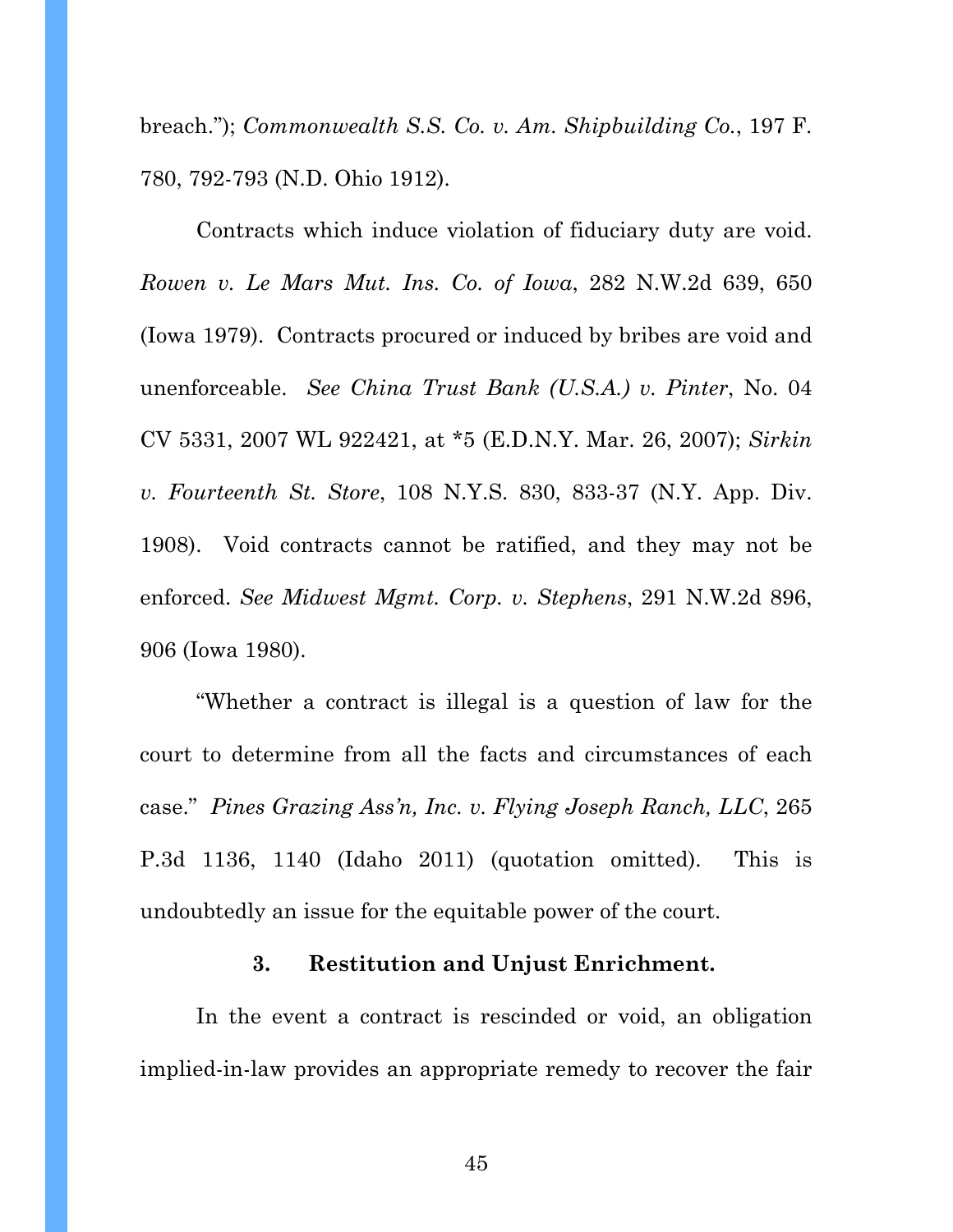breach."); *Commonwealth S.S. Co. v. Am. Shipbuilding Co.*, 197 F. 780, 792-793 (N.D. Ohio 1912).

Contracts which induce violation of fiduciary duty are void. *Rowen v. Le Mars Mut. Ins. Co. of Iowa*, 282 N.W.2d 639, 650 (Iowa 1979). Contracts procured or induced by bribes are void and unenforceable. *See China Trust Bank (U.S.A.) v. Pinter*, No. 04 CV 5331, 2007 WL 922421, at *5 (E.D.N.Y. Mar. 26, 2007); *Sirkin v. Fourteenth St. Store*, 108 N.Y.S. 830, 833-37 (N.Y. App. Div. 1908). Void contracts cannot be ratified, and they may not be enforced. *See Midwest Mgmt. Corp. v. Stephens*, 291 N.W.2d 896, 906 (Iowa 1980).

"Whether a contract is illegal is a question of law for the court to determine from all the facts and circumstances of each case." *Pines Grazing Ass'n, Inc. v. Flying Joseph Ranch, LLC*, 265 P.3d 1136, 1140 (Idaho 2011) (quotation omitted). This is undoubtedly an issue for the equitable power of the court.

### 3. Restitution and Unjust Enrichment.

In the event a contract is rescinded or void, an obligation implied-in-law provides an appropriate remedy to recover the fair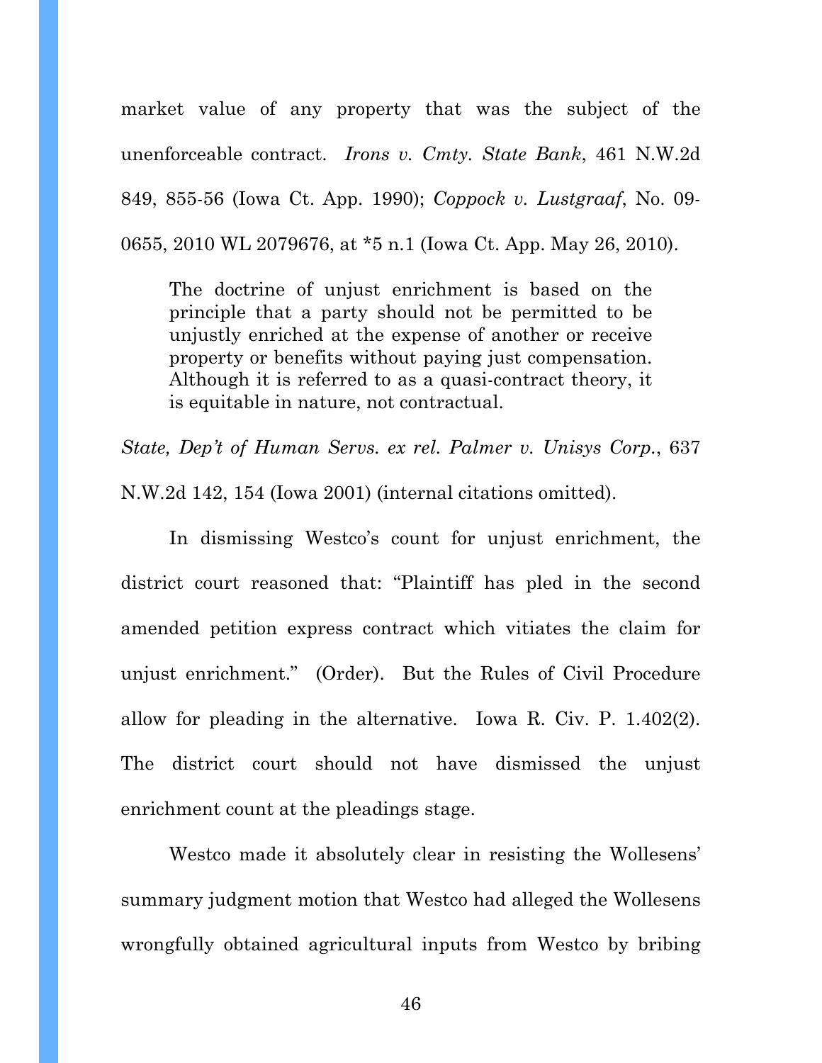market value of any property that was the subject of the unenforceable contract. *Irons v. Cmty. State Bank*, 461 N.W.2d 849, 855-56 (Iowa Ct. App. 1990); *Coppock v. Lustgraaf*, No. 09-0655, 2010 WL 2079676, at *5 n.1 (Iowa Ct. App. May 26, 2010).

> The doctrine of unjust enrichment is based on the principle that a party should not be permitted to be unjustly enriched at the expense of another or receive property or benefits without paying just compensation. Although it is referred to as a quasi-contract theory, it is equitable in nature, not contractual.

*State, Dep't of Human Servs. ex rel. Palmer v. Unisys Corp.*, 637 N.W.2d 142, 154 (Iowa 2001) (internal citations omitted).

In dismissing Westco's count for unjust enrichment, the district court reasoned that: "Plaintiff has pled in the second amended petition express contract which vitiates the claim for unjust enrichment." (Order). But the Rules of Civil Procedure allow for pleading in the alternative. Iowa R. Civ. P. 1.402(2). The district court should not have dismissed the unjust enrichment count at the pleadings stage.

Westco made it absolutely clear in resisting the Wollesens' summary judgment motion that Westco had alleged the Wollesens wrongfully obtained agricultural inputs from Westco by bribing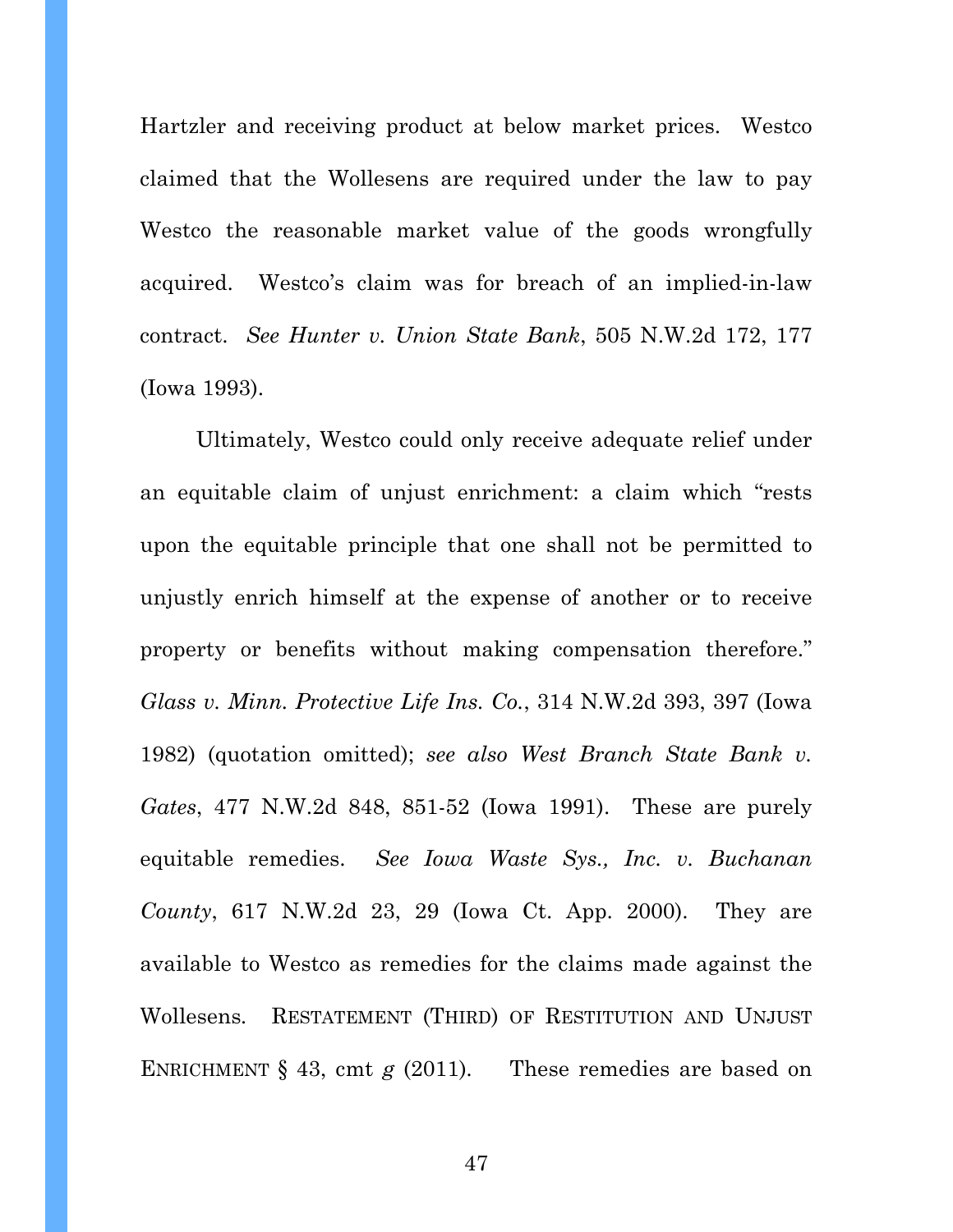Hartzler and receiving product at below market prices. Westco claimed that the Wollesens are required under the law to pay Westco the reasonable market value of the goods wrongfully acquired. Westco's claim was for breach of an implied-in-law contract. *See Hunter v. Union State Bank*, 505 N.W.2d 172, 177 (Iowa 1993).

Ultimately, Westco could only receive adequate relief under an equitable claim of unjust enrichment: a claim which "rests upon the equitable principle that one shall not be permitted to unjustly enrich himself at the expense of another or to receive property or benefits without making compensation therefore." *Glass v. Minn. Protective Life Ins. Co.*, 314 N.W.2d 393, 397 (Iowa 1982) (quotation omitted); *see also West Branch State Bank v. Gates*, 477 N.W.2d 848, 851-52 (Iowa 1991). These are purely equitable remedies. *See Iowa Waste Sys., Inc. v. Buchanan County*, 617 N.W.2d 23, 29 (Iowa Ct. App. 2000). They are available to Westco as remedies for the claims made against the Wollesens. RESTATEMENT (THIRD) OF RESTITUTION AND UNJUST ENRICHMENT § 43, cmt *g* (2011). These remedies are based on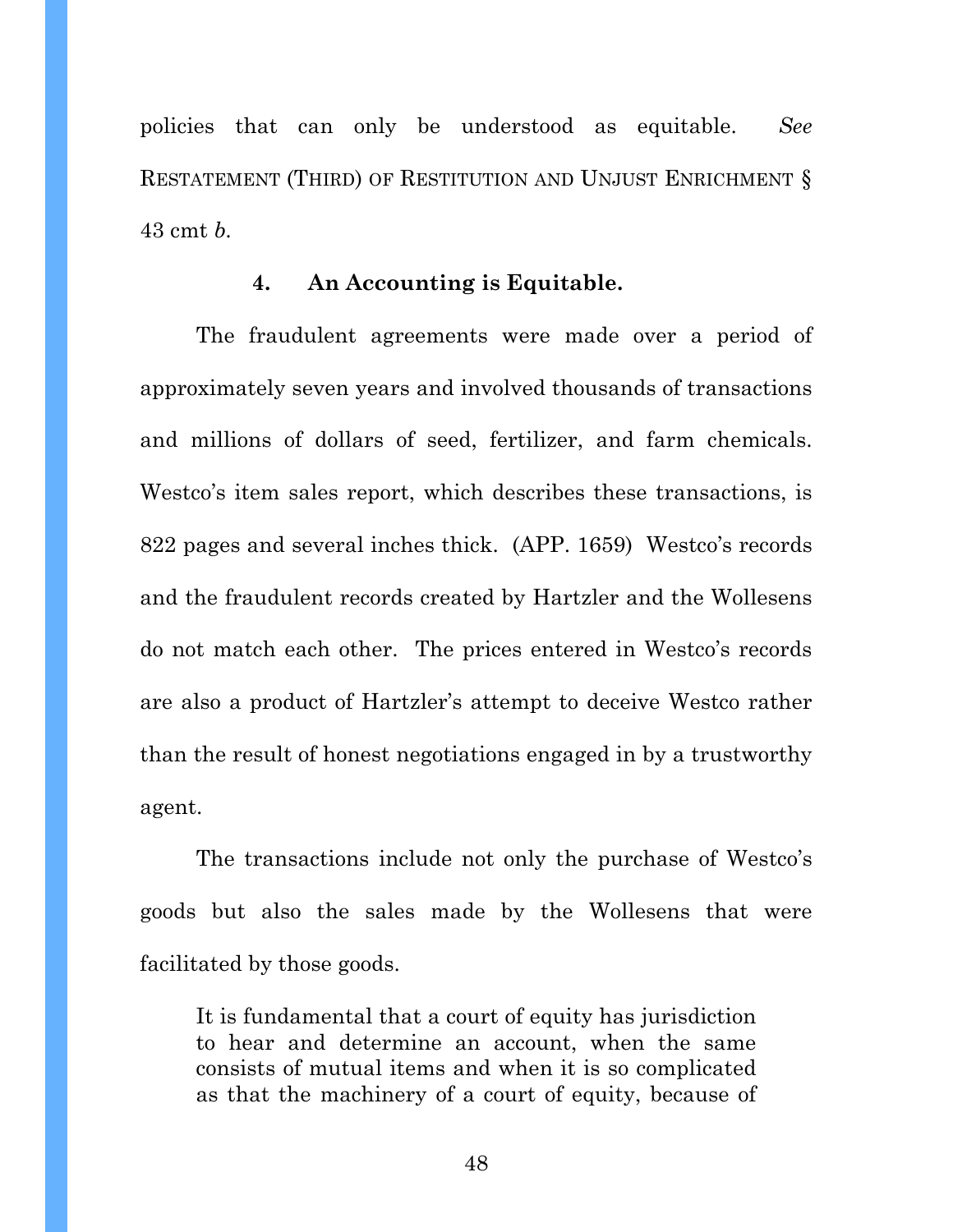policies that can only be understood as equitable. *See* RESTATEMENT (THIRD) OF RESTITUTION AND UNJUST ENRICHMENT § 43 cmt *b*.

#### 4. An Accounting is Equitable.

The fraudulent agreements were made over a period of approximately seven years and involved thousands of transactions and millions of dollars of seed, fertilizer, and farm chemicals. Westco's item sales report, which describes these transactions, is 822 pages and several inches thick. (APP. 1659) Westco's records and the fraudulent records created by Hartzler and the Wollesens do not match each other. The prices entered in Westco's records are also a product of Hartzler's attempt to deceive Westco rather than the result of honest negotiations engaged in by a trustworthy agent.

The transactions include not only the purchase of Westco's goods but also the sales made by the Wollesens that were facilitated by those goods.

> It is fundamental that a court of equity has jurisdiction to hear and determine an account, when the same consists of mutual items and when it is so complicated as that the machinery of a court of equity, because of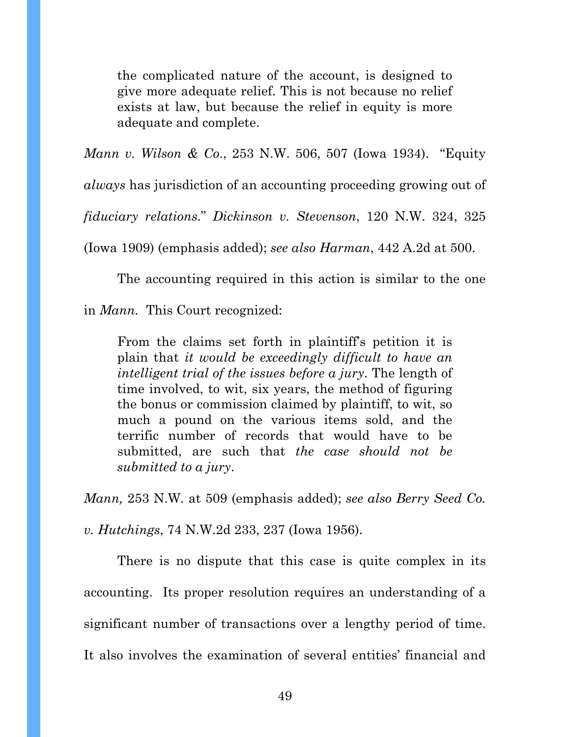> the complicated nature of the account, is designed to give more adequate relief. This is not because no relief exists at law, but because the relief in equity is more adequate and complete.

*Mann v. Wilson & Co.*, 253 N.W. 506, 507 (Iowa 1934). "Equity *always* has jurisdiction of an accounting proceeding growing out of *fiduciary relations*." *Dickinson v. Stevenson*, 120 N.W. 324, 325 (Iowa 1909) (emphasis added); *see also Harman*, 442 A.2d at 500.

The accounting required in this action is similar to the one in *Mann*. This Court recognized:

> From the claims set forth in plaintiff's petition it is plain that *it would be exceedingly difficult to have an intelligent trial of the issues before a jury*. The length of time involved, to wit, six years, the method of figuring the bonus or commission claimed by plaintiff, to wit, so much a pound on the various items sold, and the terrific number of records that would have to be submitted, are such that *the case should not be submitted to a jury*.

*Mann,* 253 N.W. at 509 (emphasis added); *see also Berry Seed Co. v. Hutchings*, 74 N.W.2d 233, 237 (Iowa 1956).

There is no dispute that this case is quite complex in its accounting. Its proper resolution requires an understanding of a significant number of transactions over a lengthy period of time. It also involves the examination of several entities' financial and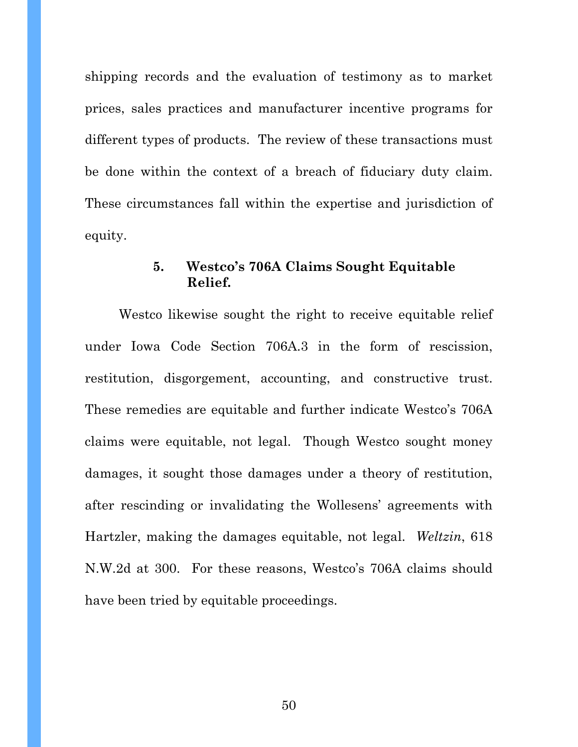shipping records and the evaluation of testimony as to market prices, sales practices and manufacturer incentive programs for different types of products. The review of these transactions must be done within the context of a breach of fiduciary duty claim. These circumstances fall within the expertise and jurisdiction of equity.

#### 5. Westco's 706A Claims Sought Equitable Relief.

Westco likewise sought the right to receive equitable relief under Iowa Code Section 706A.3 in the form of rescission, restitution, disgorgement, accounting, and constructive trust. These remedies are equitable and further indicate Westco's 706A claims were equitable, not legal. Though Westco sought money damages, it sought those damages under a theory of restitution, after rescinding or invalidating the Wollesens' agreements with Hartzler, making the damages equitable, not legal. *Weltzin*, 618 N.W.2d at 300. For these reasons, Westco's 706A claims should have been tried by equitable proceedings.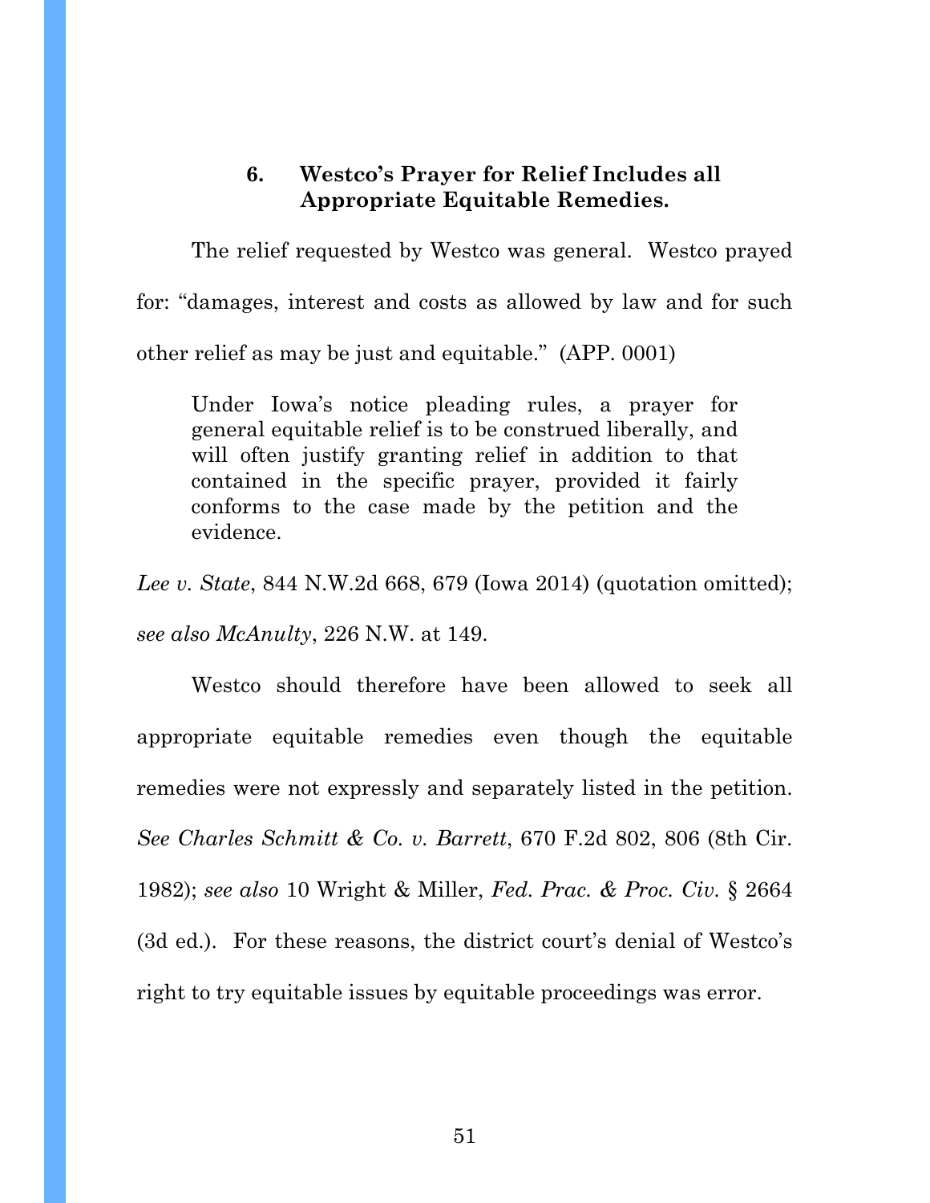### 6. Westco's Prayer for Relief Includes all Appropriate Equitable Remedies.

The relief requested by Westco was general. Westco prayed for: "damages, interest and costs as allowed by law and for such other relief as may be just and equitable." (APP. 0001)

> Under Iowa's notice pleading rules, a prayer for general equitable relief is to be construed liberally, and will often justify granting relief in addition to that contained in the specific prayer, provided it fairly conforms to the case made by the petition and the evidence.

*Lee v. State*, 844 N.W.2d 668, 679 (Iowa 2014) (quotation omitted); *see also McAnulty*, 226 N.W. at 149.

Westco should therefore have been allowed to seek all appropriate equitable remedies even though the equitable remedies were not expressly and separately listed in the petition. *See Charles Schmitt & Co. v. Barrett*, 670 F.2d 802, 806 (8th Cir. 1982); *see also* 10 Wright & Miller, *Fed. Prac. & Proc. Civ.* § 2664 (3d ed.). For these reasons, the district court's denial of Westco's right to try equitable issues by equitable proceedings was error.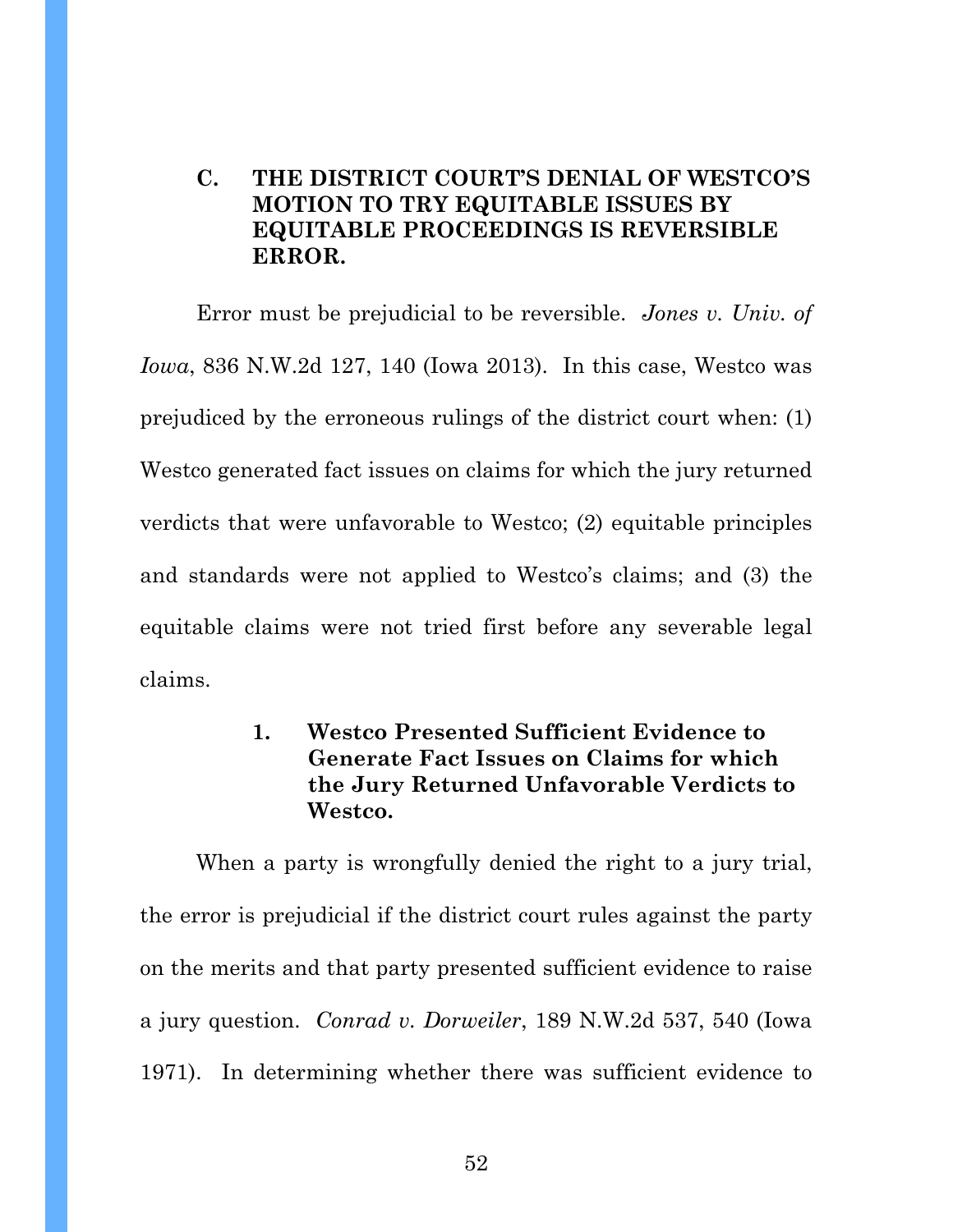### C. THE DISTRICT COURT'S DENIAL OF WESTCO'S MOTION TO TRY EQUITABLE ISSUES BY EQUITABLE PROCEEDINGS IS REVERSIBLE ERROR.

Error must be prejudicial to be reversible. *Jones v. Univ. of Iowa*, 836 N.W.2d 127, 140 (Iowa 2013). In this case, Westco was prejudiced by the erroneous rulings of the district court when: (1) Westco generated fact issues on claims for which the jury returned verdicts that were unfavorable to Westco; (2) equitable principles and standards were not applied to Westco's claims; and (3) the equitable claims were not tried first before any severable legal claims.

#### 1. Westco Presented Sufficient Evidence to Generate Fact Issues on Claims for which the Jury Returned Unfavorable Verdicts to Westco.

When a party is wrongfully denied the right to a jury trial, the error is prejudicial if the district court rules against the party on the merits and that party presented sufficient evidence to raise a jury question. *Conrad v. Dorweiler*, 189 N.W.2d 537, 540 (Iowa 1971). In determining whether there was sufficient evidence to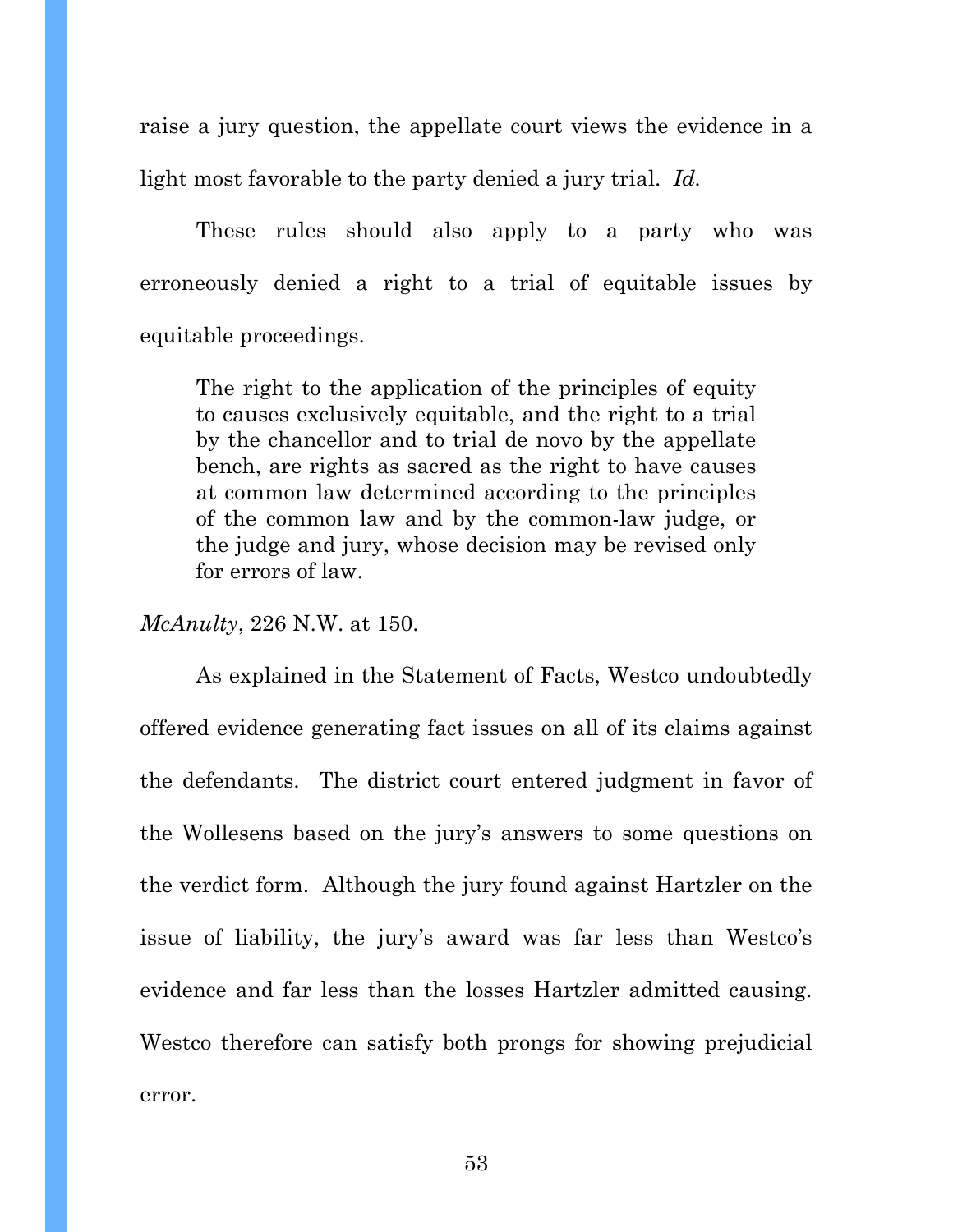raise a jury question, the appellate court views the evidence in a light most favorable to the party denied a jury trial. *Id.*

These rules should also apply to a party who was erroneously denied a right to a trial of equitable issues by equitable proceedings.

> The right to the application of the principles of equity to causes exclusively equitable, and the right to a trial by the chancellor and to trial de novo by the appellate bench, are rights as sacred as the right to have causes at common law determined according to the principles of the common law and by the common-law judge, or the judge and jury, whose decision may be revised only for errors of law.

*McAnulty*, 226 N.W. at 150.

As explained in the Statement of Facts, Westco undoubtedly offered evidence generating fact issues on all of its claims against the defendants. The district court entered judgment in favor of the Wollesens based on the jury's answers to some questions on the verdict form. Although the jury found against Hartzler on the issue of liability, the jury's award was far less than Westco's evidence and far less than the losses Hartzler admitted causing. Westco therefore can satisfy both prongs for showing prejudicial error.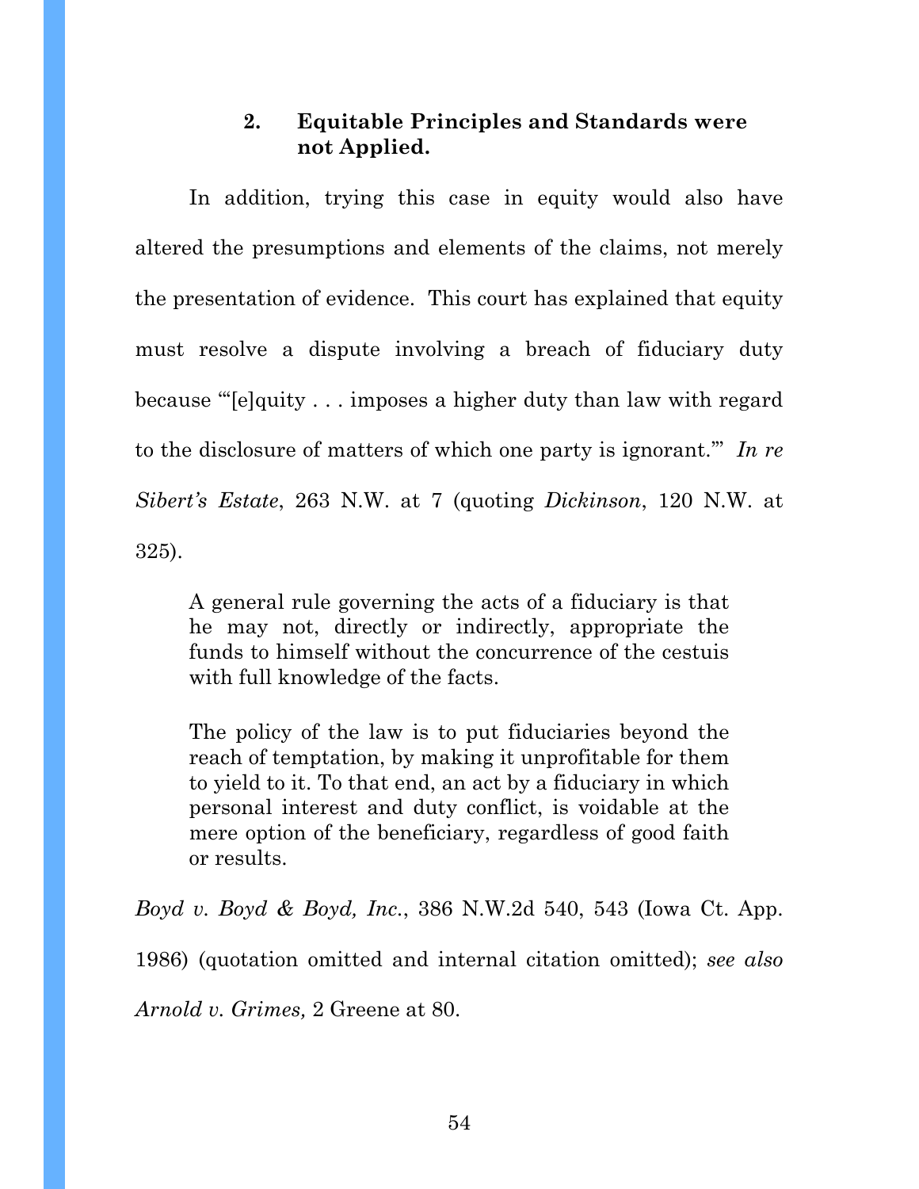### 2. Equitable Principles and Standards were not Applied.

In addition, trying this case in equity would also have altered the presumptions and elements of the claims, not merely the presentation of evidence. This court has explained that equity must resolve a dispute involving a breach of fiduciary duty because "'[e]quity . . . imposes a higher duty than law with regard to the disclosure of matters of which one party is ignorant.'" *In re Sibert's Estate*, 263 N.W. at 7 (quoting *Dickinson*, 120 N.W. at 325).

> A general rule governing the acts of a fiduciary is that he may not, directly or indirectly, appropriate the funds to himself without the concurrence of the cestuis with full knowledge of the facts.
>
> The policy of the law is to put fiduciaries beyond the reach of temptation, by making it unprofitable for them to yield to it. To that end, an act by a fiduciary in which personal interest and duty conflict, is voidable at the mere option of the beneficiary, regardless of good faith or results.

*Boyd v. Boyd & Boyd, Inc.*, 386 N.W.2d 540, 543 (Iowa Ct. App. 1986) (quotation omitted and internal citation omitted); *see also Arnold v. Grimes,* 2 Greene at 80.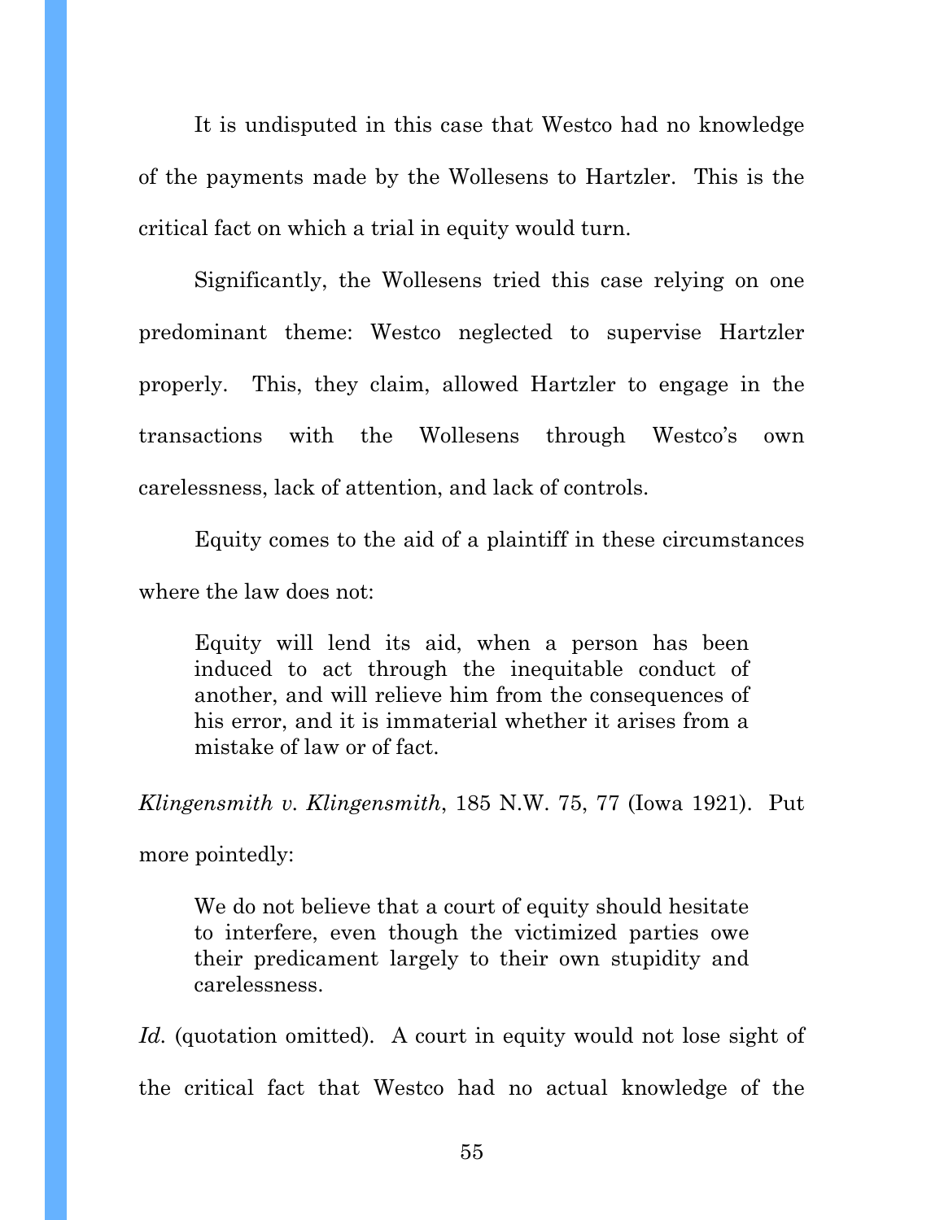It is undisputed in this case that Westco had no knowledge of the payments made by the Wollesens to Hartzler. This is the critical fact on which a trial in equity would turn.

Significantly, the Wollesens tried this case relying on one predominant theme: Westco neglected to supervise Hartzler properly. This, they claim, allowed Hartzler to engage in the transactions with the Wollesens through Westco's own carelessness, lack of attention, and lack of controls.

Equity comes to the aid of a plaintiff in these circumstances where the law does not:

> Equity will lend its aid, when a person has been induced to act through the inequitable conduct of another, and will relieve him from the consequences of his error, and it is immaterial whether it arises from a mistake of law or of fact.

*Klingensmith v. Klingensmith*, 185 N.W. 75, 77 (Iowa 1921). Put more pointedly:

> We do not believe that a court of equity should hesitate to interfere, even though the victimized parties owe their predicament largely to their own stupidity and carelessness.

*Id.* (quotation omitted). A court in equity would not lose sight of the critical fact that Westco had no actual knowledge of the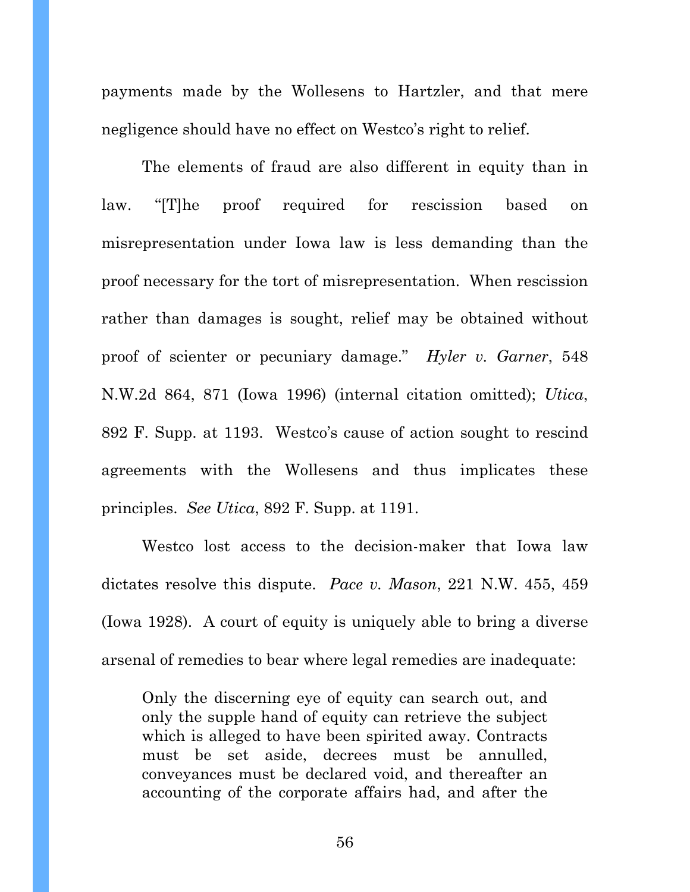payments made by the Wollesens to Hartzler, and that mere negligence should have no effect on Westco's right to relief.

The elements of fraud are also different in equity than in law. "[T]he proof required for rescission based on misrepresentation under Iowa law is less demanding than the proof necessary for the tort of misrepresentation. When rescission rather than damages is sought, relief may be obtained without proof of scienter or pecuniary damage." *Hyler v. Garner*, 548 N.W.2d 864, 871 (Iowa 1996) (internal citation omitted); *Utica*, 892 F. Supp. at 1193. Westco's cause of action sought to rescind agreements with the Wollesens and thus implicates these principles. *See Utica*, 892 F. Supp. at 1191.

Westco lost access to the decision-maker that Iowa law dictates resolve this dispute. *Pace v. Mason*, 221 N.W. 455, 459 (Iowa 1928). A court of equity is uniquely able to bring a diverse arsenal of remedies to bear where legal remedies are inadequate:

> Only the discerning eye of equity can search out, and only the supple hand of equity can retrieve the subject which is alleged to have been spirited away. Contracts must be set aside, decrees must be annulled, conveyances must be declared void, and thereafter an accounting of the corporate affairs had, and after the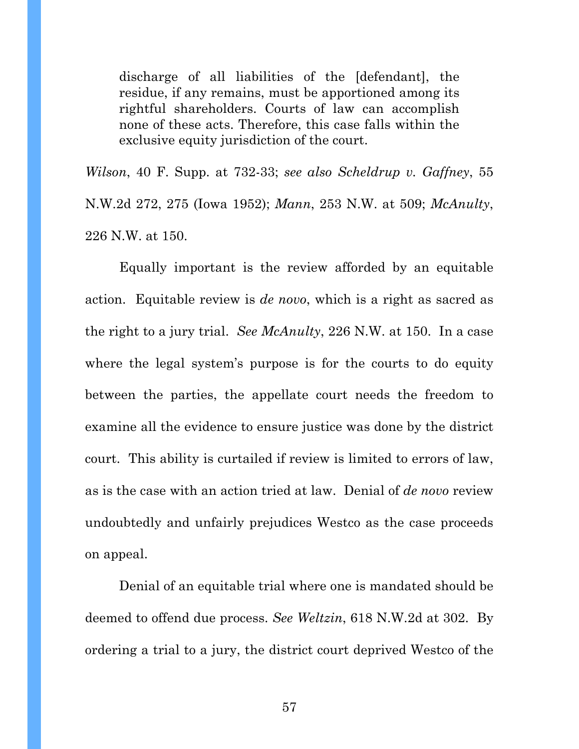> discharge of all liabilities of the [defendant], the residue, if any remains, must be apportioned among its rightful shareholders. Courts of law can accomplish none of these acts. Therefore, this case falls within the exclusive equity jurisdiction of the court.

*Wilson*, 40 F. Supp. at 732-33; *see also Scheldrup v. Gaffney*, 55 N.W.2d 272, 275 (Iowa 1952); *Mann*, 253 N.W. at 509; *McAnulty*, 226 N.W. at 150.

Equally important is the review afforded by an equitable action. Equitable review is *de novo*, which is a right as sacred as the right to a jury trial. *See McAnulty*, 226 N.W. at 150. In a case where the legal system's purpose is for the courts to do equity between the parties, the appellate court needs the freedom to examine all the evidence to ensure justice was done by the district court. This ability is curtailed if review is limited to errors of law, as is the case with an action tried at law. Denial of *de novo* review undoubtedly and unfairly prejudices Westco as the case proceeds on appeal.

Denial of an equitable trial where one is mandated should be deemed to offend due process. *See Weltzin*, 618 N.W.2d at 302. By ordering a trial to a jury, the district court deprived Westco of the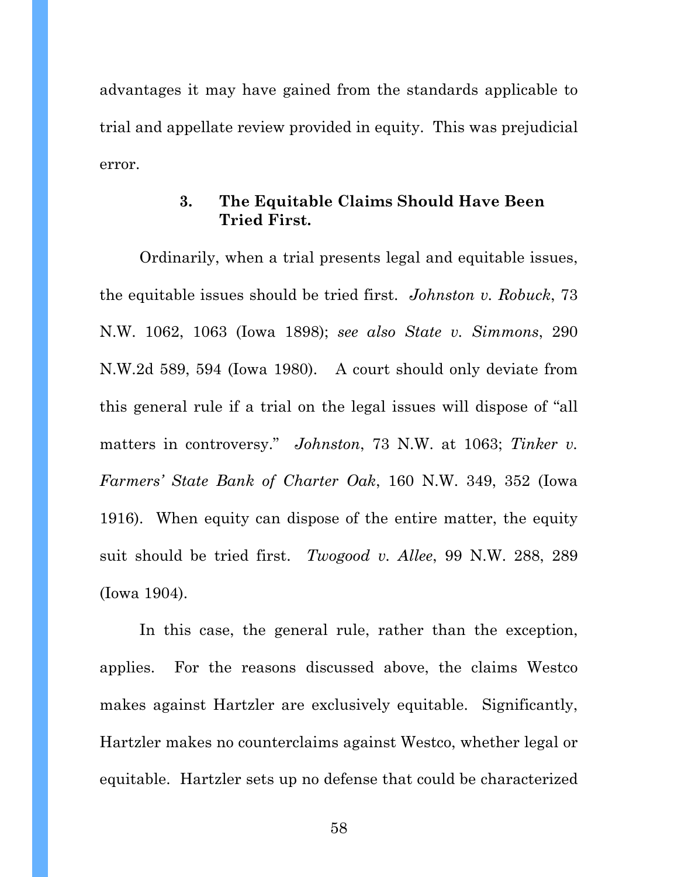advantages it may have gained from the standards applicable to trial and appellate review provided in equity. This was prejudicial error.

### 3. The Equitable Claims Should Have Been Tried First.

Ordinarily, when a trial presents legal and equitable issues, the equitable issues should be tried first. *Johnston v. Robuck*, 73 N.W. 1062, 1063 (Iowa 1898); *see also State v. Simmons*, 290 N.W.2d 589, 594 (Iowa 1980). A court should only deviate from this general rule if a trial on the legal issues will dispose of "all matters in controversy." *Johnston*, 73 N.W. at 1063; *Tinker v. Farmers' State Bank of Charter Oak*, 160 N.W. 349, 352 (Iowa 1916). When equity can dispose of the entire matter, the equity suit should be tried first. *Twogood v. Allee*, 99 N.W. 288, 289 (Iowa 1904).

In this case, the general rule, rather than the exception, applies. For the reasons discussed above, the claims Westco makes against Hartzler are exclusively equitable. Significantly, Hartzler makes no counterclaims against Westco, whether legal or equitable. Hartzler sets up no defense that could be characterized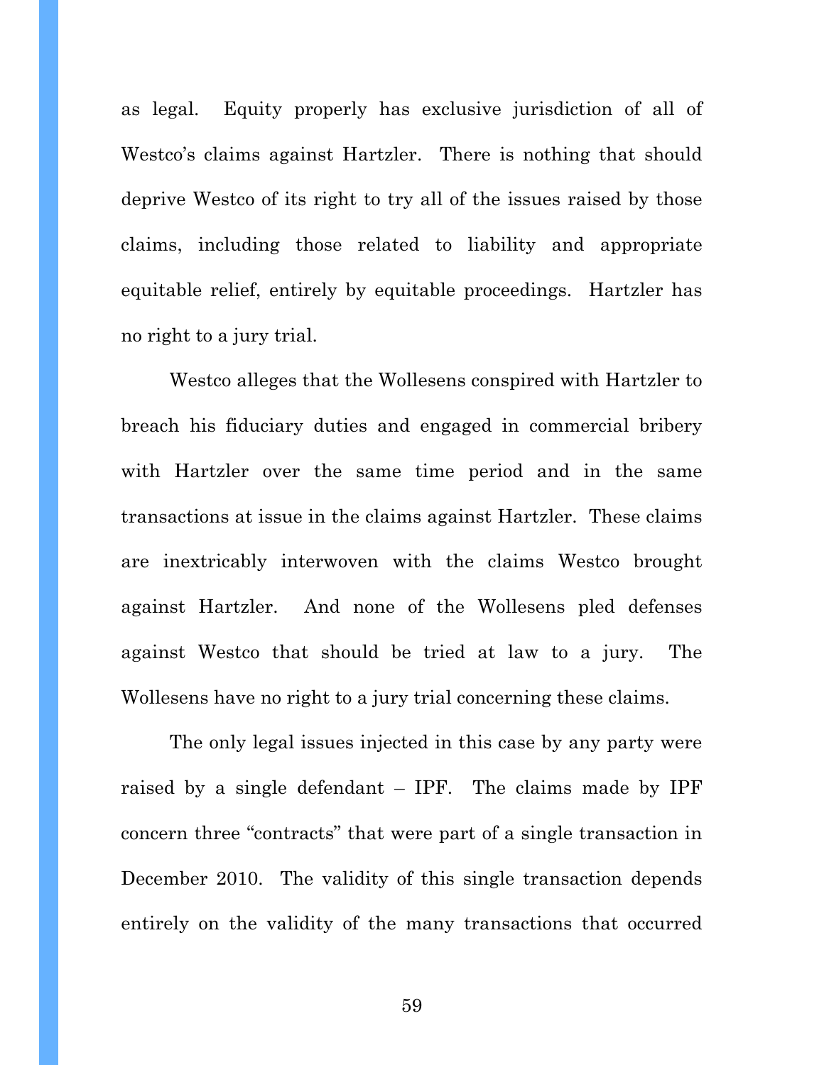as legal. Equity properly has exclusive jurisdiction of all of Westco's claims against Hartzler. There is nothing that should deprive Westco of its right to try all of the issues raised by those claims, including those related to liability and appropriate equitable relief, entirely by equitable proceedings. Hartzler has no right to a jury trial.

Westco alleges that the Wollesens conspired with Hartzler to breach his fiduciary duties and engaged in commercial bribery with Hartzler over the same time period and in the same transactions at issue in the claims against Hartzler. These claims are inextricably interwoven with the claims Westco brought against Hartzler. And none of the Wollesens pled defenses against Westco that should be tried at law to a jury. The Wollesens have no right to a jury trial concerning these claims.

The only legal issues injected in this case by any party were raised by a single defendant – IPF. The claims made by IPF concern three "contracts" that were part of a single transaction in December 2010. The validity of this single transaction depends entirely on the validity of the many transactions that occurred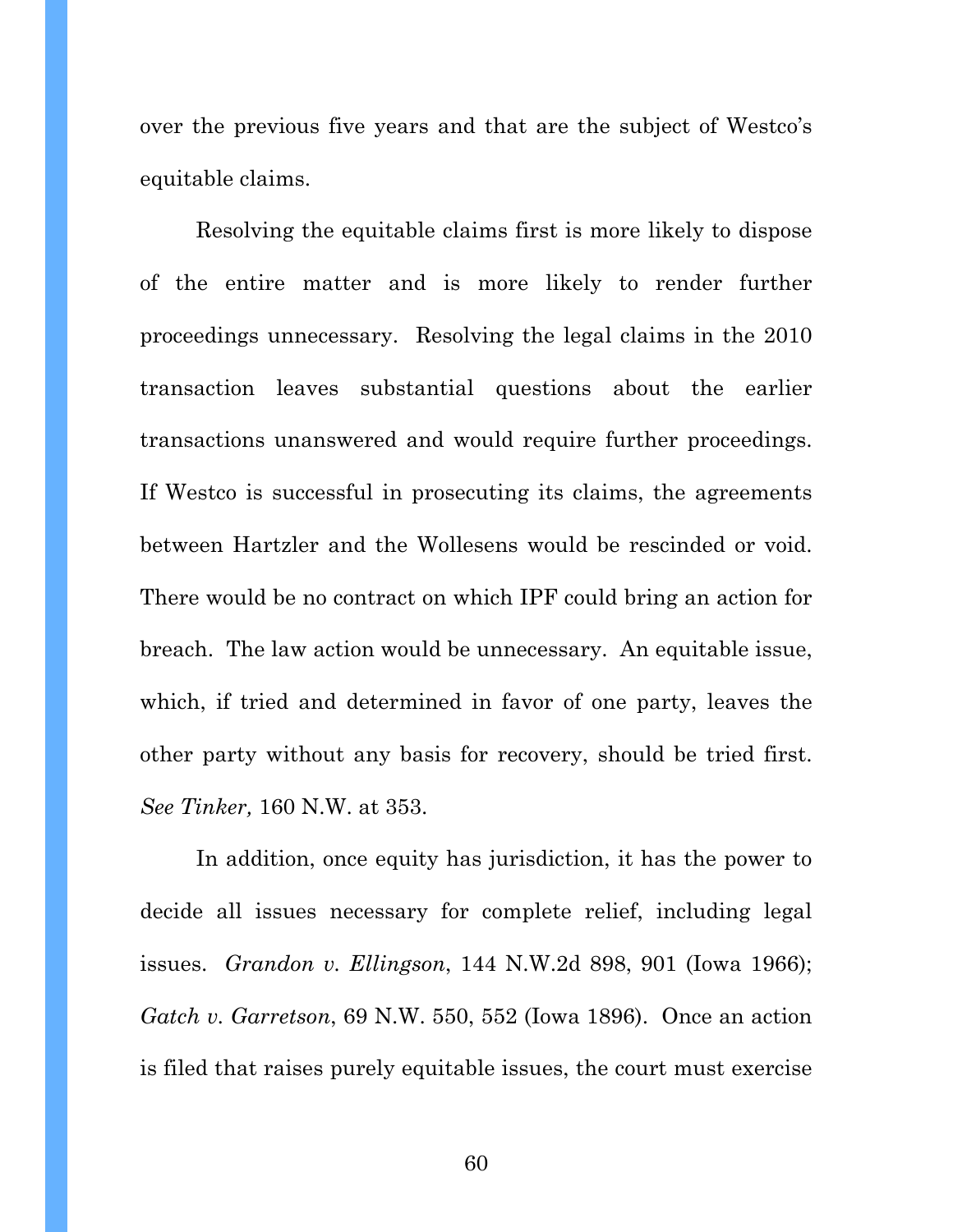over the previous five years and that are the subject of Westco's equitable claims.

Resolving the equitable claims first is more likely to dispose of the entire matter and is more likely to render further proceedings unnecessary. Resolving the legal claims in the 2010 transaction leaves substantial questions about the earlier transactions unanswered and would require further proceedings. If Westco is successful in prosecuting its claims, the agreements between Hartzler and the Wollesens would be rescinded or void. There would be no contract on which IPF could bring an action for breach. The law action would be unnecessary. An equitable issue, which, if tried and determined in favor of one party, leaves the other party without any basis for recovery, should be tried first. *See Tinker,* 160 N.W. at 353.

In addition, once equity has jurisdiction, it has the power to decide all issues necessary for complete relief, including legal issues. *Grandon v. Ellingson*, 144 N.W.2d 898, 901 (Iowa 1966); *Gatch v. Garretson*, 69 N.W. 550, 552 (Iowa 1896). Once an action is filed that raises purely equitable issues, the court must exercise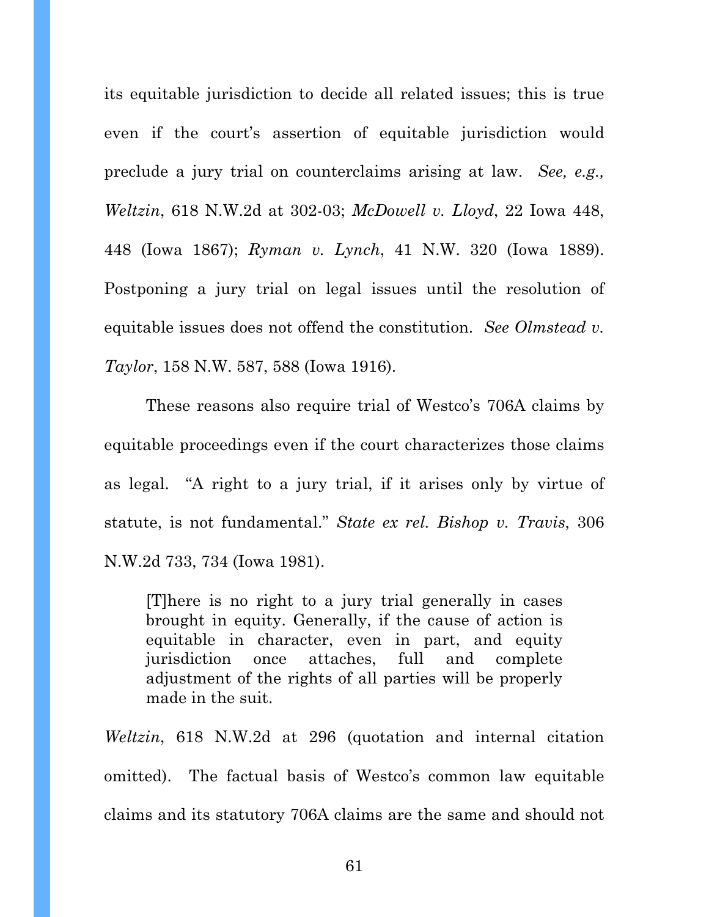its equitable jurisdiction to decide all related issues; this is true even if the court's assertion of equitable jurisdiction would preclude a jury trial on counterclaims arising at law. *See, e.g., Weltzin*, 618 N.W.2d at 302-03; *McDowell v. Lloyd*, 22 Iowa 448, 448 (Iowa 1867); *Ryman v. Lynch*, 41 N.W. 320 (Iowa 1889). Postponing a jury trial on legal issues until the resolution of equitable issues does not offend the constitution. *See Olmstead v. Taylor*, 158 N.W. 587, 588 (Iowa 1916).

These reasons also require trial of Westco's 706A claims by equitable proceedings even if the court characterizes those claims as legal. "A right to a jury trial, if it arises only by virtue of statute, is not fundamental." *State ex rel. Bishop v. Travis*, 306 N.W.2d 733, 734 (Iowa 1981).

> [T]here is no right to a jury trial generally in cases brought in equity. Generally, if the cause of action is equitable in character, even in part, and equity jurisdiction once attaches, full and complete adjustment of the rights of all parties will be properly made in the suit.

*Weltzin*, 618 N.W.2d at 296 (quotation and internal citation omitted). The factual basis of Westco's common law equitable claims and its statutory 706A claims are the same and should not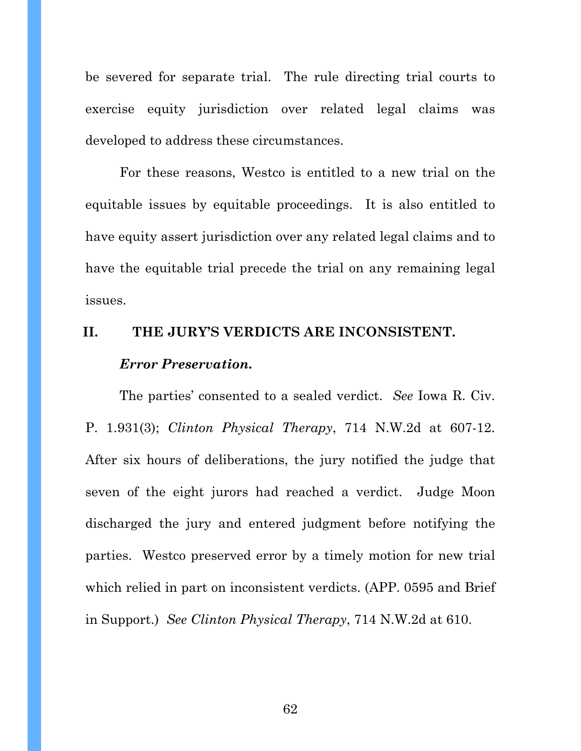be severed for separate trial. The rule directing trial courts to exercise equity jurisdiction over related legal claims was developed to address these circumstances.

For these reasons, Westco is entitled to a new trial on the equitable issues by equitable proceedings. It is also entitled to have equity assert jurisdiction over any related legal claims and to have the equitable trial precede the trial on any remaining legal issues.

## II. THE JURY'S VERDICTS ARE INCONSISTENT.

### *Error Preservation.*

The parties' consented to a sealed verdict. *See* Iowa R. Civ. P. 1.931(3); *Clinton Physical Therapy*, 714 N.W.2d at 607-12. After six hours of deliberations, the jury notified the judge that seven of the eight jurors had reached a verdict. Judge Moon discharged the jury and entered judgment before notifying the parties. Westco preserved error by a timely motion for new trial which relied in part on inconsistent verdicts. (APP. 0595 and Brief in Support.) *See Clinton Physical Therapy*, 714 N.W.2d at 610.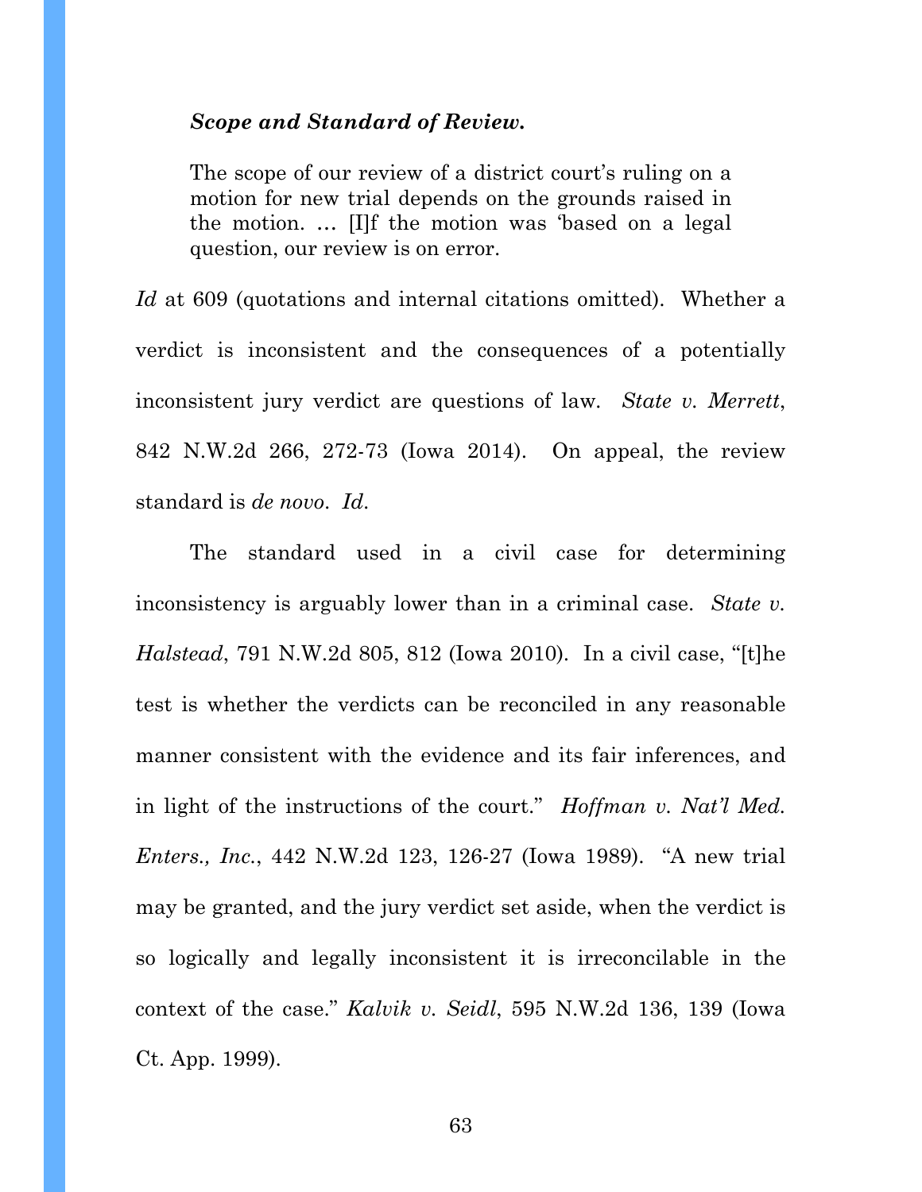***Scope and Standard of Review.***

> The scope of our review of a district court's ruling on a motion for new trial depends on the grounds raised in the motion. … [I]f the motion was 'based on a legal question, our review is on error.

*Id* at 609 (quotations and internal citations omitted). Whether a verdict is inconsistent and the consequences of a potentially inconsistent jury verdict are questions of law. *State v. Merrett*, 842 N.W.2d 266, 272-73 (Iowa 2014). On appeal, the review standard is *de novo*. *Id.*

The standard used in a civil case for determining inconsistency is arguably lower than in a criminal case. *State v. Halstead*, 791 N.W.2d 805, 812 (Iowa 2010). In a civil case, "[t]he test is whether the verdicts can be reconciled in any reasonable manner consistent with the evidence and its fair inferences, and in light of the instructions of the court." *Hoffman v. Nat'l Med. Enters., Inc.*, 442 N.W.2d 123, 126-27 (Iowa 1989). "A new trial may be granted, and the jury verdict set aside, when the verdict is so logically and legally inconsistent it is irreconcilable in the context of the case." *Kalvik v. Seidl*, 595 N.W.2d 136, 139 (Iowa Ct. App. 1999).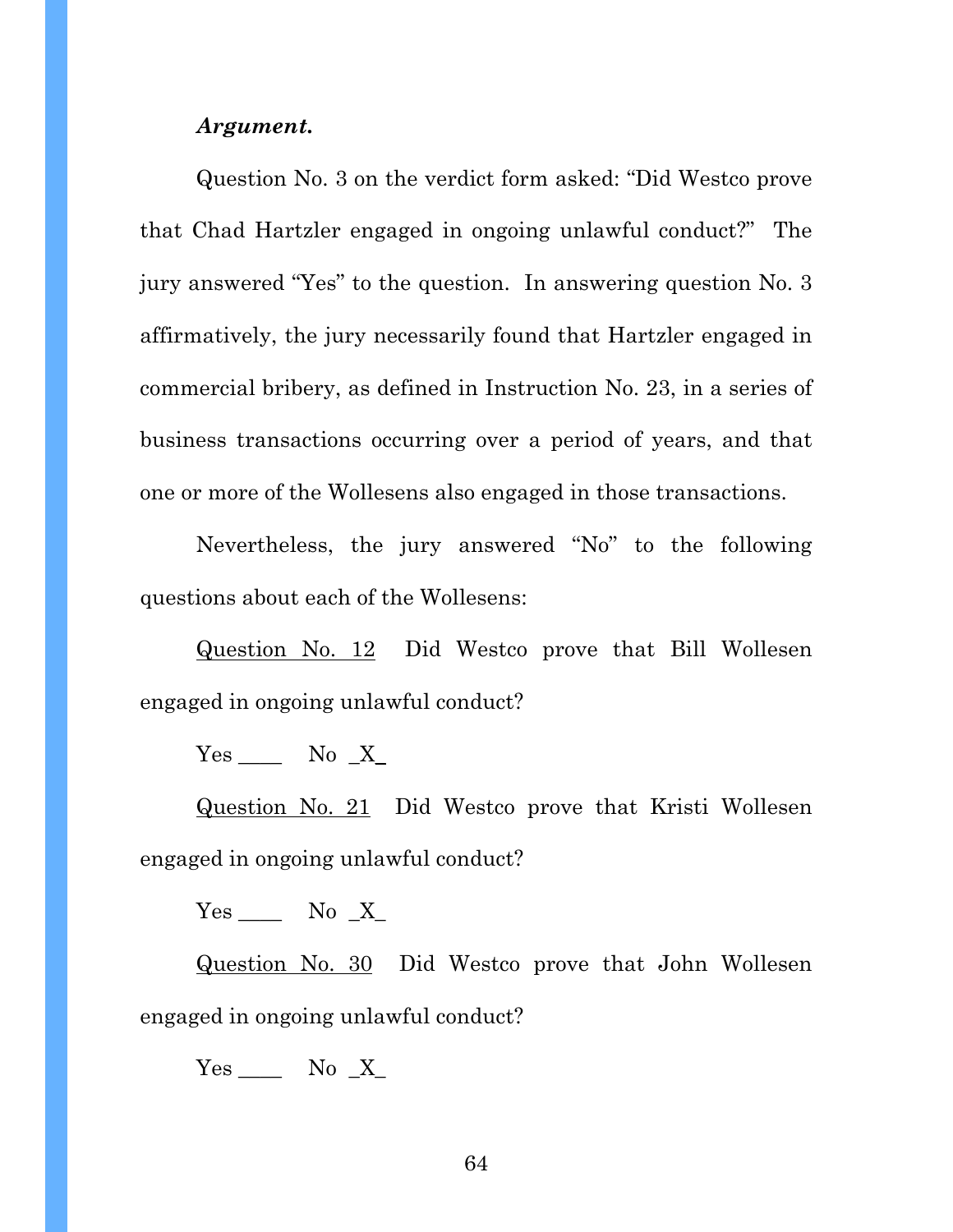***Argument.***

Question No. 3 on the verdict form asked: "Did Westco prove that Chad Hartzler engaged in ongoing unlawful conduct?" The jury answered "Yes" to the question. In answering question No. 3 affirmatively, the jury necessarily found that Hartzler engaged in commercial bribery, as defined in Instruction No. 23, in a series of business transactions occurring over a period of years, and that one or more of the Wollesens also engaged in those transactions.

Nevertheless, the jury answered "No" to the following questions about each of the Wollesens:

<u>Question No. 12</u> Did Westco prove that Bill Wollesen engaged in ongoing unlawful conduct?

Yes ____ No _X_

<u>Question No. 21</u> Did Westco prove that Kristi Wollesen engaged in ongoing unlawful conduct?

Yes ____ No _X_

<u>Question No. 30</u> Did Westco prove that John Wollesen engaged in ongoing unlawful conduct?

Yes ____ No _X_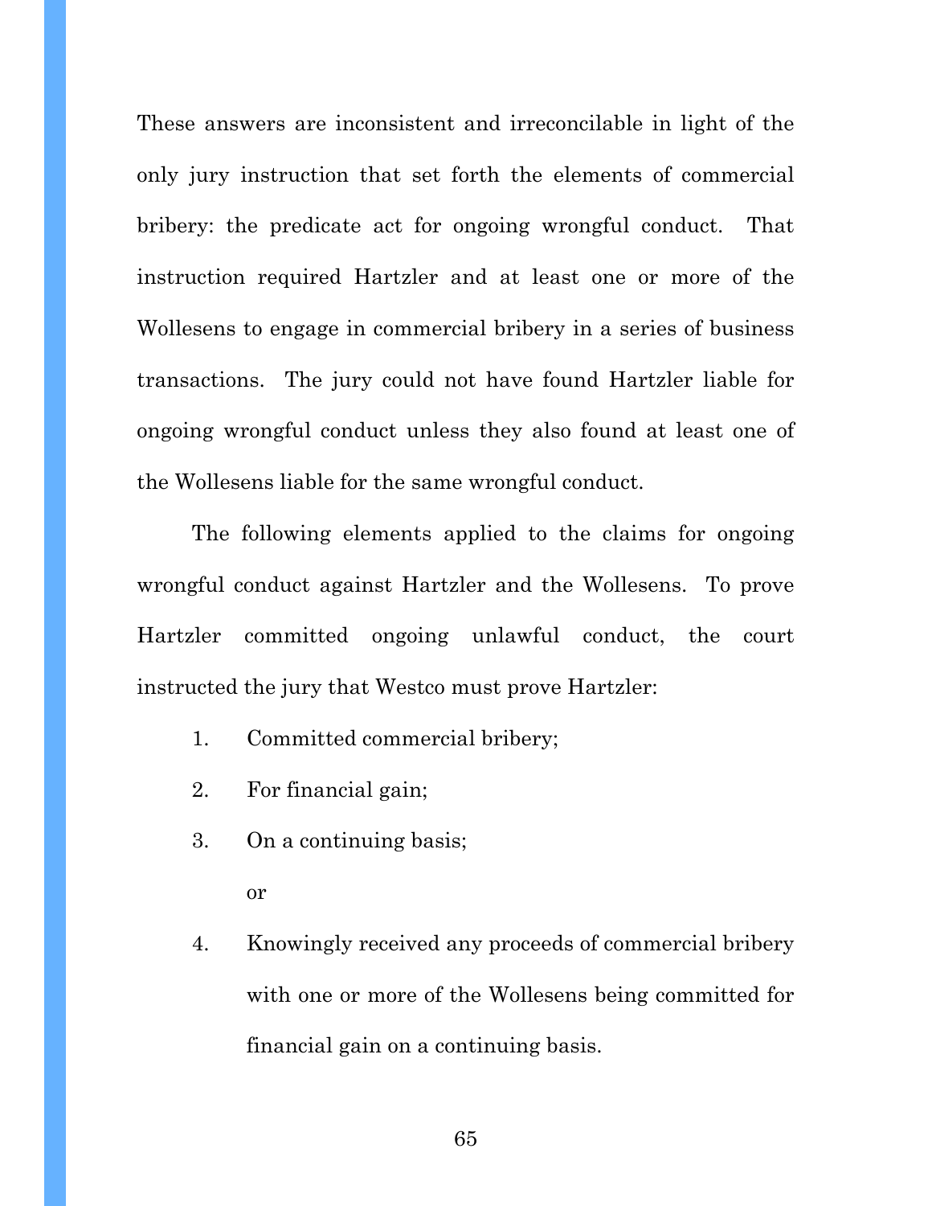These answers are inconsistent and irreconcilable in light of the only jury instruction that set forth the elements of commercial bribery: the predicate act for ongoing wrongful conduct. That instruction required Hartzler and at least one or more of the Wollesens to engage in commercial bribery in a series of business transactions. The jury could not have found Hartzler liable for ongoing wrongful conduct unless they also found at least one of the Wollesens liable for the same wrongful conduct.

The following elements applied to the claims for ongoing wrongful conduct against Hartzler and the Wollesens. To prove Hartzler committed ongoing unlawful conduct, the court instructed the jury that Westco must prove Hartzler:

1. Committed commercial bribery;
2. For financial gain;
3. On a continuing basis;

   or

4. Knowingly received any proceeds of commercial bribery with one or more of the Wollesens being committed for financial gain on a continuing basis.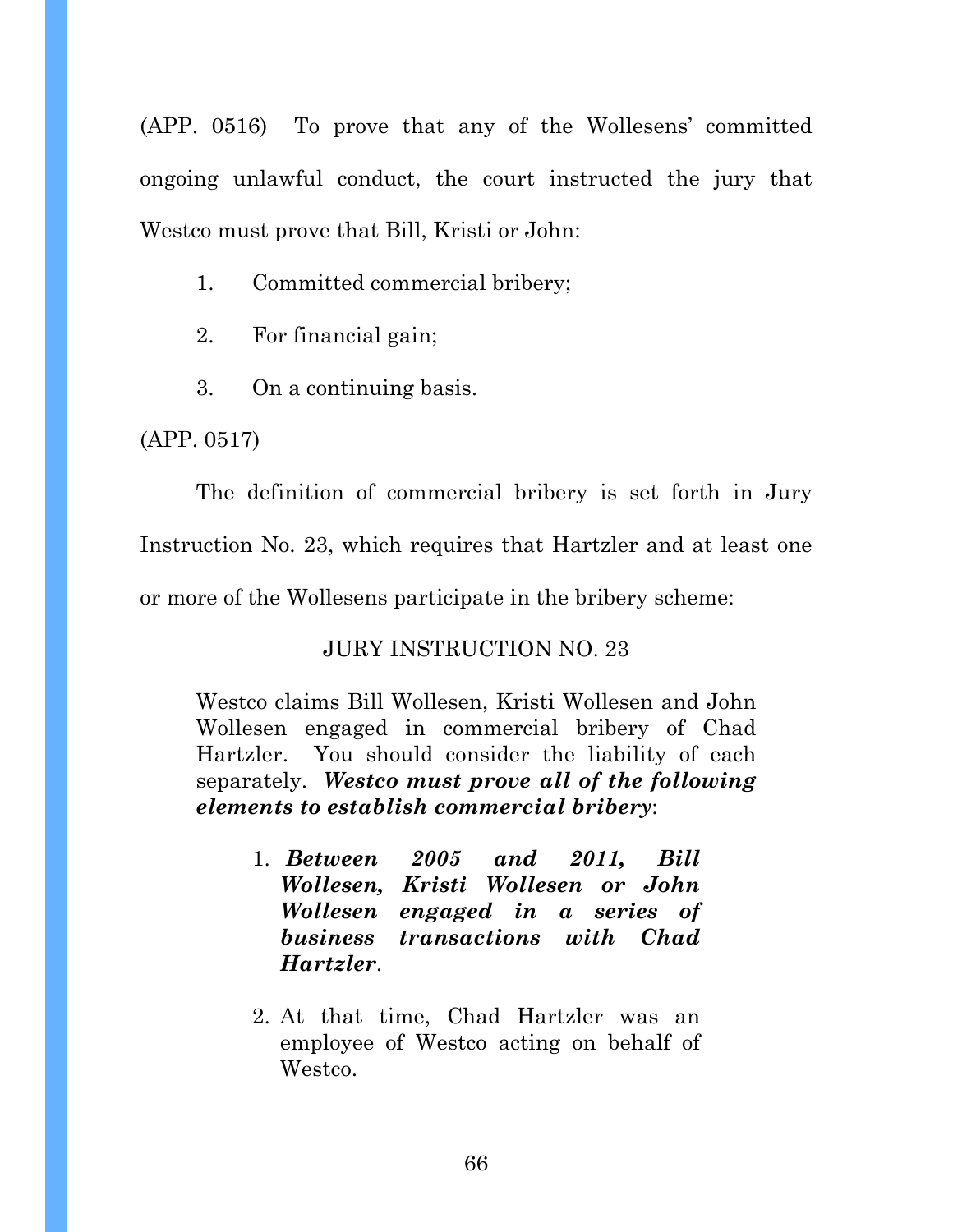(APP. 0516) To prove that any of the Wollesens' committed ongoing unlawful conduct, the court instructed the jury that Westco must prove that Bill, Kristi or John:

1. Committed commercial bribery;

2. For financial gain;

3. On a continuing basis.

(APP. 0517)

The definition of commercial bribery is set forth in Jury Instruction No. 23, which requires that Hartzler and at least one or more of the Wollesens participate in the bribery scheme:

JURY INSTRUCTION NO. 23

> Westco claims Bill Wollesen, Kristi Wollesen and John Wollesen engaged in commercial bribery of Chad Hartzler. You should consider the liability of each separately. ***Westco must prove all of the following elements to establish commercial bribery***:
>
> 1. ***Between 2005 and 2011, Bill Wollesen, Kristi Wollesen or John Wollesen engaged in a series of business transactions with Chad Hartzler***.
>
> 2. At that time, Chad Hartzler was an employee of Westco acting on behalf of Westco.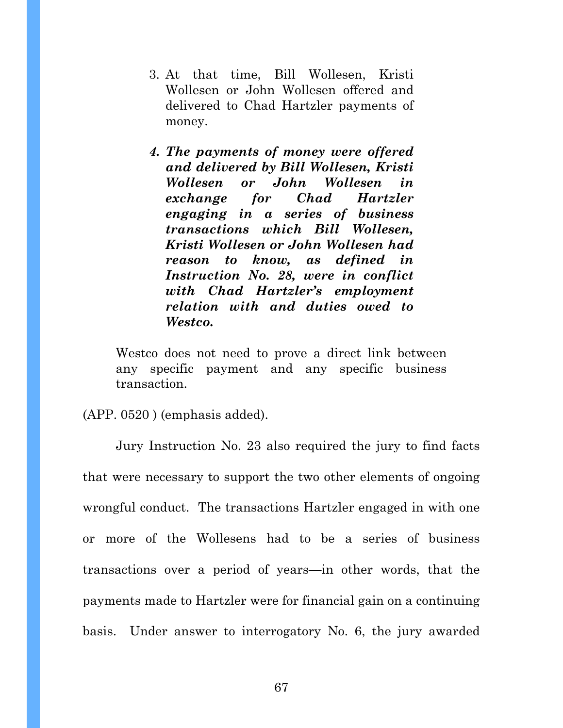3. At that time, Bill Wollesen, Kristi Wollesen or John Wollesen offered and delivered to Chad Hartzler payments of money.

4. ***The payments of money were offered and delivered by Bill Wollesen, Kristi Wollesen or John Wollesen in exchange for Chad Hartzler engaging in a series of business transactions which Bill Wollesen, Kristi Wollesen or John Wollesen had reason to know, as defined in Instruction No. 28, were in conflict with Chad Hartzler's employment relation with and duties owed to Westco.***

> Westco does not need to prove a direct link between any specific payment and any specific business transaction.

(APP. 0520 ) (emphasis added).

Jury Instruction No. 23 also required the jury to find facts that were necessary to support the two other elements of ongoing wrongful conduct. The transactions Hartzler engaged in with one or more of the Wollesens had to be a series of business transactions over a period of years—in other words, that the payments made to Hartzler were for financial gain on a continuing basis. Under answer to interrogatory No. 6, the jury awarded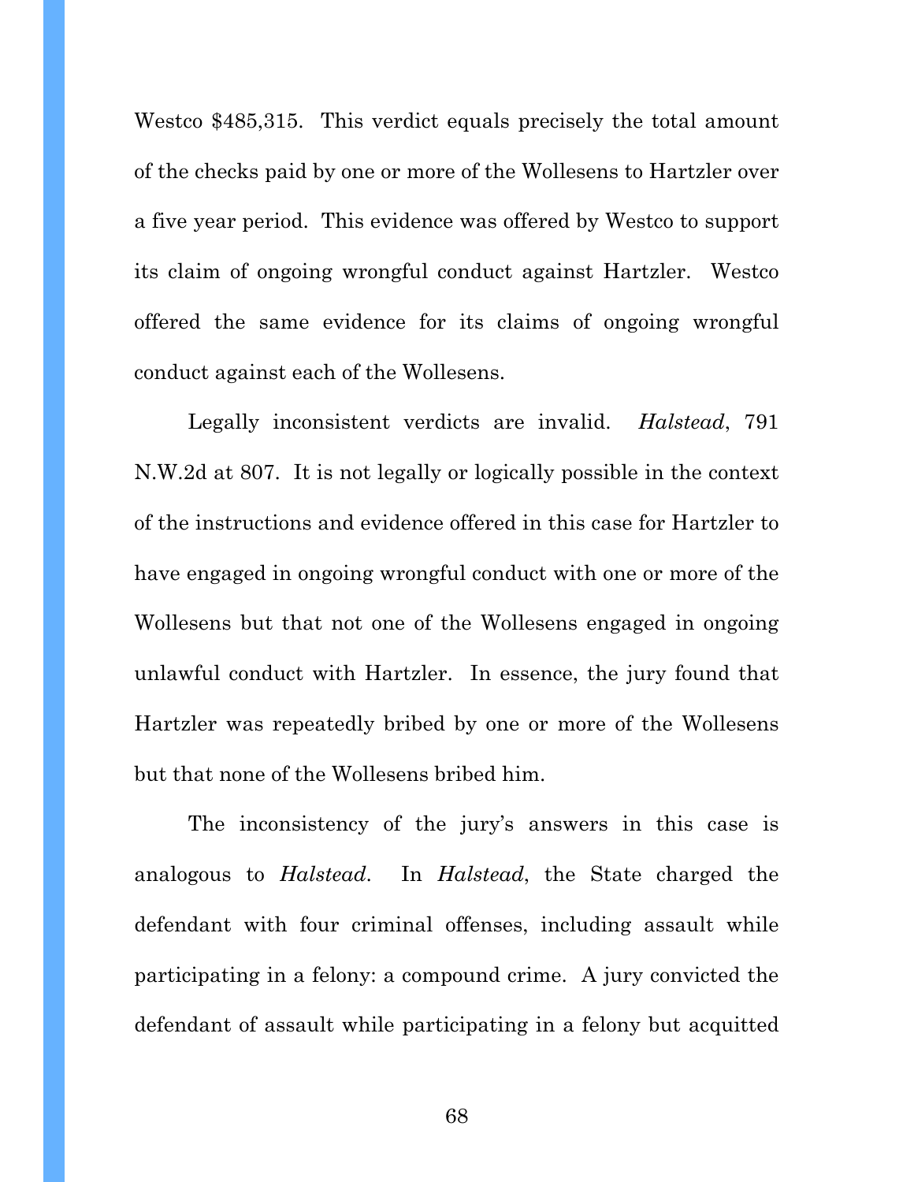Westco $485,315. This verdict equals precisely the total amount of the checks paid by one or more of the Wollesens to Hartzler over a five year period. This evidence was offered by Westco to support its claim of ongoing wrongful conduct against Hartzler. Westco offered the same evidence for its claims of ongoing wrongful conduct against each of the Wollesens.

Legally inconsistent verdicts are invalid. *Halstead*, 791 N.W.2d at 807. It is not legally or logically possible in the context of the instructions and evidence offered in this case for Hartzler to have engaged in ongoing wrongful conduct with one or more of the Wollesens but that not one of the Wollesens engaged in ongoing unlawful conduct with Hartzler. In essence, the jury found that Hartzler was repeatedly bribed by one or more of the Wollesens but that none of the Wollesens bribed him.

The inconsistency of the jury's answers in this case is analogous to *Halstead*. In *Halstead*, the State charged the defendant with four criminal offenses, including assault while participating in a felony: a compound crime. A jury convicted the defendant of assault while participating in a felony but acquitted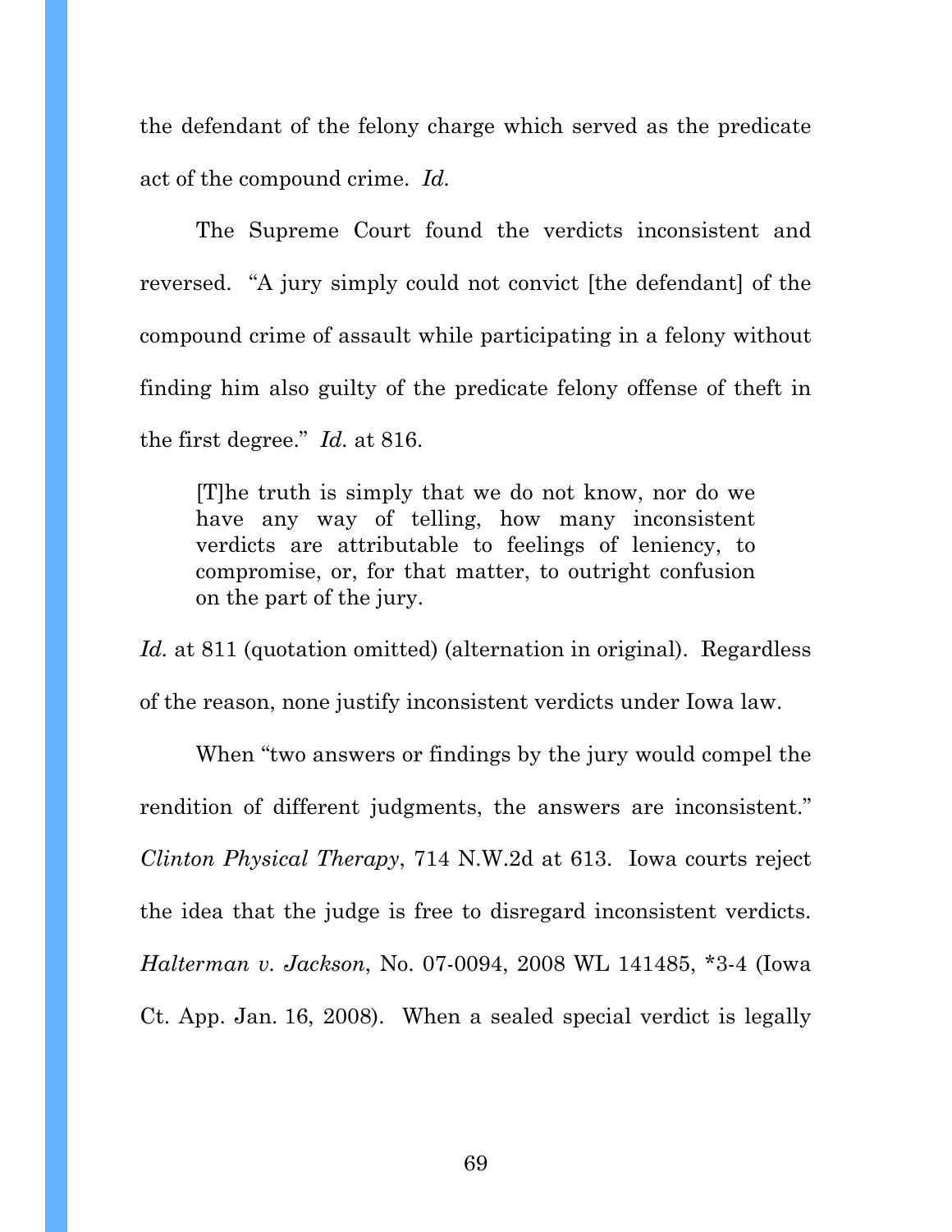the defendant of the felony charge which served as the predicate act of the compound crime. *Id.*

The Supreme Court found the verdicts inconsistent and reversed. "A jury simply could not convict [the defendant] of the compound crime of assault while participating in a felony without finding him also guilty of the predicate felony offense of theft in the first degree." *Id.* at 816.

> [T]he truth is simply that we do not know, nor do we have any way of telling, how many inconsistent verdicts are attributable to feelings of leniency, to compromise, or, for that matter, to outright confusion on the part of the jury.

*Id.* at 811 (quotation omitted) (alternation in original). Regardless of the reason, none justify inconsistent verdicts under Iowa law.

When "two answers or findings by the jury would compel the rendition of different judgments, the answers are inconsistent." *Clinton Physical Therapy*, 714 N.W.2d at 613. Iowa courts reject the idea that the judge is free to disregard inconsistent verdicts. *Halterman v. Jackson*, No. 07-0094, 2008 WL 141485, *3-4 (Iowa Ct. App. Jan. 16, 2008). When a sealed special verdict is legally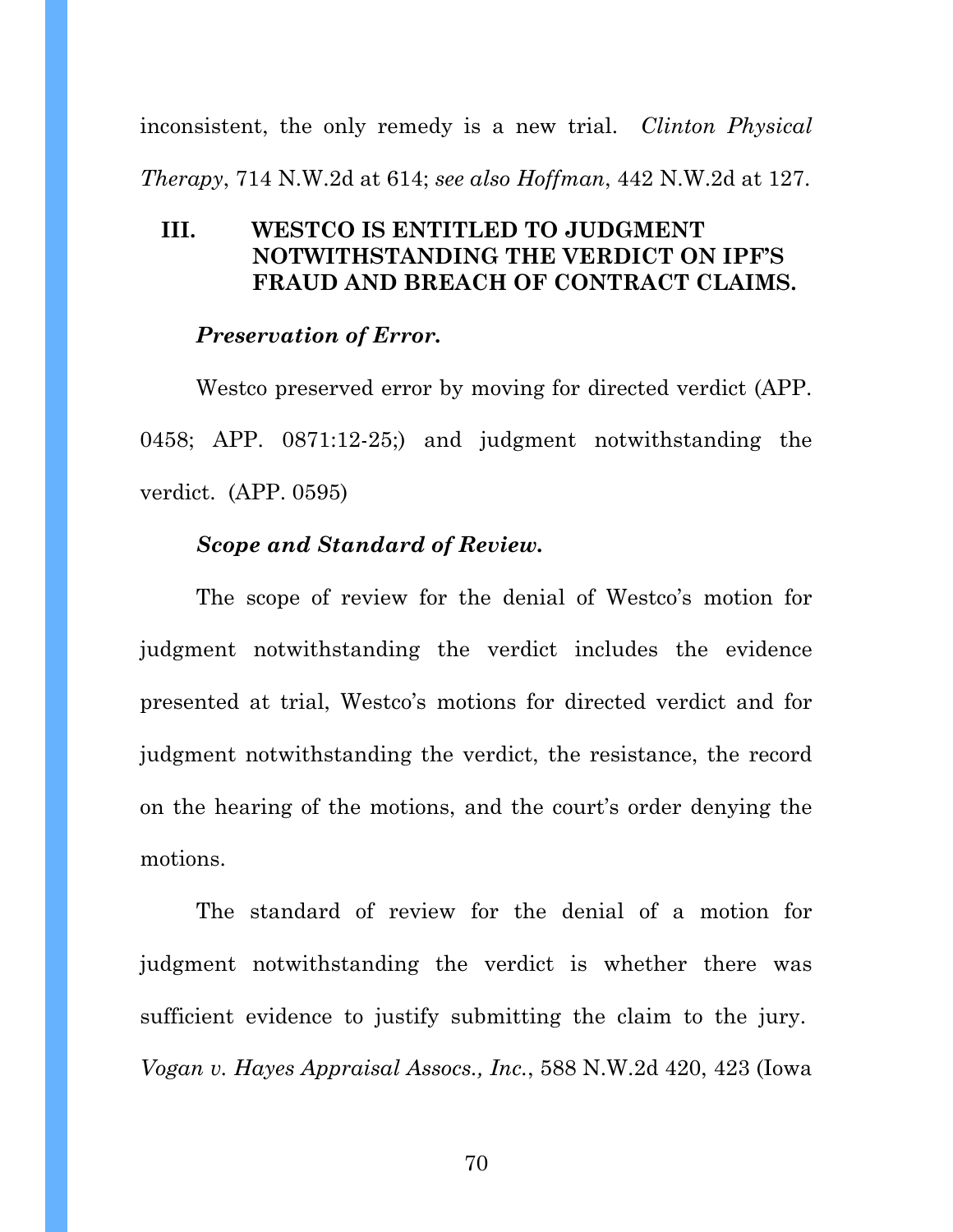inconsistent, the only remedy is a new trial. *Clinton Physical Therapy*, 714 N.W.2d at 614; *see also Hoffman*, 442 N.W.2d at 127.

## III. WESTCO IS ENTITLED TO JUDGMENT NOTWITHSTANDING THE VERDICT ON IPF'S FRAUD AND BREACH OF CONTRACT CLAIMS.

***Preservation of Error.***

Westco preserved error by moving for directed verdict (APP. 0458; APP. 0871:12-25;) and judgment notwithstanding the verdict. (APP. 0595)

***Scope and Standard of Review.***

The scope of review for the denial of Westco's motion for judgment notwithstanding the verdict includes the evidence presented at trial, Westco's motions for directed verdict and for judgment notwithstanding the verdict, the resistance, the record on the hearing of the motions, and the court's order denying the motions.

The standard of review for the denial of a motion for judgment notwithstanding the verdict is whether there was sufficient evidence to justify submitting the claim to the jury. *Vogan v. Hayes Appraisal Assocs., Inc.*, 588 N.W.2d 420, 423 (Iowa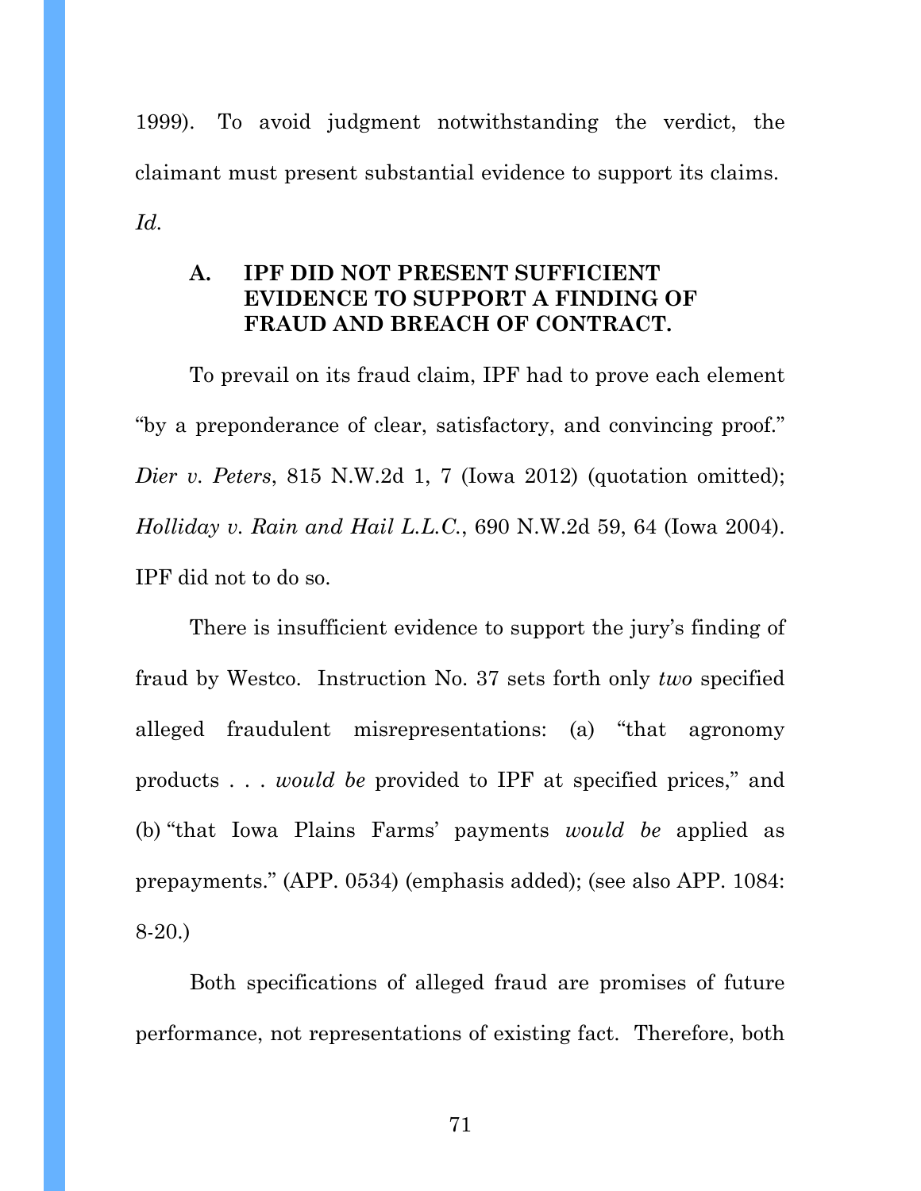1999). To avoid judgment notwithstanding the verdict, the claimant must present substantial evidence to support its claims. *Id.*

### A. IPF DID NOT PRESENT SUFFICIENT EVIDENCE TO SUPPORT A FINDING OF FRAUD AND BREACH OF CONTRACT.

To prevail on its fraud claim, IPF had to prove each element "by a preponderance of clear, satisfactory, and convincing proof." *Dier v. Peters*, 815 N.W.2d 1, 7 (Iowa 2012) (quotation omitted); *Holliday v. Rain and Hail L.L.C.*, 690 N.W.2d 59, 64 (Iowa 2004). IPF did not to do so.

There is insufficient evidence to support the jury's finding of fraud by Westco. Instruction No. 37 sets forth only *two* specified alleged fraudulent misrepresentations: (a) "that agronomy products . . . *would be* provided to IPF at specified prices," and (b) "that Iowa Plains Farms' payments *would be* applied as prepayments." (APP. 0534) (emphasis added); (see also APP. 1084: 8-20.)

Both specifications of alleged fraud are promises of future performance, not representations of existing fact. Therefore, both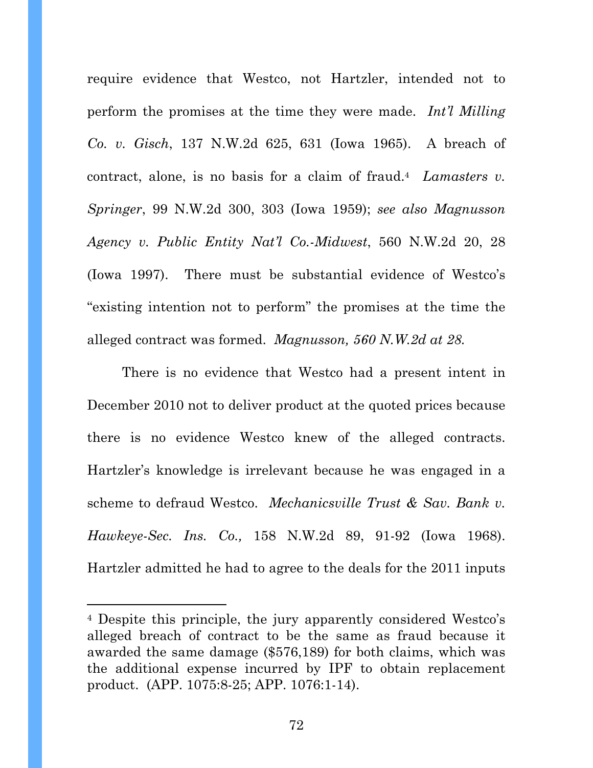require evidence that Westco, not Hartzler, intended not to perform the promises at the time they were made. *Int'l Milling Co. v. Gisch*, 137 N.W.2d 625, 631 (Iowa 1965). A breach of contract, alone, is no basis for a claim of fraud.[4] *Lamasters v. Springer*, 99 N.W.2d 300, 303 (Iowa 1959); *see also Magnusson Agency v. Public Entity Nat'l Co.-Midwest*, 560 N.W.2d 20, 28 (Iowa 1997). There must be substantial evidence of Westco's "existing intention not to perform" the promises at the time the alleged contract was formed. *Magnusson, 560 N.W.2d at 28.*

There is no evidence that Westco had a present intent in December 2010 not to deliver product at the quoted prices because there is no evidence Westco knew of the alleged contracts. Hartzler's knowledge is irrelevant because he was engaged in a scheme to defraud Westco. *Mechanicsville Trust & Sav. Bank v. Hawkeye-Sec. Ins. Co.,* 158 N.W.2d 89, 91-92 (Iowa 1968). Hartzler admitted he had to agree to the deals for the 2011 inputs

---

[4] Despite this principle, the jury apparently considered Westco's alleged breach of contract to be the same as fraud because it awarded the same damage ($576,189) for both claims, which was the additional expense incurred by IPF to obtain replacement product. (APP. 1075:8-25; APP. 1076:1-14).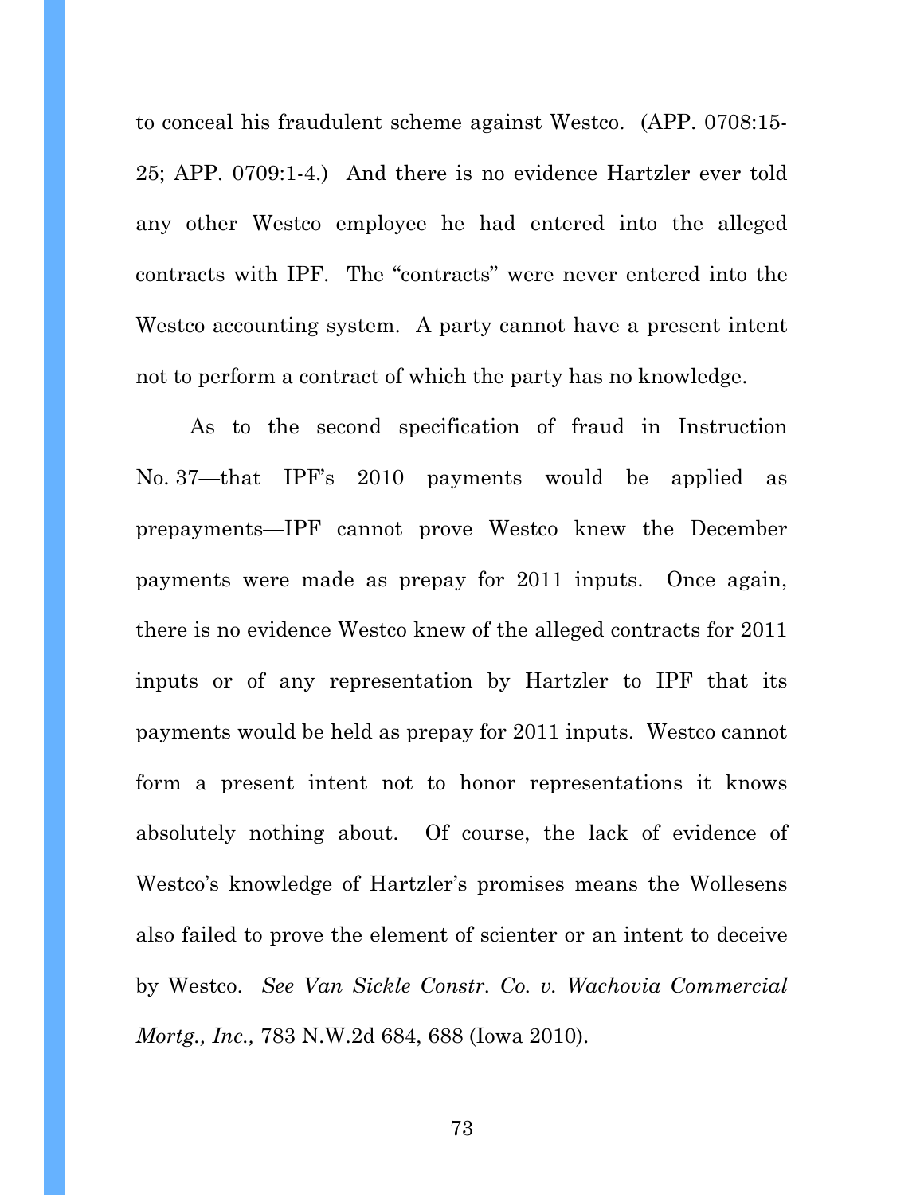to conceal his fraudulent scheme against Westco. (APP. 0708:15-25; APP. 0709:1-4.) And there is no evidence Hartzler ever told any other Westco employee he had entered into the alleged contracts with IPF. The "contracts" were never entered into the Westco accounting system. A party cannot have a present intent not to perform a contract of which the party has no knowledge.

As to the second specification of fraud in Instruction No. 37—that IPF's 2010 payments would be applied as prepayments—IPF cannot prove Westco knew the December payments were made as prepay for 2011 inputs. Once again, there is no evidence Westco knew of the alleged contracts for 2011 inputs or of any representation by Hartzler to IPF that its payments would be held as prepay for 2011 inputs. Westco cannot form a present intent not to honor representations it knows absolutely nothing about. Of course, the lack of evidence of Westco's knowledge of Hartzler's promises means the Wollesens also failed to prove the element of scienter or an intent to deceive by Westco. *See Van Sickle Constr. Co. v. Wachovia Commercial Mortg., Inc.,* 783 N.W.2d 684, 688 (Iowa 2010).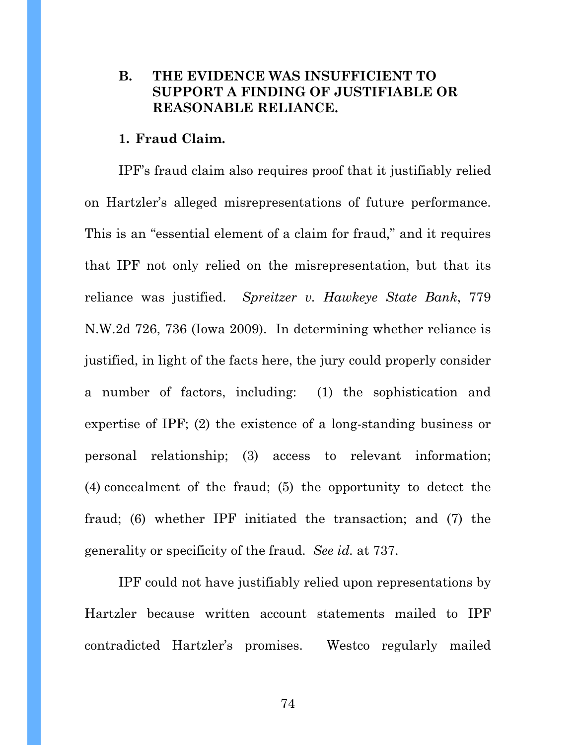## B. THE EVIDENCE WAS INSUFFICIENT TO SUPPORT A FINDING OF JUSTIFIABLE OR REASONABLE RELIANCE.

### 1. Fraud Claim.

IPF's fraud claim also requires proof that it justifiably relied on Hartzler's alleged misrepresentations of future performance. This is an "essential element of a claim for fraud," and it requires that IPF not only relied on the misrepresentation, but that its reliance was justified. *Spreitzer v. Hawkeye State Bank*, 779 N.W.2d 726, 736 (Iowa 2009). In determining whether reliance is justified, in light of the facts here, the jury could properly consider a number of factors, including: (1) the sophistication and expertise of IPF; (2) the existence of a long-standing business or personal relationship; (3) access to relevant information; (4) concealment of the fraud; (5) the opportunity to detect the fraud; (6) whether IPF initiated the transaction; and (7) the generality or specificity of the fraud. *See id.* at 737.

IPF could not have justifiably relied upon representations by Hartzler because written account statements mailed to IPF contradicted Hartzler's promises. Westco regularly mailed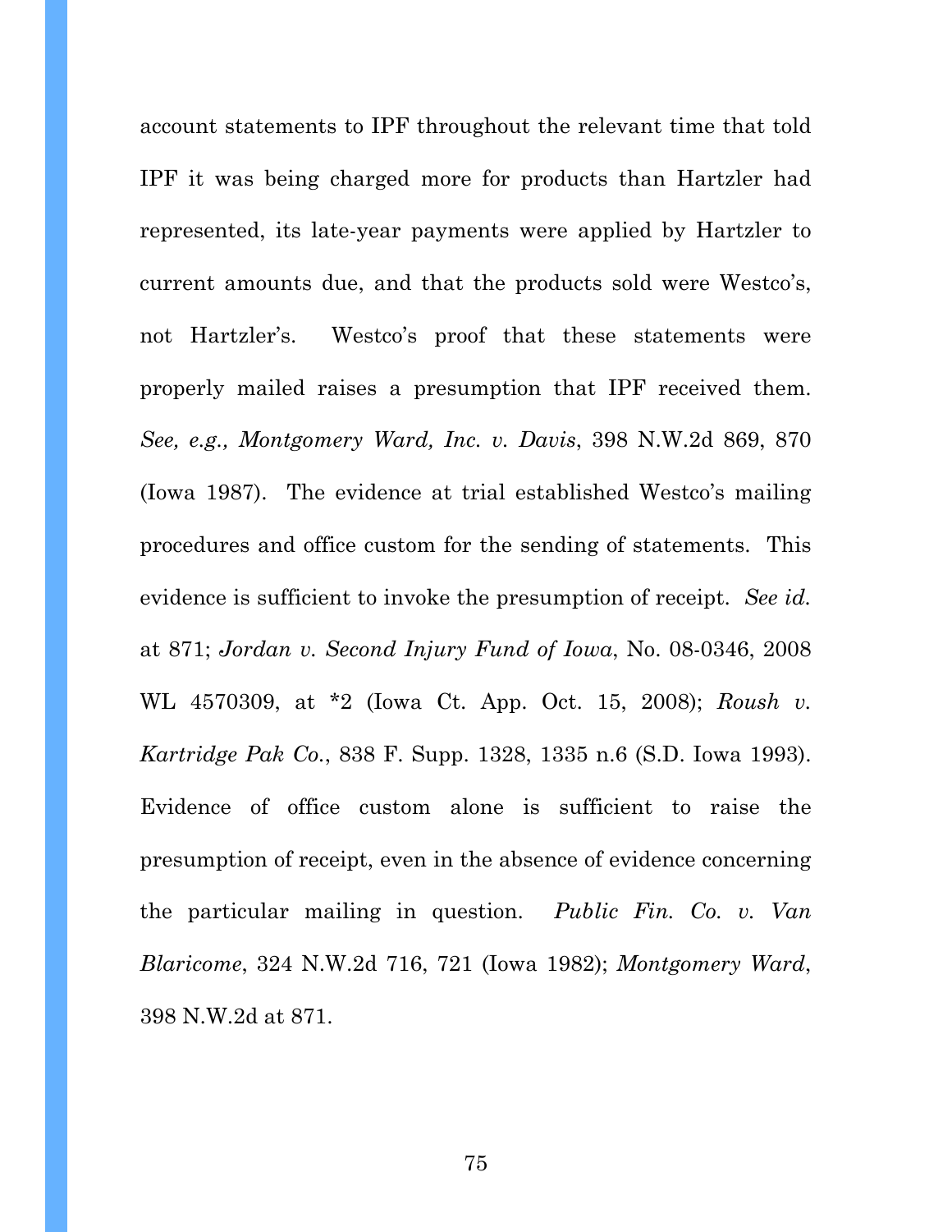account statements to IPF throughout the relevant time that told IPF it was being charged more for products than Hartzler had represented, its late-year payments were applied by Hartzler to current amounts due, and that the products sold were Westco's, not Hartzler's. Westco's proof that these statements were properly mailed raises a presumption that IPF received them. *See, e.g., Montgomery Ward, Inc. v. Davis*, 398 N.W.2d 869, 870 (Iowa 1987). The evidence at trial established Westco's mailing procedures and office custom for the sending of statements. This evidence is sufficient to invoke the presumption of receipt. *See id.* at 871; *Jordan v. Second Injury Fund of Iowa*, No. 08-0346, 2008 WL 4570309, at *2 (Iowa Ct. App. Oct. 15, 2008); *Roush v. Kartridge Pak Co.*, 838 F. Supp. 1328, 1335 n.6 (S.D. Iowa 1993). Evidence of office custom alone is sufficient to raise the presumption of receipt, even in the absence of evidence concerning the particular mailing in question. *Public Fin. Co. v. Van Blaricome*, 324 N.W.2d 716, 721 (Iowa 1982); *Montgomery Ward*, 398 N.W.2d at 871.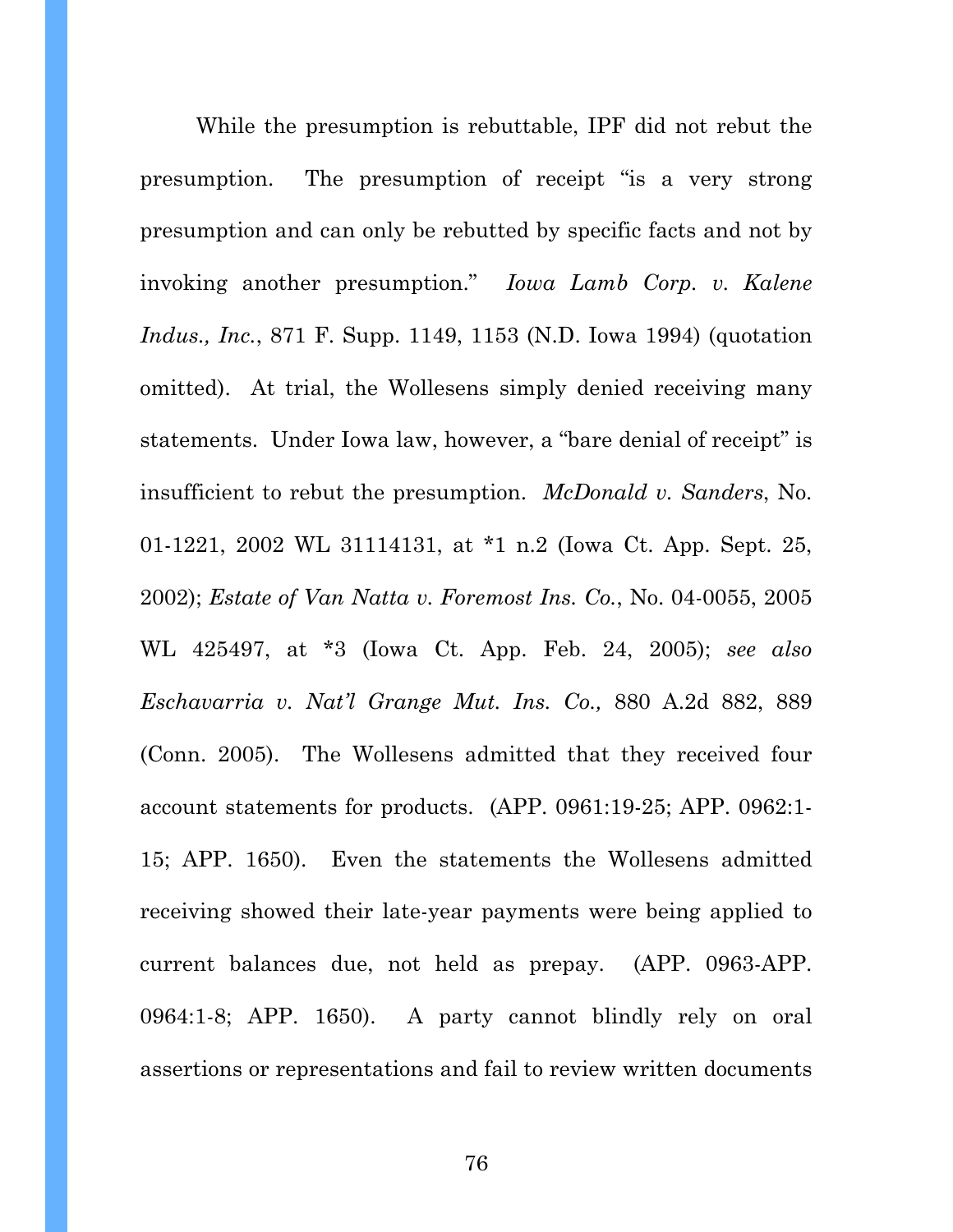While the presumption is rebuttable, IPF did not rebut the presumption. The presumption of receipt "is a very strong presumption and can only be rebutted by specific facts and not by invoking another presumption." *Iowa Lamb Corp. v. Kalene Indus., Inc.*, 871 F. Supp. 1149, 1153 (N.D. Iowa 1994) (quotation omitted). At trial, the Wollesens simply denied receiving many statements. Under Iowa law, however, a "bare denial of receipt" is insufficient to rebut the presumption. *McDonald v. Sanders*, No. 01-1221, 2002 WL 31114131, at *1 n.2 (Iowa Ct. App. Sept. 25, 2002); *Estate of Van Natta v. Foremost Ins. Co.*, No. 04-0055, 2005 WL 425497, at *3 (Iowa Ct. App. Feb. 24, 2005); *see also Eschavarria v. Nat'l Grange Mut. Ins. Co.,* 880 A.2d 882, 889 (Conn. 2005). The Wollesens admitted that they received four account statements for products. (APP. 0961:19-25; APP. 0962:1-15; APP. 1650). Even the statements the Wollesens admitted receiving showed their late-year payments were being applied to current balances due, not held as prepay. (APP. 0963-APP. 0964:1-8; APP. 1650). A party cannot blindly rely on oral assertions or representations and fail to review written documents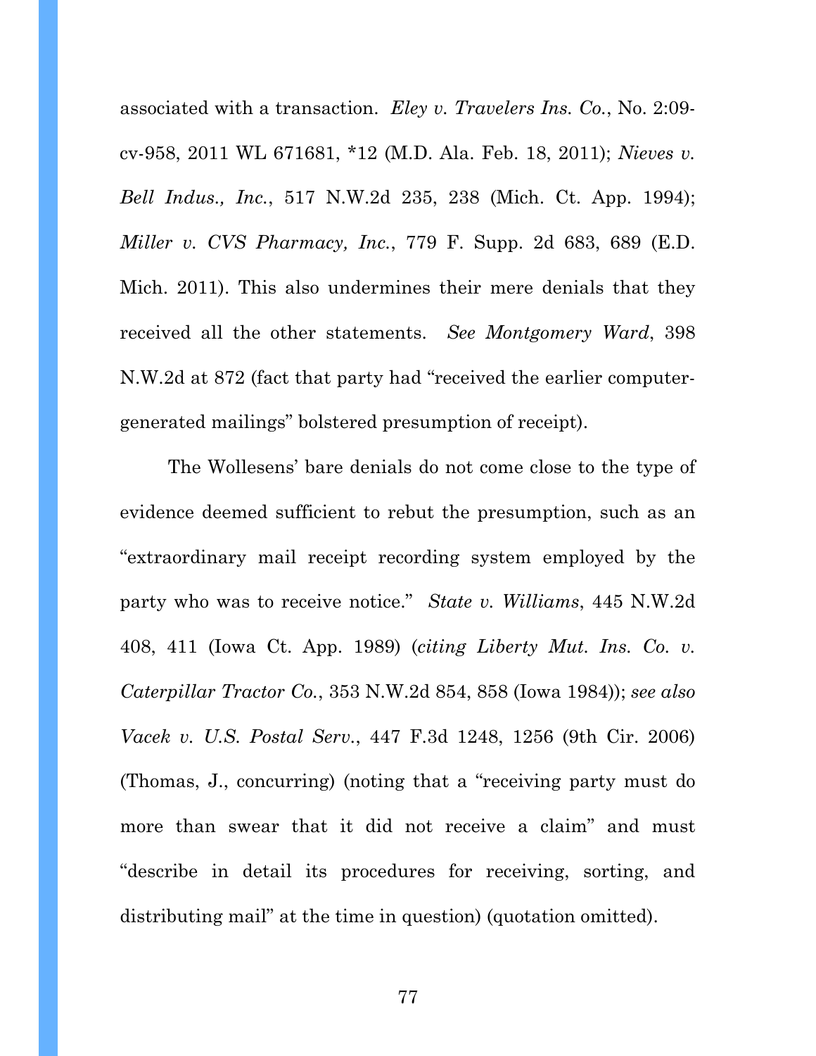associated with a transaction. *Eley v. Travelers Ins. Co.*, No. 2:09-cv-958, 2011 WL 671681, *12 (M.D. Ala. Feb. 18, 2011); *Nieves v. Bell Indus., Inc.*, 517 N.W.2d 235, 238 (Mich. Ct. App. 1994); *Miller v. CVS Pharmacy, Inc.*, 779 F. Supp. 2d 683, 689 (E.D. Mich. 2011). This also undermines their mere denials that they received all the other statements. *See Montgomery Ward*, 398 N.W.2d at 872 (fact that party had "received the earlier computer-generated mailings" bolstered presumption of receipt).

The Wollesens' bare denials do not come close to the type of evidence deemed sufficient to rebut the presumption, such as an "extraordinary mail receipt recording system employed by the party who was to receive notice." *State v. Williams*, 445 N.W.2d 408, 411 (Iowa Ct. App. 1989) (*citing Liberty Mut. Ins. Co. v. Caterpillar Tractor Co.*, 353 N.W.2d 854, 858 (Iowa 1984)); *see also Vacek v. U.S. Postal Serv.*, 447 F.3d 1248, 1256 (9th Cir. 2006) (Thomas, J., concurring) (noting that a "receiving party must do more than swear that it did not receive a claim" and must "describe in detail its procedures for receiving, sorting, and distributing mail" at the time in question) (quotation omitted).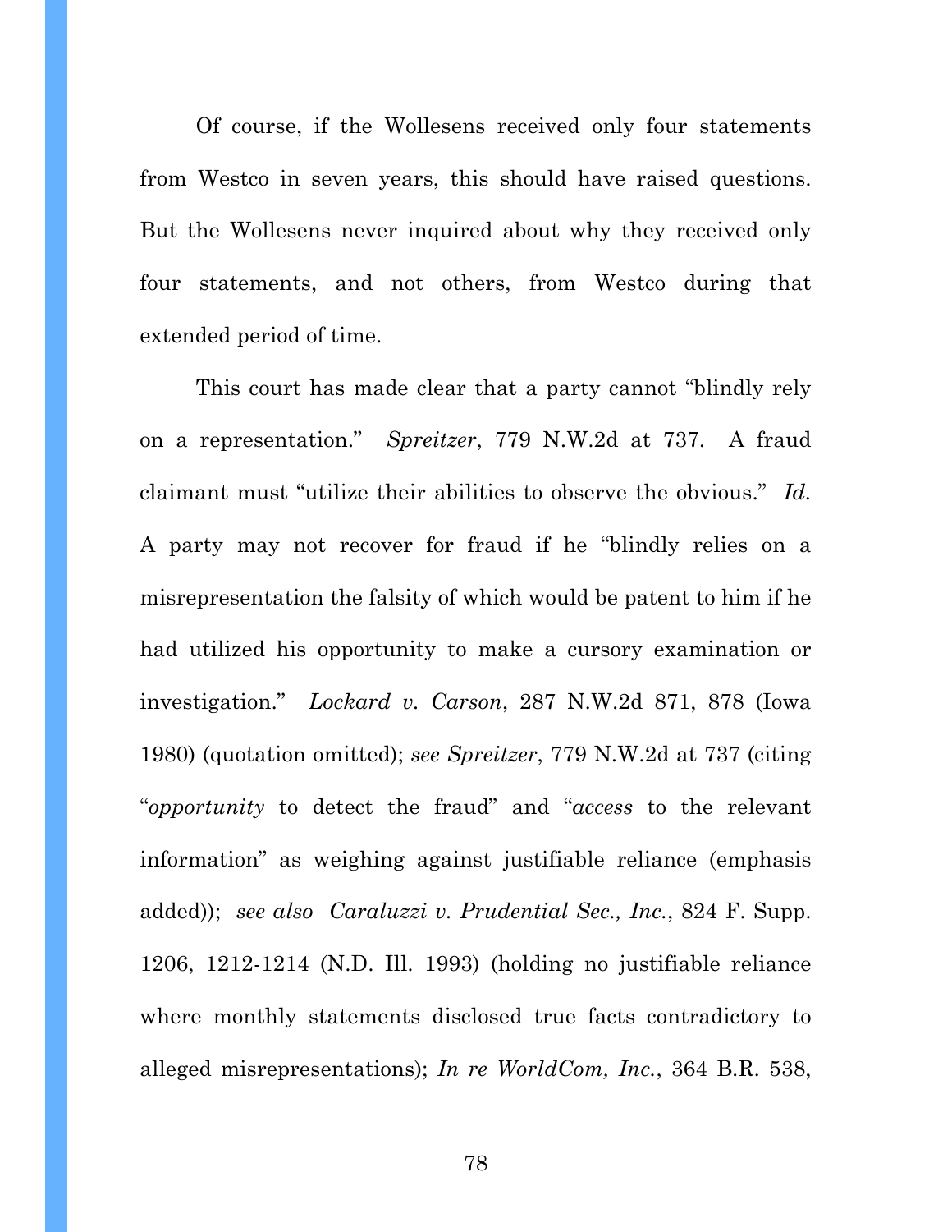Of course, if the Wollesens received only four statements from Westco in seven years, this should have raised questions. But the Wollesens never inquired about why they received only four statements, and not others, from Westco during that extended period of time.

This court has made clear that a party cannot "blindly rely on a representation." *Spreitzer*, 779 N.W.2d at 737. A fraud claimant must "utilize their abilities to observe the obvious." *Id.* A party may not recover for fraud if he "blindly relies on a misrepresentation the falsity of which would be patent to him if he had utilized his opportunity to make a cursory examination or investigation." *Lockard v. Carson*, 287 N.W.2d 871, 878 (Iowa 1980) (quotation omitted); *see Spreitzer*, 779 N.W.2d at 737 (citing "*opportunity* to detect the fraud" and "*access* to the relevant information" as weighing against justifiable reliance (emphasis added)); *see also Caraluzzi v. Prudential Sec., Inc.*, 824 F. Supp. 1206, 1212-1214 (N.D. Ill. 1993) (holding no justifiable reliance where monthly statements disclosed true facts contradictory to alleged misrepresentations); *In re WorldCom, Inc.*, 364 B.R. 538,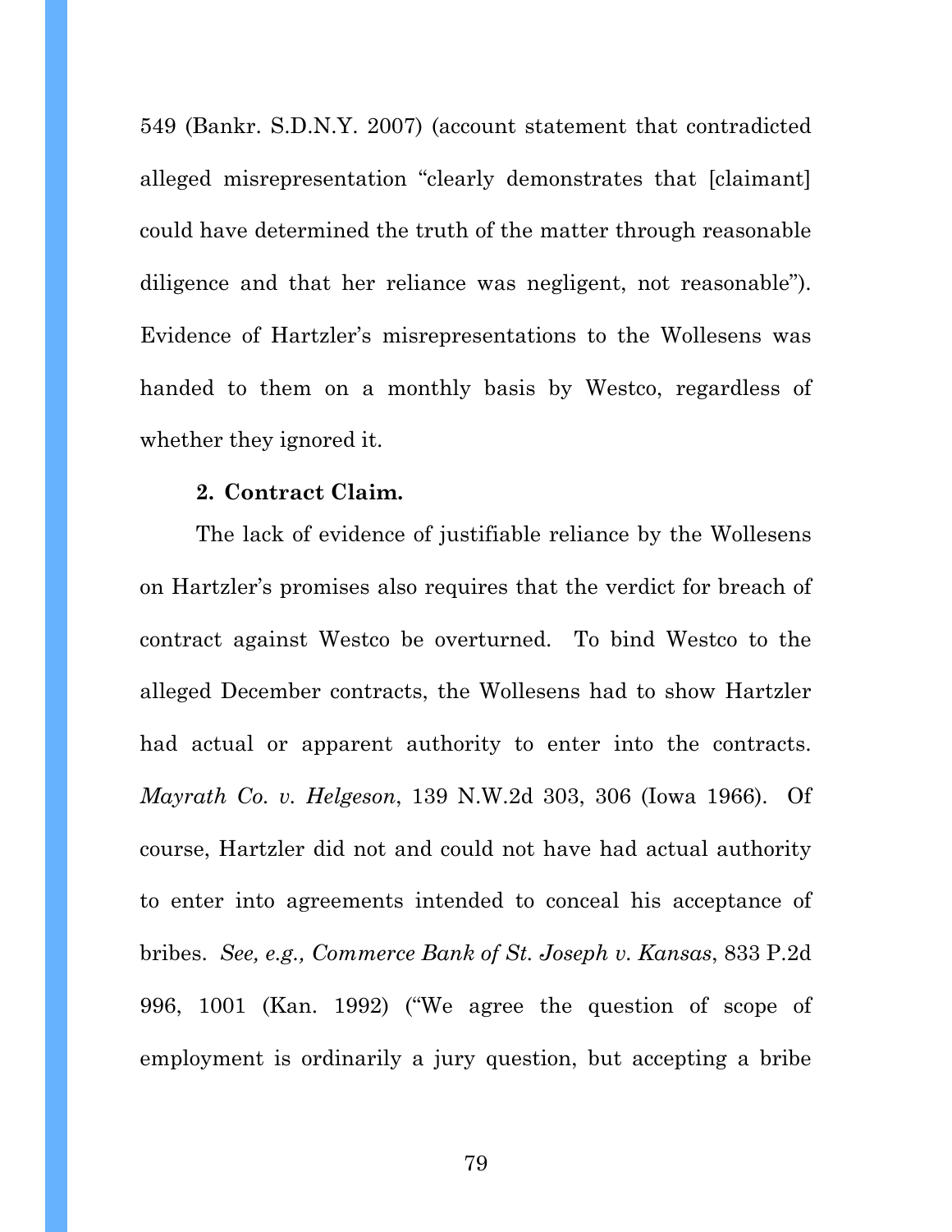549 (Bankr. S.D.N.Y. 2007) (account statement that contradicted alleged misrepresentation "clearly demonstrates that [claimant] could have determined the truth of the matter through reasonable diligence and that her reliance was negligent, not reasonable"). Evidence of Hartzler's misrepresentations to the Wollesens was handed to them on a monthly basis by Westco, regardless of whether they ignored it.

**2. Contract Claim.**

The lack of evidence of justifiable reliance by the Wollesens on Hartzler's promises also requires that the verdict for breach of contract against Westco be overturned. To bind Westco to the alleged December contracts, the Wollesens had to show Hartzler had actual or apparent authority to enter into the contracts. *Mayrath Co. v. Helgeson*, 139 N.W.2d 303, 306 (Iowa 1966). Of course, Hartzler did not and could not have had actual authority to enter into agreements intended to conceal his acceptance of bribes. *See, e.g., Commerce Bank of St. Joseph v. Kansas*, 833 P.2d 996, 1001 (Kan. 1992) ("We agree the question of scope of employment is ordinarily a jury question, but accepting a bribe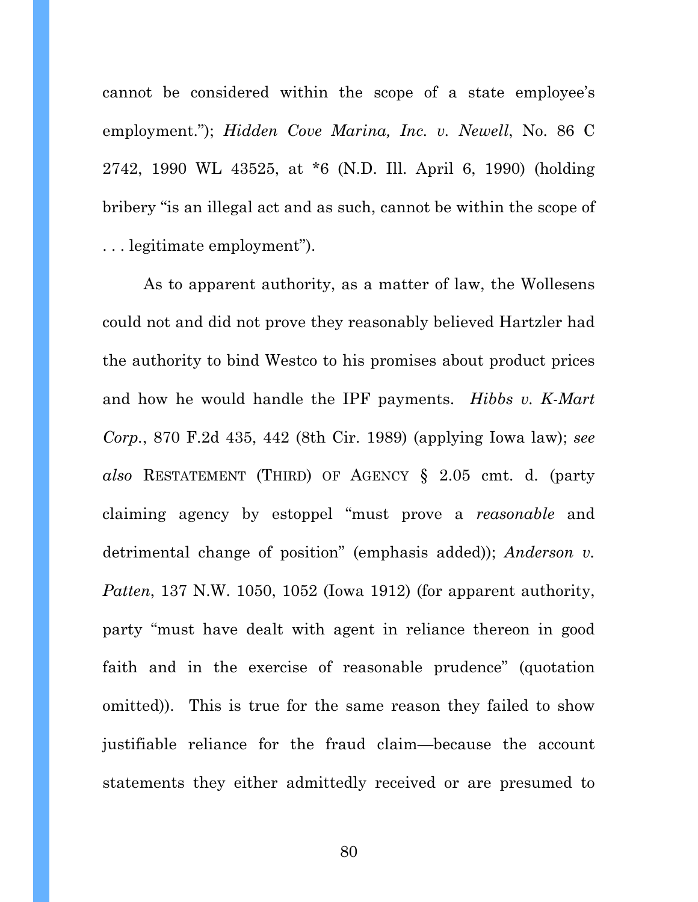cannot be considered within the scope of a state employee's employment."); *Hidden Cove Marina, Inc. v. Newell*, No. 86 C 2742, 1990 WL 43525, at *6 (N.D. Ill. April 6, 1990) (holding bribery "is an illegal act and as such, cannot be within the scope of . . . legitimate employment").

As to apparent authority, as a matter of law, the Wollesens could not and did not prove they reasonably believed Hartzler had the authority to bind Westco to his promises about product prices and how he would handle the IPF payments. *Hibbs v. K-Mart Corp.*, 870 F.2d 435, 442 (8th Cir. 1989) (applying Iowa law); *see also* RESTATEMENT (THIRD) OF AGENCY § 2.05 cmt. d. (party claiming agency by estoppel "must prove a *reasonable* and detrimental change of position" (emphasis added)); *Anderson v. Patten*, 137 N.W. 1050, 1052 (Iowa 1912) (for apparent authority, party "must have dealt with agent in reliance thereon in good faith and in the exercise of reasonable prudence" (quotation omitted)). This is true for the same reason they failed to show justifiable reliance for the fraud claim—because the account statements they either admittedly received or are presumed to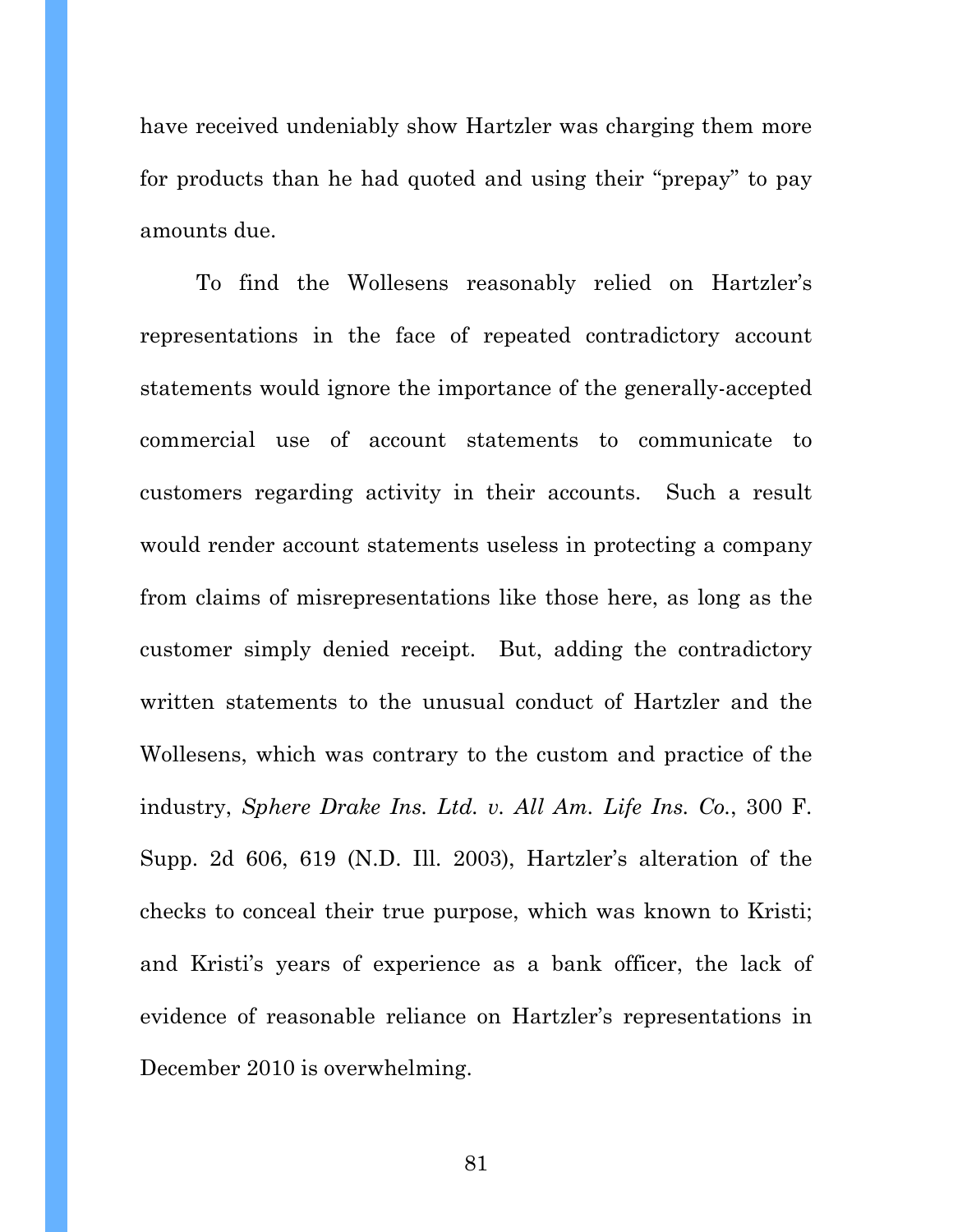have received undeniably show Hartzler was charging them more for products than he had quoted and using their "prepay" to pay amounts due.

To find the Wollesens reasonably relied on Hartzler's representations in the face of repeated contradictory account statements would ignore the importance of the generally-accepted commercial use of account statements to communicate to customers regarding activity in their accounts. Such a result would render account statements useless in protecting a company from claims of misrepresentations like those here, as long as the customer simply denied receipt. But, adding the contradictory written statements to the unusual conduct of Hartzler and the Wollesens, which was contrary to the custom and practice of the industry, *Sphere Drake Ins. Ltd. v. All Am. Life Ins. Co.*, 300 F. Supp. 2d 606, 619 (N.D. Ill. 2003), Hartzler's alteration of the checks to conceal their true purpose, which was known to Kristi; and Kristi's years of experience as a bank officer, the lack of evidence of reasonable reliance on Hartzler's representations in December 2010 is overwhelming.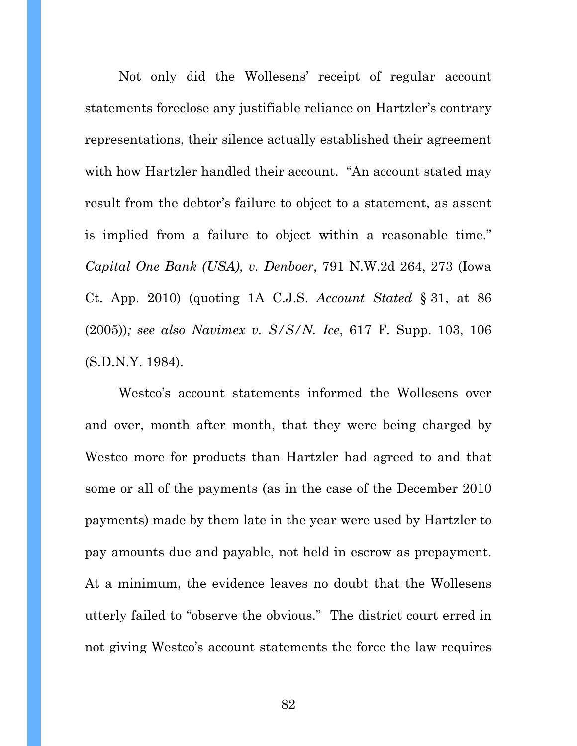Not only did the Wollesens' receipt of regular account statements foreclose any justifiable reliance on Hartzler's contrary representations, their silence actually established their agreement with how Hartzler handled their account. "An account stated may result from the debtor's failure to object to a statement, as assent is implied from a failure to object within a reasonable time." *Capital One Bank (USA), v. Denboer*, 791 N.W.2d 264, 273 (Iowa Ct. App. 2010) (quoting 1A C.J.S. *Account Stated* § 31, at 86 (2005))*; see also Navimex v. S/S/N. Ice*, 617 F. Supp. 103, 106 (S.D.N.Y. 1984).

Westco's account statements informed the Wollesens over and over, month after month, that they were being charged by Westco more for products than Hartzler had agreed to and that some or all of the payments (as in the case of the December 2010 payments) made by them late in the year were used by Hartzler to pay amounts due and payable, not held in escrow as prepayment. At a minimum, the evidence leaves no doubt that the Wollesens utterly failed to "observe the obvious." The district court erred in not giving Westco's account statements the force the law requires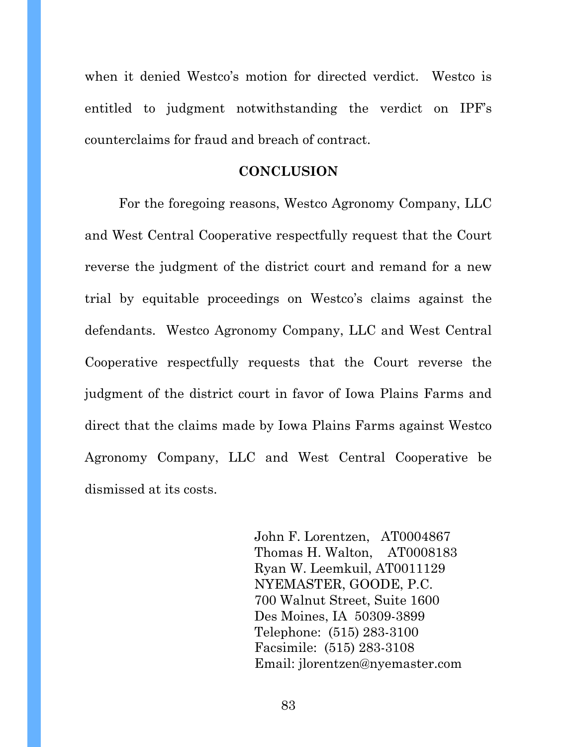when it denied Westco's motion for directed verdict. Westco is entitled to judgment notwithstanding the verdict on IPF's counterclaims for fraud and breach of contract.

## CONCLUSION

For the foregoing reasons, Westco Agronomy Company, LLC and West Central Cooperative respectfully request that the Court reverse the judgment of the district court and remand for a new trial by equitable proceedings on Westco's claims against the defendants. Westco Agronomy Company, LLC and West Central Cooperative respectfully requests that the Court reverse the judgment of the district court in favor of Iowa Plains Farms and direct that the claims made by Iowa Plains Farms against Westco Agronomy Company, LLC and West Central Cooperative be dismissed at its costs.

John F. Lorentzen, AT0004867
Thomas H. Walton, AT0008183
Ryan W. Leemkuil, AT0011129
NYEMASTER, GOODE, P.C.
700 Walnut Street, Suite 1600
Des Moines, IA 50309-3899
Telephone: (515) 283-3100
Facsimile: (515) 283-3108
Email: jlorentzen@nyemaster.com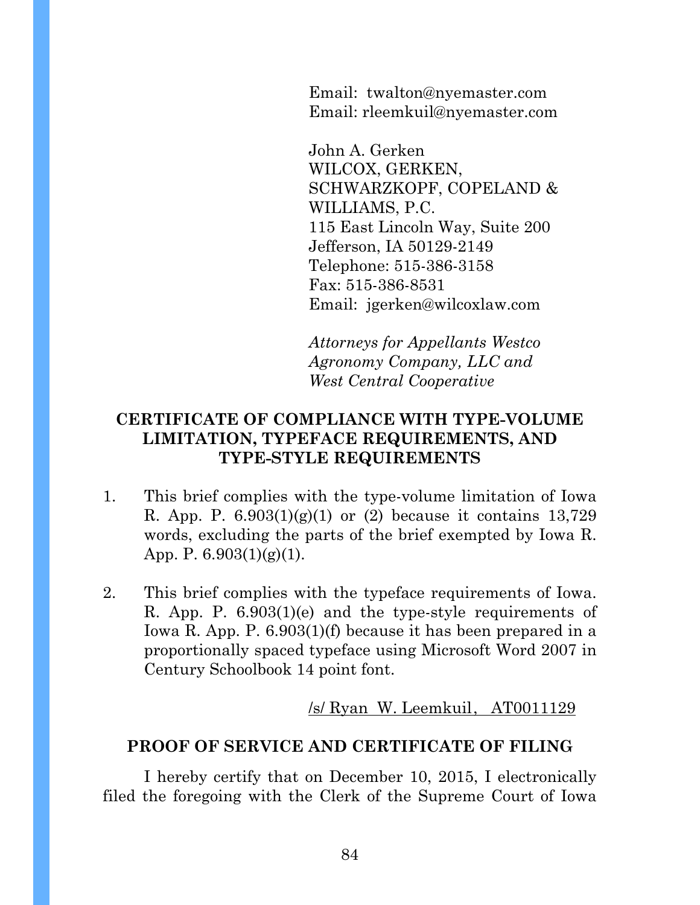Email: twalton@nyemaster.com
Email: rleemkuil@nyemaster.com

John A. Gerken
WILCOX, GERKEN, SCHWARZKOPF, COPELAND & WILLIAMS, P.C.
115 East Lincoln Way, Suite 200
Jefferson, IA 50129-2149
Telephone: 515-386-3158
Fax: 515-386-8531
Email: jgerken@wilcoxlaw.com

*Attorneys for Appellants Westco Agronomy Company, LLC and West Central Cooperative*

## CERTIFICATE OF COMPLIANCE WITH TYPE-VOLUME LIMITATION, TYPEFACE REQUIREMENTS, AND TYPE-STYLE REQUIREMENTS

1. This brief complies with the type-volume limitation of Iowa R. App. P. 6.903(1)(g)(1) or (2) because it contains 13,729 words, excluding the parts of the brief exempted by Iowa R. App. P. 6.903(1)(g)(1).

2. This brief complies with the typeface requirements of Iowa. R. App. P. 6.903(1)(e) and the type-style requirements of Iowa R. App. P. 6.903(1)(f) because it has been prepared in a proportionally spaced typeface using Microsoft Word 2007 in Century Schoolbook 14 point font.

/s/ Ryan W. Leemkuil, AT0011129

## PROOF OF SERVICE AND CERTIFICATE OF FILING

I hereby certify that on December 10, 2015, I electronically filed the foregoing with the Clerk of the Supreme Court of Iowa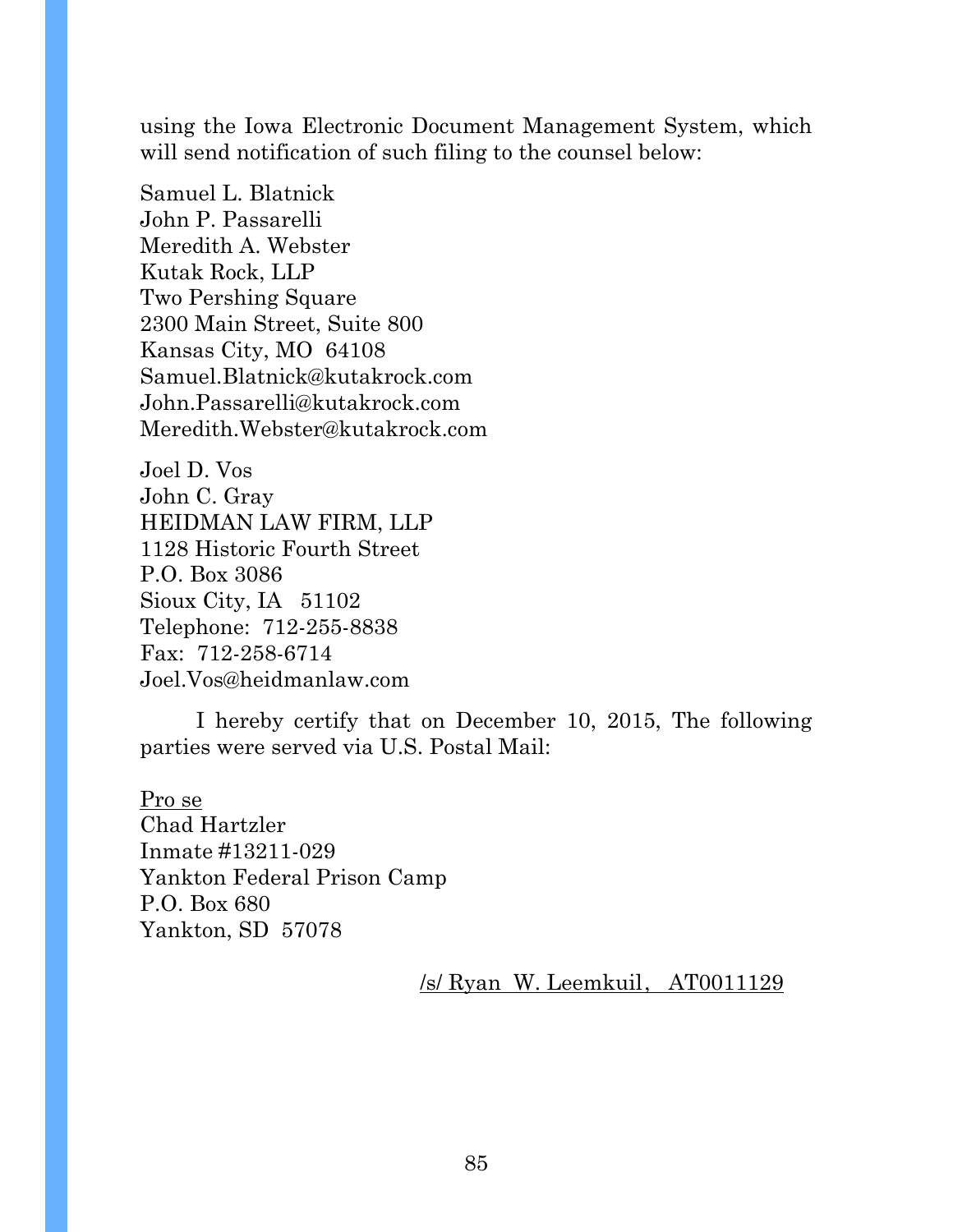using the Iowa Electronic Document Management System, which will send notification of such filing to the counsel below:

Samuel L. Blatnick
John P. Passarelli
Meredith A. Webster
Kutak Rock, LLP
Two Pershing Square
2300 Main Street, Suite 800
Kansas City, MO 64108
Samuel.Blatnick@kutakrock.com
John.Passarelli@kutakrock.com
Meredith.Webster@kutakrock.com

Joel D. Vos
John C. Gray
HEIDMAN LAW FIRM, LLP
1128 Historic Fourth Street
P.O. Box 3086
Sioux City, IA 51102
Telephone: 712-255-8838
Fax: 712-258-6714
Joel.Vos@heidmanlaw.com

I hereby certify that on December 10, 2015, The following parties were served via U.S. Postal Mail:

<u>Pro se</u>
Chad Hartzler
Inmate #13211-029
Yankton Federal Prison Camp
P.O. Box 680
Yankton, SD 57078

<u>/s/ Ryan W. Leemkuil, AT0011129</u>